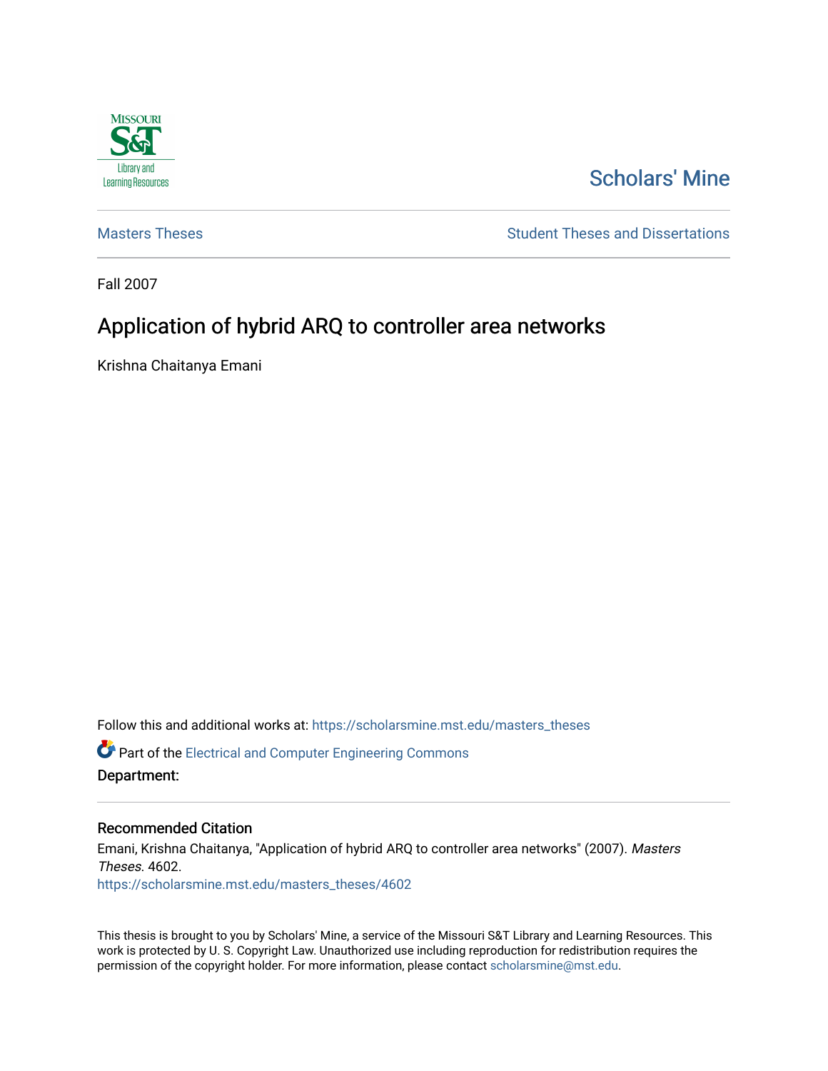Missouri S&T Library and Learning Resources

Scholars' Mine

Masters Theses

Student Theses and Dissertations

Fall 2007

# Application of hybrid ARQ to controller area networks

Krishna Chaitanya Emani

Follow this and additional works at: https://scholarsmine.mst.edu/masters_theses

Part of the Electrical and Computer Engineering Commons

**Department:**

## Recommended Citation

Emani, Krishna Chaitanya, "Application of hybrid ARQ to controller area networks" (2007). *Masters Theses*. 4602.
https://scholarsmine.mst.edu/masters_theses/4602

This thesis is brought to you by Scholars' Mine, a service of the Missouri S&T Library and Learning Resources. This work is protected by U. S. Copyright Law. Unauthorized use including reproduction for redistribution requires the permission of the copyright holder. For more information, please contact scholarsmine@mst.edu.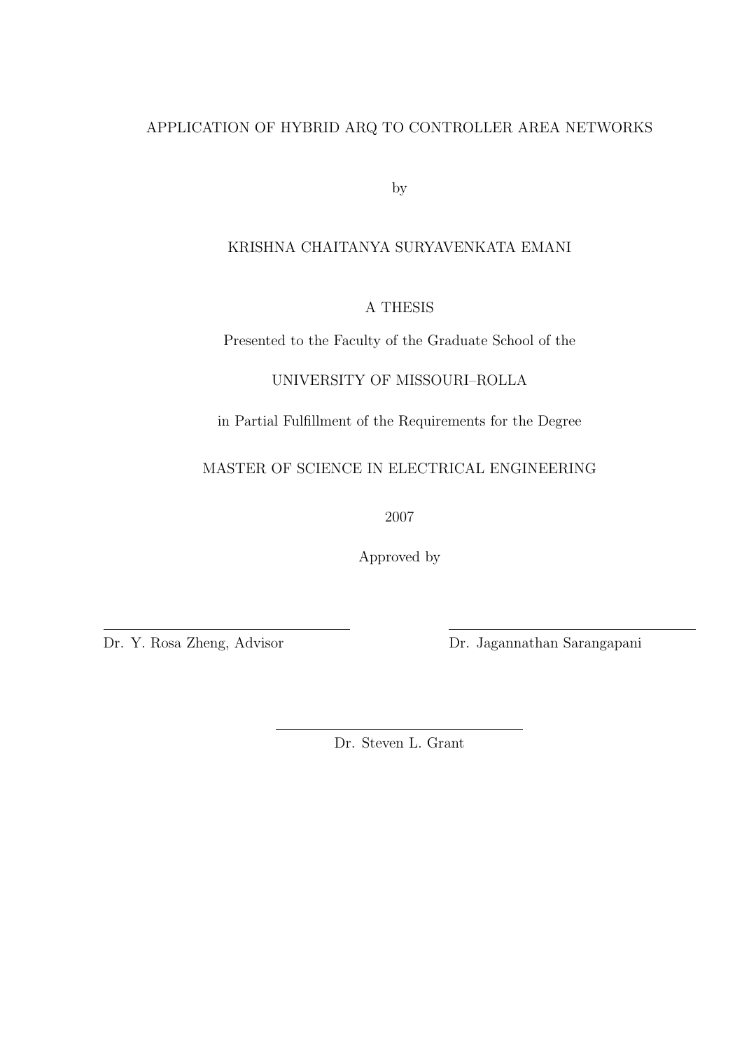APPLICATION OF HYBRID ARQ TO CONTROLLER AREA NETWORKS

by

KRISHNA CHAITANYA SURYAVENKATA EMANI

A THESIS

Presented to the Faculty of the Graduate School of the

UNIVERSITY OF MISSOURI–ROLLA

in Partial Fulfillment of the Requirements for the Degree

MASTER OF SCIENCE IN ELECTRICAL ENGINEERING

2007

Approved by

Dr. Y. Rosa Zheng, Advisor

Dr. Jagannathan Sarangapani

Dr. Steven L. Grant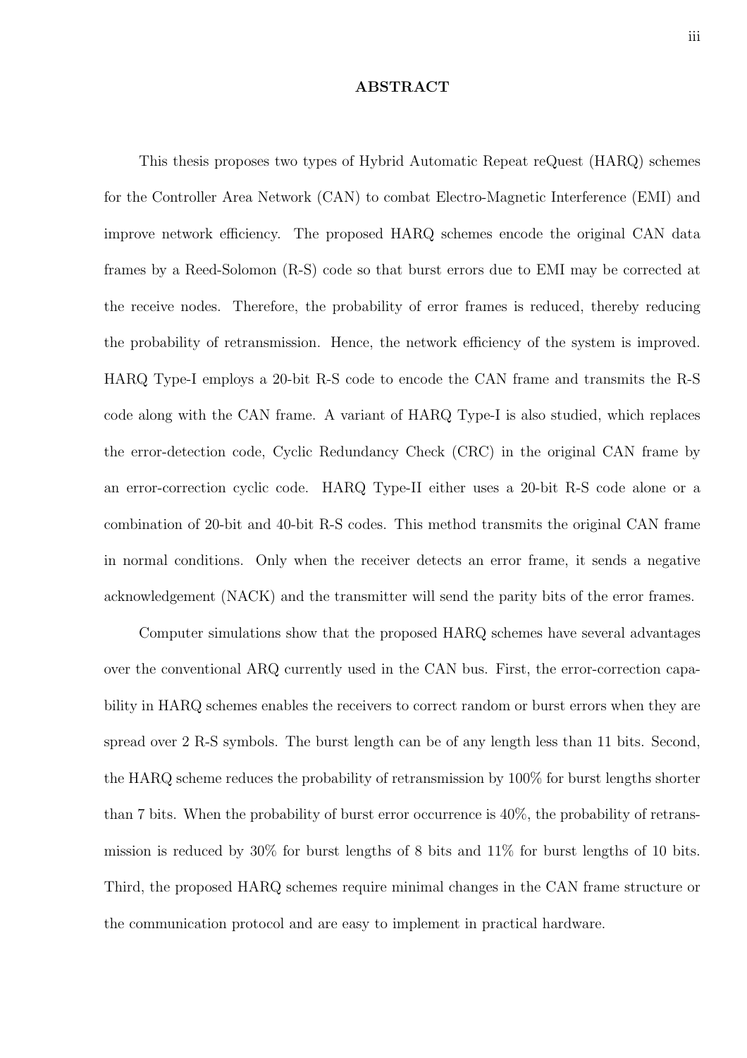## ABSTRACT

This thesis proposes two types of Hybrid Automatic Repeat reQuest (HARQ) schemes for the Controller Area Network (CAN) to combat Electro-Magnetic Interference (EMI) and improve network efficiency. The proposed HARQ schemes encode the original CAN data frames by a Reed-Solomon (R-S) code so that burst errors due to EMI may be corrected at the receive nodes. Therefore, the probability of error frames is reduced, thereby reducing the probability of retransmission. Hence, the network efficiency of the system is improved. HARQ Type-I employs a 20-bit R-S code to encode the CAN frame and transmits the R-S code along with the CAN frame. A variant of HARQ Type-I is also studied, which replaces the error-detection code, Cyclic Redundancy Check (CRC) in the original CAN frame by an error-correction cyclic code. HARQ Type-II either uses a 20-bit R-S code alone or a combination of 20-bit and 40-bit R-S codes. This method transmits the original CAN frame in normal conditions. Only when the receiver detects an error frame, it sends a negative acknowledgement (NACK) and the transmitter will send the parity bits of the error frames.

Computer simulations show that the proposed HARQ schemes have several advantages over the conventional ARQ currently used in the CAN bus. First, the error-correction capability in HARQ schemes enables the receivers to correct random or burst errors when they are spread over 2 R-S symbols. The burst length can be of any length less than 11 bits. Second, the HARQ scheme reduces the probability of retransmission by 100% for burst lengths shorter than 7 bits. When the probability of burst error occurrence is 40%, the probability of retransmission is reduced by 30% for burst lengths of 8 bits and 11% for burst lengths of 10 bits. Third, the proposed HARQ schemes require minimal changes in the CAN frame structure or the communication protocol and are easy to implement in practical hardware.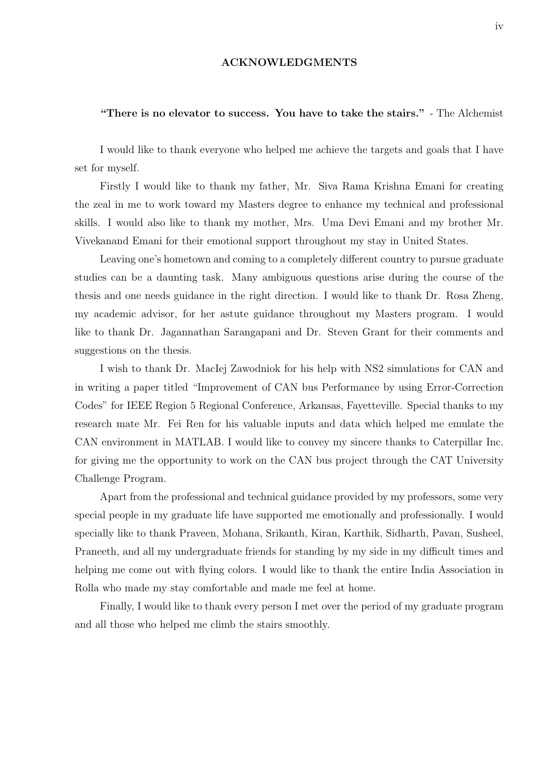## ACKNOWLEDGMENTS

**"There is no elevator to success. You have to take the stairs."** - The Alchemist

I would like to thank everyone who helped me achieve the targets and goals that I have set for myself.

Firstly I would like to thank my father, Mr. Siva Rama Krishna Emani for creating the zeal in me to work toward my Masters degree to enhance my technical and professional skills. I would also like to thank my mother, Mrs. Uma Devi Emani and my brother Mr. Vivekanand Emani for their emotional support throughout my stay in United States.

Leaving one's hometown and coming to a completely different country to pursue graduate studies can be a daunting task. Many ambiguous questions arise during the course of the thesis and one needs guidance in the right direction. I would like to thank Dr. Rosa Zheng, my academic advisor, for her astute guidance throughout my Masters program. I would like to thank Dr. Jagannathan Sarangapani and Dr. Steven Grant for their comments and suggestions on the thesis.

I wish to thank Dr. MacIej Zawodniok for his help with NS2 simulations for CAN and in writing a paper titled "Improvement of CAN bus Performance by using Error-Correction Codes" for IEEE Region 5 Regional Conference, Arkansas, Fayetteville. Special thanks to my research mate Mr. Fei Ren for his valuable inputs and data which helped me emulate the CAN environment in MATLAB. I would like to convey my sincere thanks to Caterpillar Inc. for giving me the opportunity to work on the CAN bus project through the CAT University Challenge Program.

Apart from the professional and technical guidance provided by my professors, some very special people in my graduate life have supported me emotionally and professionally. I would specially like to thank Praveen, Mohana, Srikanth, Kiran, Karthik, Sidharth, Pavan, Susheel, Praneeth, and all my undergraduate friends for standing by my side in my difficult times and helping me come out with flying colors. I would like to thank the entire India Association in Rolla who made my stay comfortable and made me feel at home.

Finally, I would like to thank every person I met over the period of my graduate program and all those who helped me climb the stairs smoothly.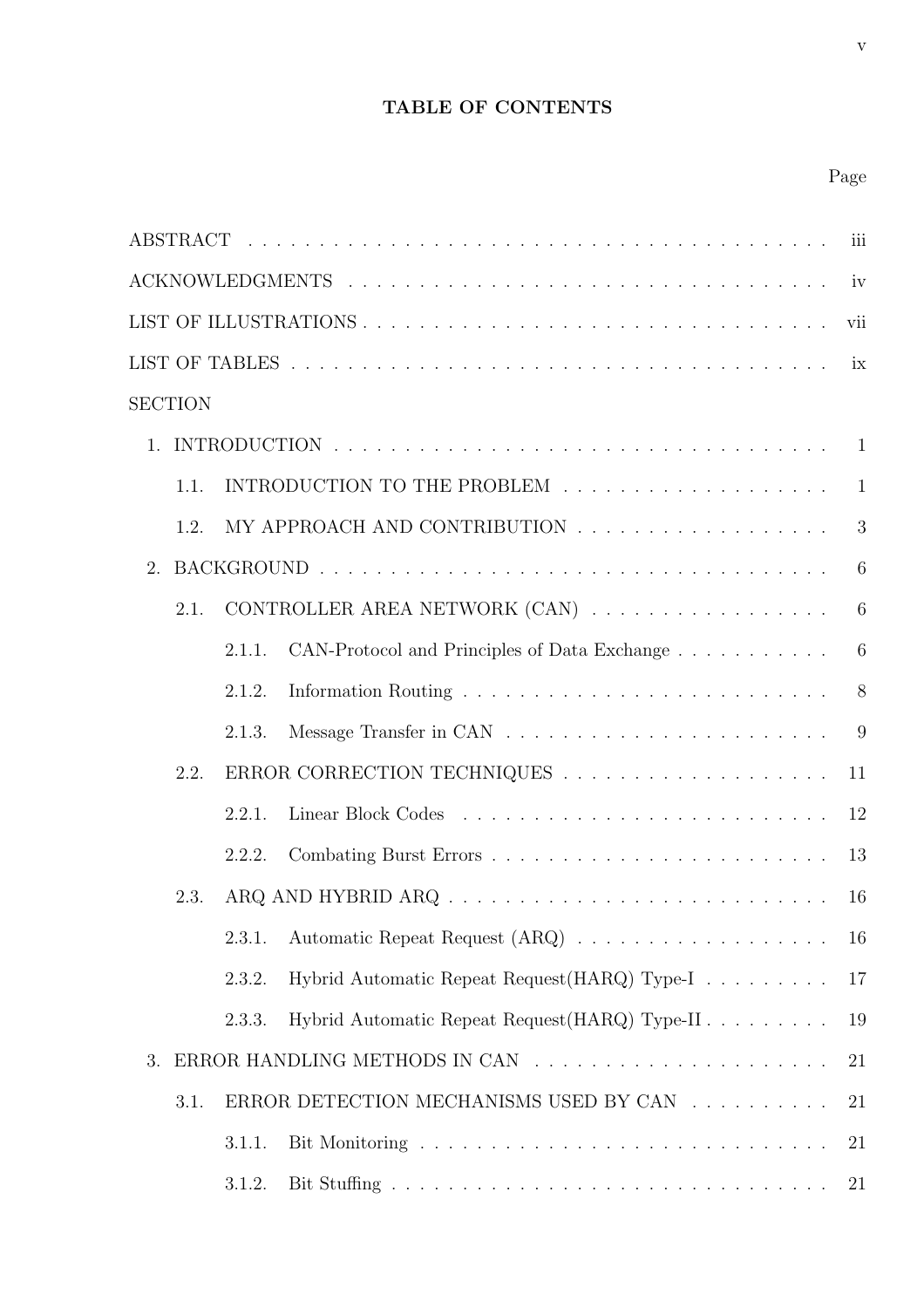## TABLE OF CONTENTS

Page

ABSTRACT . . . . . . . . . . . . . . . . . . . . . . . . . . . . . . . . . . . . . . . . . iii

ACKNOWLEDGMENTS . . . . . . . . . . . . . . . . . . . . . . . . . . . . . . . . . . iv

LIST OF ILLUSTRATIONS . . . . . . . . . . . . . . . . . . . . . . . . . . . . . . . . vii

LIST OF TABLES . . . . . . . . . . . . . . . . . . . . . . . . . . . . . . . . . . . . . ix

SECTION

1. INTRODUCTION . . . . . . . . . . . . . . . . . . . . . . . . . . . . . . . . . . . 1
    - 1.1. INTRODUCTION TO THE PROBLEM . . . . . . . . . . . . . . . . . . . 1
    - 1.2. MY APPROACH AND CONTRIBUTION . . . . . . . . . . . . . . . . . . 3
2. BACKGROUND . . . . . . . . . . . . . . . . . . . . . . . . . . . . . . . . . . . . 6
    - 2.1. CONTROLLER AREA NETWORK (CAN) . . . . . . . . . . . . . . . . . 6
        - 2.1.1. CAN-Protocol and Principles of Data Exchange . . . . . . . . . . . 6
        - 2.1.2. Information Routing . . . . . . . . . . . . . . . . . . . . . . . . . . 8
        - 2.1.3. Message Transfer in CAN . . . . . . . . . . . . . . . . . . . . . . . 9
    - 2.2. ERROR CORRECTION TECHNIQUES . . . . . . . . . . . . . . . . . . . 11
        - 2.2.1. Linear Block Codes . . . . . . . . . . . . . . . . . . . . . . . . . . 12
        - 2.2.2. Combating Burst Errors . . . . . . . . . . . . . . . . . . . . . . . . 13
    - 2.3. ARQ AND HYBRID ARQ . . . . . . . . . . . . . . . . . . . . . . . . . . . 16
        - 2.3.1. Automatic Repeat Request (ARQ) . . . . . . . . . . . . . . . . . . 16
        - 2.3.2. Hybrid Automatic Repeat Request(HARQ) Type-I . . . . . . . . . 17
        - 2.3.3. Hybrid Automatic Repeat Request(HARQ) Type-II . . . . . . . . . 19
3. ERROR HANDLING METHODS IN CAN . . . . . . . . . . . . . . . . . . . . . 21
    - 3.1. ERROR DETECTION MECHANISMS USED BY CAN . . . . . . . . . . 21
        - 3.1.1. Bit Monitoring . . . . . . . . . . . . . . . . . . . . . . . . . . . . . 21
        - 3.1.2. Bit Stuffing . . . . . . . . . . . . . . . . . . . . . . . . . . . . . . 21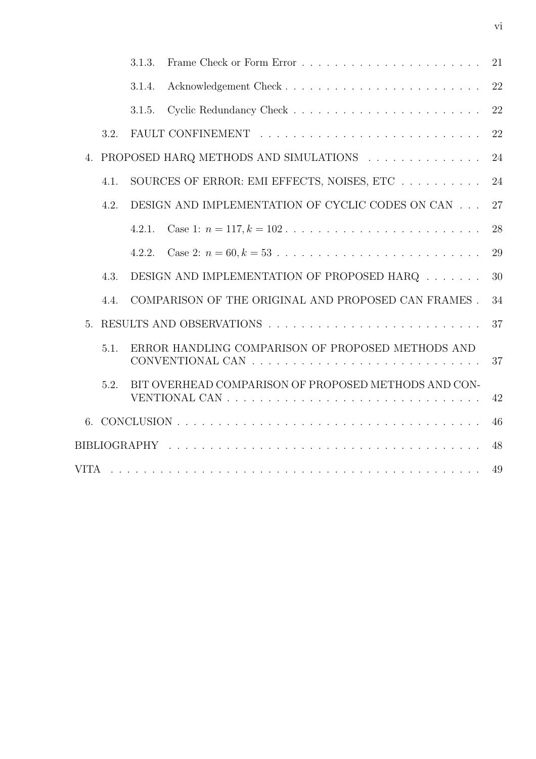3.1.3. Frame Check or Form Error . . . . . . . . . . . . . . . . . . . . . . 21

3.1.4. Acknowledgement Check . . . . . . . . . . . . . . . . . . . . . . . . 22

3.1.5. Cyclic Redundancy Check . . . . . . . . . . . . . . . . . . . . . . . 22

3.2. FAULT CONFINEMENT . . . . . . . . . . . . . . . . . . . . . . . . . . 22

4. PROPOSED HARQ METHODS AND SIMULATIONS . . . . . . . . . . . . . . 24

4.1. SOURCES OF ERROR: EMI EFFECTS, NOISES, ETC . . . . . . . . . . . 24

4.2. DESIGN AND IMPLEMENTATION OF CYCLIC CODES ON CAN . . . 27

4.2.1. Case 1: $n = 117, k = 102$ . . . . . . . . . . . . . . . . . . . . . . . 28

4.2.2. Case 2: $n = 60, k = 53$ . . . . . . . . . . . . . . . . . . . . . . . . 29

4.3. DESIGN AND IMPLEMENTATION OF PROPOSED HARQ . . . . . . . 30

4.4. COMPARISON OF THE ORIGINAL AND PROPOSED CAN FRAMES . 34

5. RESULTS AND OBSERVATIONS . . . . . . . . . . . . . . . . . . . . . . . . . 37

5.1. ERROR HANDLING COMPARISON OF PROPOSED METHODS AND CONVENTIONAL CAN . . . . . . . . . . . . . . . . . . . . . . . . . . . 37

5.2. BIT OVERHEAD COMPARISON OF PROPOSED METHODS AND CONVENTIONAL CAN . . . . . . . . . . . . . . . . . . . . . . . . . . . . . 42

6. CONCLUSION . . . . . . . . . . . . . . . . . . . . . . . . . . . . . . . . . . . 46

BIBLIOGRAPHY . . . . . . . . . . . . . . . . . . . . . . . . . . . . . . . . . . . 48

VITA . . . . . . . . . . . . . . . . . . . . . . . . . . . . . . . . . . . . . . . . . 49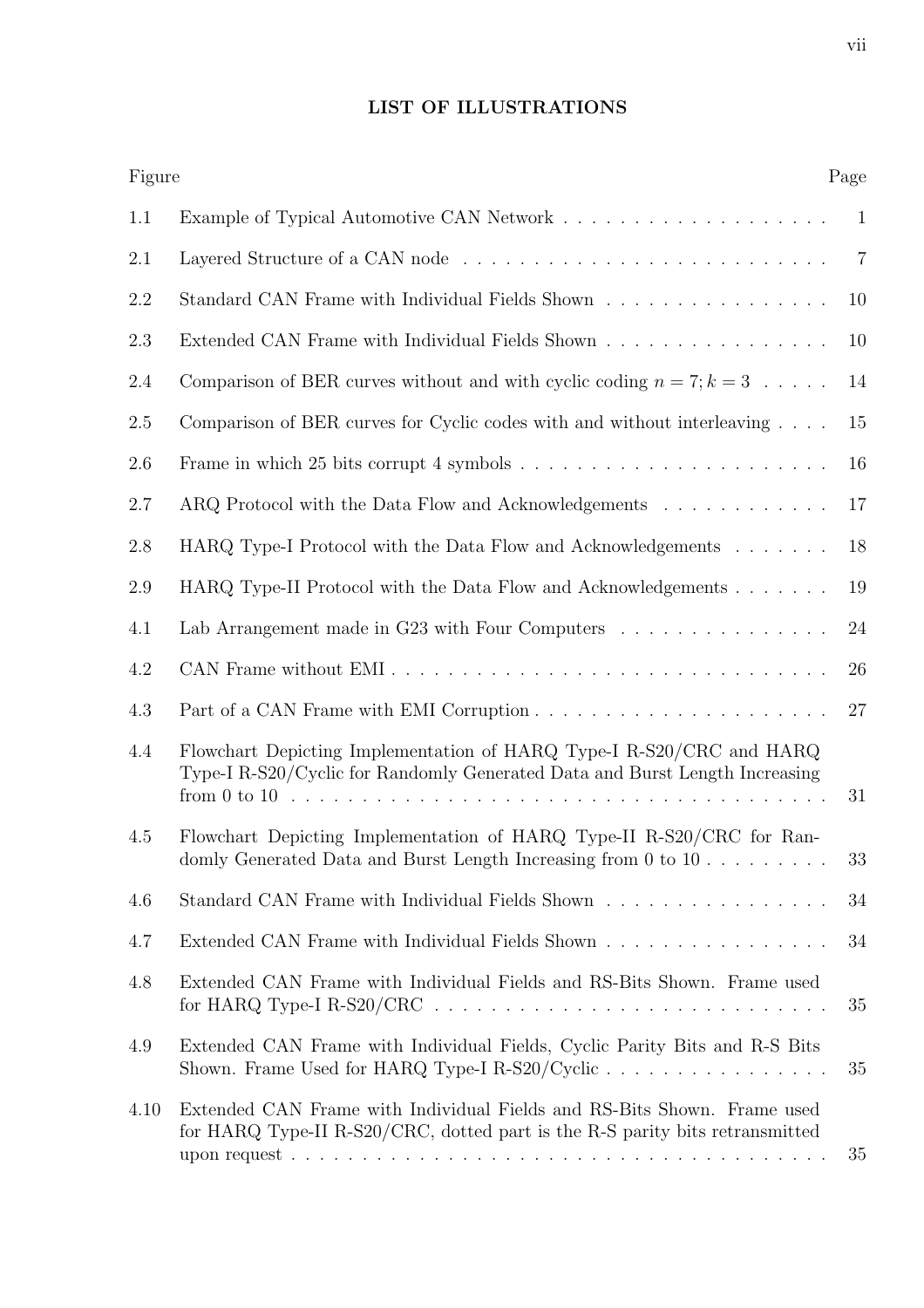## LIST OF ILLUSTRATIONS

| Figure | | Page |
|---|---|---|
| 1.1 | Example of Typical Automotive CAN Network | 1 |
| 2.1 | Layered Structure of a CAN node | 7 |
| 2.2 | Standard CAN Frame with Individual Fields Shown | 10 |
| 2.3 | Extended CAN Frame with Individual Fields Shown | 10 |
| 2.4 | Comparison of BER curves without and with cyclic coding $n = 7; k = 3$ | 14 |
| 2.5 | Comparison of BER curves for Cyclic codes with and without interleaving | 15 |
| 2.6 | Frame in which 25 bits corrupt 4 symbols | 16 |
| 2.7 | ARQ Protocol with the Data Flow and Acknowledgements | 17 |
| 2.8 | HARQ Type-I Protocol with the Data Flow and Acknowledgements | 18 |
| 2.9 | HARQ Type-II Protocol with the Data Flow and Acknowledgements | 19 |
| 4.1 | Lab Arrangement made in G23 with Four Computers | 24 |
| 4.2 | CAN Frame without EMI | 26 |
| 4.3 | Part of a CAN Frame with EMI Corruption | 27 |
| 4.4 | Flowchart Depicting Implementation of HARQ Type-I R-S20/CRC and HARQ Type-I R-S20/Cyclic for Randomly Generated Data and Burst Length Increasing from 0 to 10 | 31 |
| 4.5 | Flowchart Depicting Implementation of HARQ Type-II R-S20/CRC for Randomly Generated Data and Burst Length Increasing from 0 to 10 | 33 |
| 4.6 | Standard CAN Frame with Individual Fields Shown | 34 |
| 4.7 | Extended CAN Frame with Individual Fields Shown | 34 |
| 4.8 | Extended CAN Frame with Individual Fields and RS-Bits Shown. Frame used for HARQ Type-I R-S20/CRC | 35 |
| 4.9 | Extended CAN Frame with Individual Fields, Cyclic Parity Bits and R-S Bits Shown. Frame Used for HARQ Type-I R-S20/Cyclic | 35 |
| 4.10 | Extended CAN Frame with Individual Fields and RS-Bits Shown. Frame used for HARQ Type-II R-S20/CRC, dotted part is the R-S parity bits retransmitted upon request | 35 |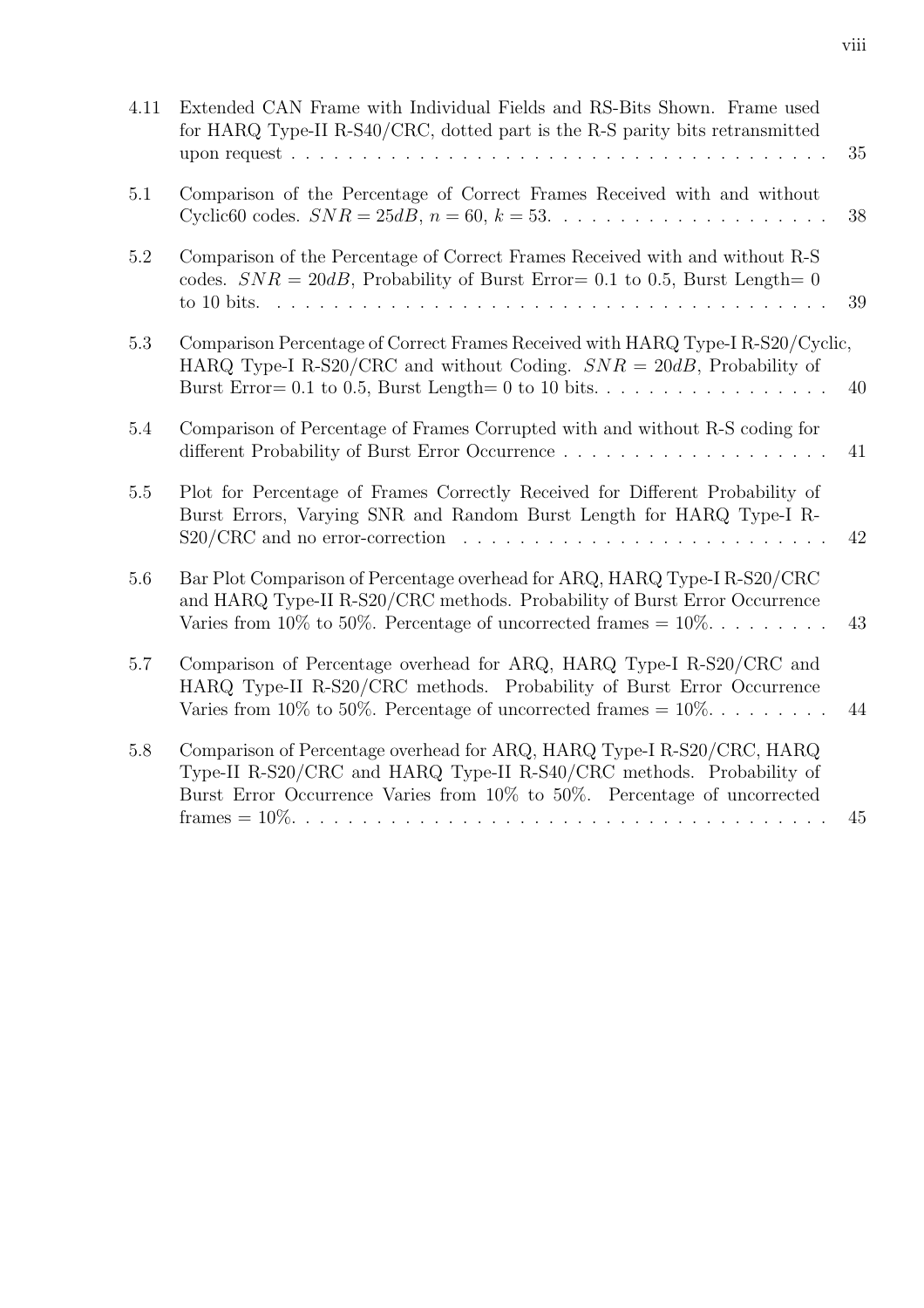4.11 Extended CAN Frame with Individual Fields and RS-Bits Shown. Frame used for HARQ Type-II R-S40/CRC, dotted part is the R-S parity bits retransmitted upon request . . . . . . . . . . . . . . . . . . . . . . . . . . . . . . . . . . . . . . 35

5.1 Comparison of the Percentage of Correct Frames Received with and without Cyclic60 codes. $SNR = 25dB$, $n = 60$, $k = 53$. . . . . . . . . . . . . . . . . . . . . 38

5.2 Comparison of the Percentage of Correct Frames Received with and without R-S codes. $SNR = 20dB$, Probability of Burst Error= 0.1 to 0.5, Burst Length= 0 to 10 bits. . . . . . . . . . . . . . . . . . . . . . . . . . . . . . . . . . . . . . . 39

5.3 Comparison Percentage of Correct Frames Received with HARQ Type-I R-S20/Cyclic, HARQ Type-I R-S20/CRC and without Coding. $SNR = 20dB$, Probability of Burst Error= 0.1 to 0.5, Burst Length= 0 to 10 bits. . . . . . . . . . . . . . . . . 40

5.4 Comparison of Percentage of Frames Corrupted with and without R-S coding for different Probability of Burst Error Occurrence . . . . . . . . . . . . . . . . . . . 41

5.5 Plot for Percentage of Frames Correctly Received for Different Probability of Burst Errors, Varying SNR and Random Burst Length for HARQ Type-I R-S20/CRC and no error-correction . . . . . . . . . . . . . . . . . . . . . . . . . 42

5.6 Bar Plot Comparison of Percentage overhead for ARQ, HARQ Type-I R-S20/CRC and HARQ Type-II R-S20/CRC methods. Probability of Burst Error Occurrence Varies from 10% to 50%. Percentage of uncorrected frames = 10%. . . . . . . . . 43

5.7 Comparison of Percentage overhead for ARQ, HARQ Type-I R-S20/CRC and HARQ Type-II R-S20/CRC methods. Probability of Burst Error Occurrence Varies from 10% to 50%. Percentage of uncorrected frames = 10%. . . . . . . . . 44

5.8 Comparison of Percentage overhead for ARQ, HARQ Type-I R-S20/CRC, HARQ Type-II R-S20/CRC and HARQ Type-II R-S40/CRC methods. Probability of Burst Error Occurrence Varies from 10% to 50%. Percentage of uncorrected frames = 10%. . . . . . . . . . . . . . . . . . . . . . . . . . . . . . . . . . . . . . 45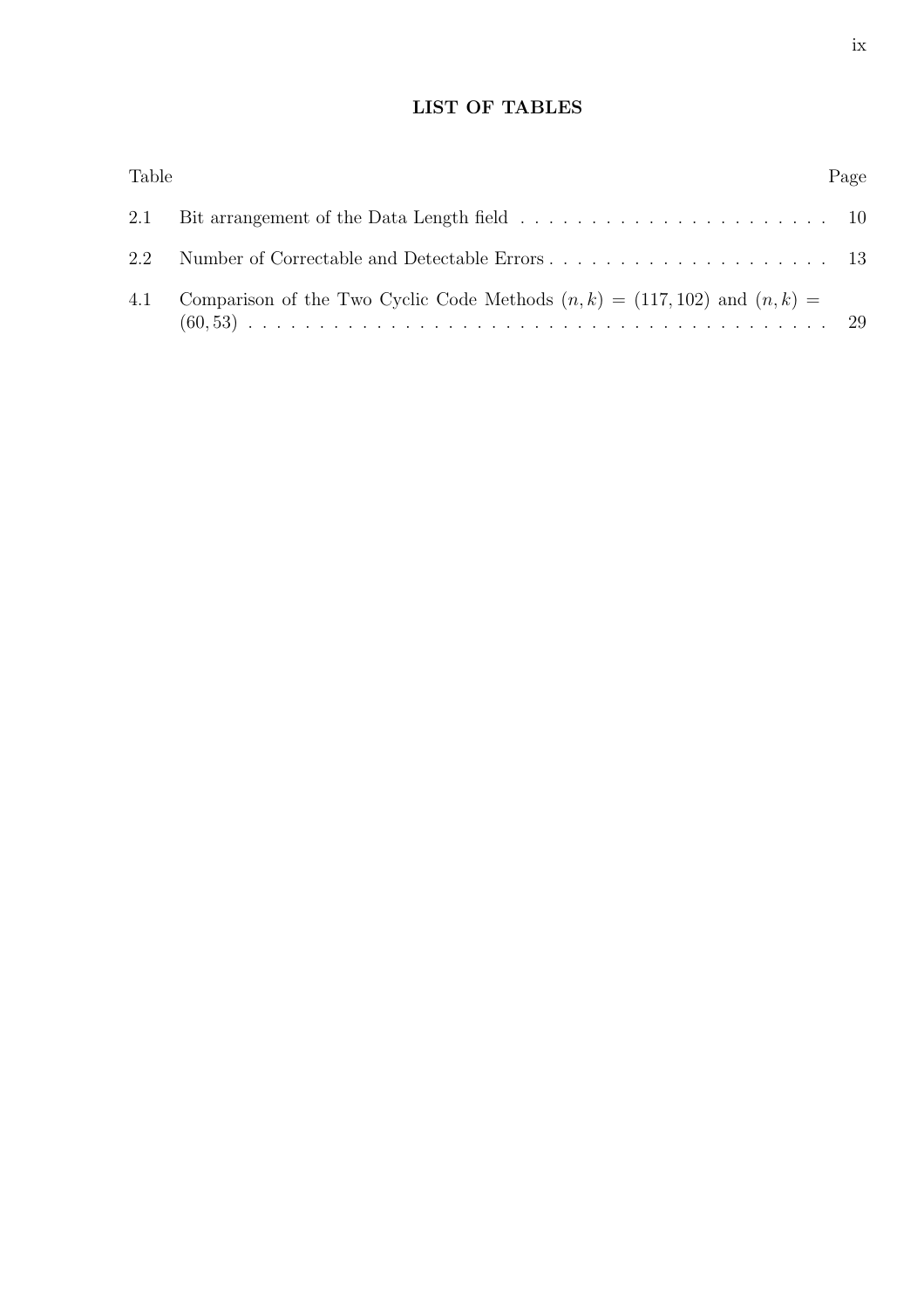## LIST OF TABLES

| Table | | Page |
|---|---|---|
| 2.1 | Bit arrangement of the Data Length field | 10 |
| 2.2 | Number of Correctable and Detectable Errors | 13 |
| 4.1 | Comparison of the Two Cyclic Code Methods $(n, k) = (117, 102)$ and $(n, k) = (60, 53)$ | 29 |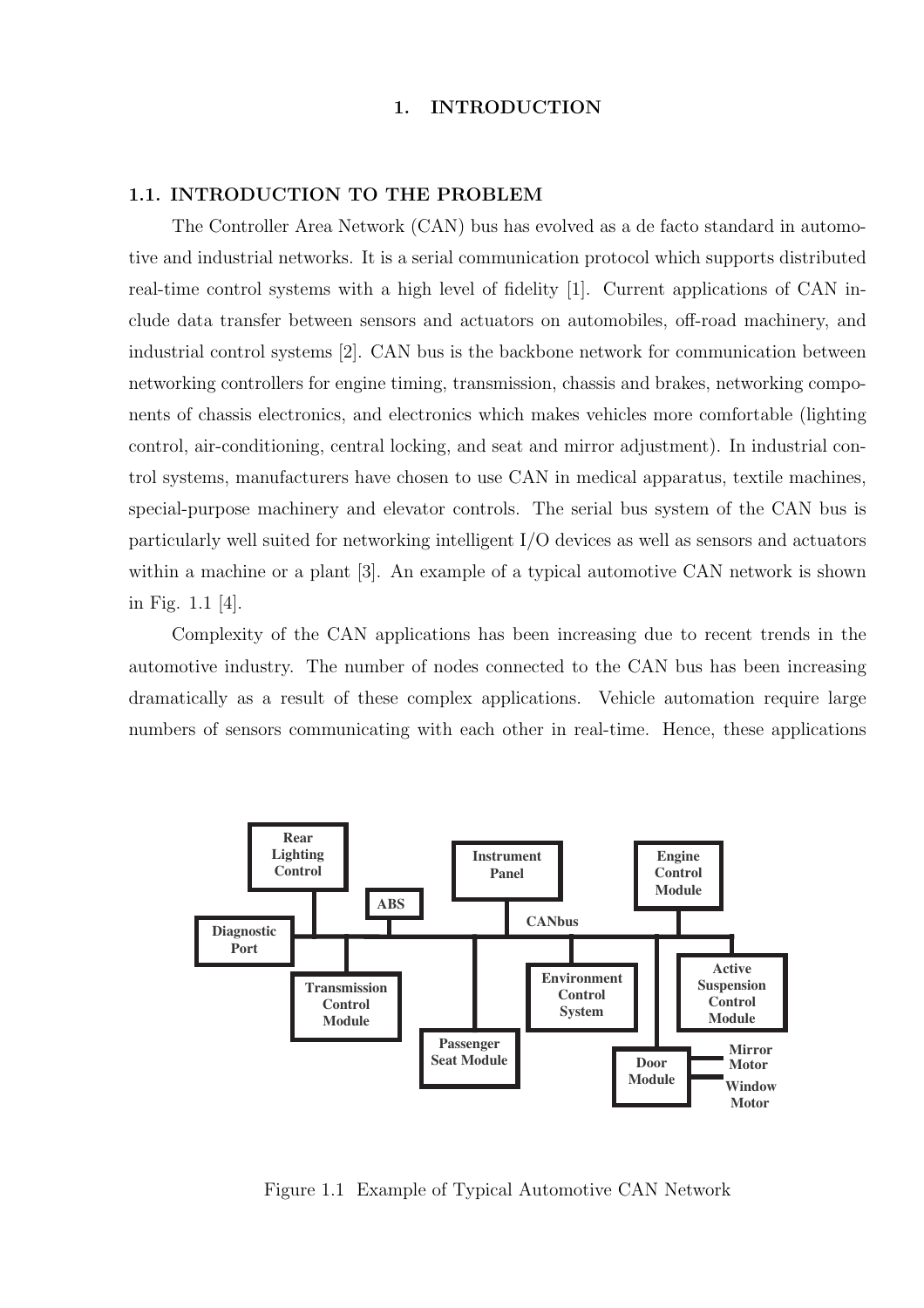# 1. INTRODUCTION

## 1.1. INTRODUCTION TO THE PROBLEM

The Controller Area Network (CAN) bus has evolved as a de facto standard in automotive and industrial networks. It is a serial communication protocol which supports distributed real-time control systems with a high level of fidelity [1]. Current applications of CAN include data transfer between sensors and actuators on automobiles, off-road machinery, and industrial control systems [2]. CAN bus is the backbone network for communication between networking controllers for engine timing, transmission, chassis and brakes, networking components of chassis electronics, and electronics which makes vehicles more comfortable (lighting control, air-conditioning, central locking, and seat and mirror adjustment). In industrial control systems, manufacturers have chosen to use CAN in medical apparatus, textile machines, special-purpose machinery and elevator controls. The serial bus system of the CAN bus is particularly well suited for networking intelligent I/O devices as well as sensors and actuators within a machine or a plant [3]. An example of a typical automotive CAN network is shown in Fig. 1.1 [4].

Complexity of the CAN applications has been increasing due to recent trends in the automotive industry. The number of nodes connected to the CAN bus has been increasing dramatically as a result of these complex applications. Vehicle automation require large numbers of sensors communicating with each other in real-time. Hence, these applications

Rear Lighting Control | ABS | Instrument Panel | Engine Control Module | Diagnostic Port | CANbus | Transmission Control Module | Environment Control System | Active Suspension Control Module | Passenger Seat Module | Door Module | Mirror Motor | Window Motor

Figure 1.1 Example of Typical Automotive CAN Network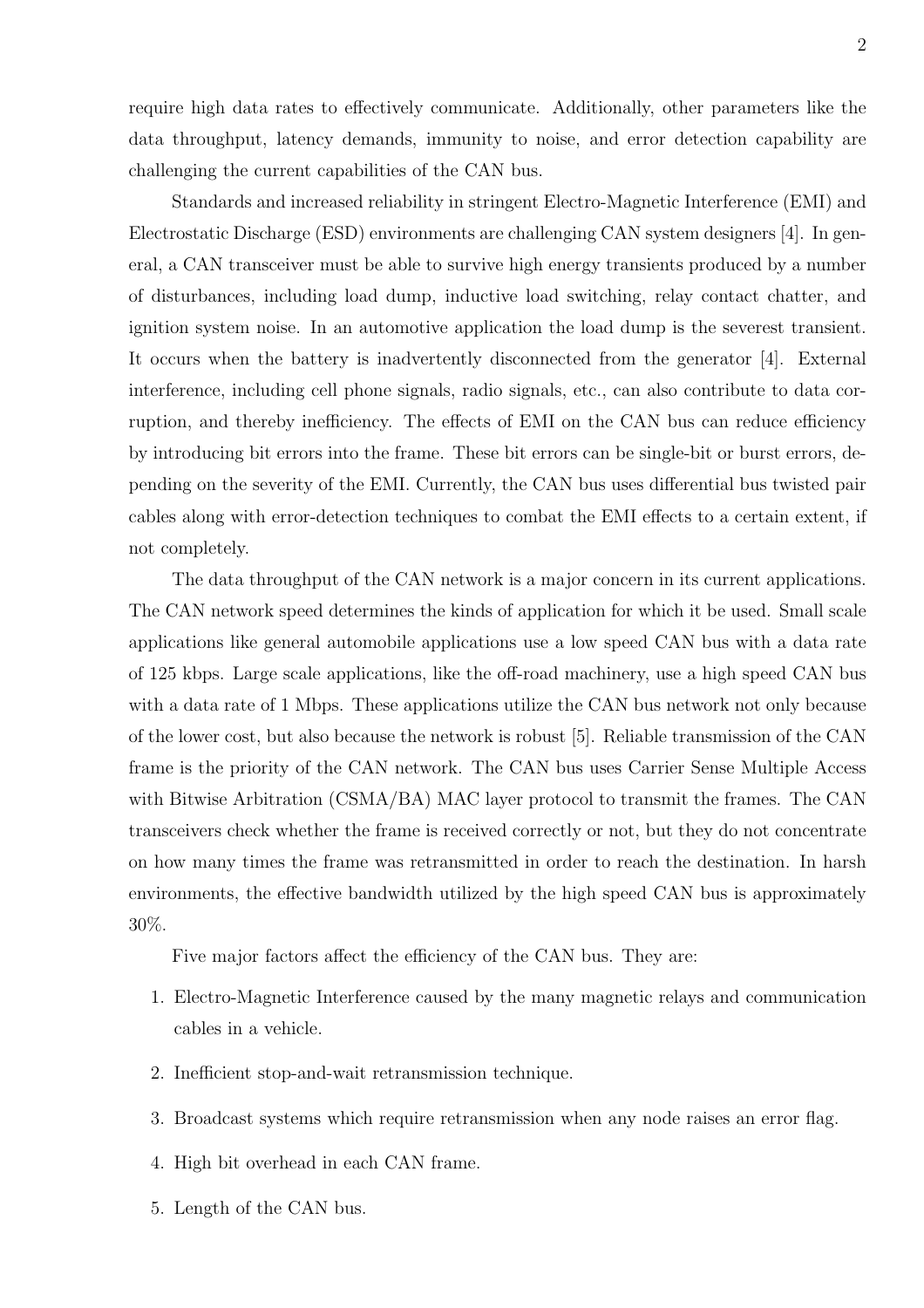require high data rates to effectively communicate. Additionally, other parameters like the data throughput, latency demands, immunity to noise, and error detection capability are challenging the current capabilities of the CAN bus.

Standards and increased reliability in stringent Electro-Magnetic Interference (EMI) and Electrostatic Discharge (ESD) environments are challenging CAN system designers [4]. In general, a CAN transceiver must be able to survive high energy transients produced by a number of disturbances, including load dump, inductive load switching, relay contact chatter, and ignition system noise. In an automotive application the load dump is the severest transient. It occurs when the battery is inadvertently disconnected from the generator [4]. External interference, including cell phone signals, radio signals, etc., can also contribute to data corruption, and thereby inefficiency. The effects of EMI on the CAN bus can reduce efficiency by introducing bit errors into the frame. These bit errors can be single-bit or burst errors, depending on the severity of the EMI. Currently, the CAN bus uses differential bus twisted pair cables along with error-detection techniques to combat the EMI effects to a certain extent, if not completely.

The data throughput of the CAN network is a major concern in its current applications. The CAN network speed determines the kinds of application for which it be used. Small scale applications like general automobile applications use a low speed CAN bus with a data rate of 125 kbps. Large scale applications, like the off-road machinery, use a high speed CAN bus with a data rate of 1 Mbps. These applications utilize the CAN bus network not only because of the lower cost, but also because the network is robust [5]. Reliable transmission of the CAN frame is the priority of the CAN network. The CAN bus uses Carrier Sense Multiple Access with Bitwise Arbitration (CSMA/BA) MAC layer protocol to transmit the frames. The CAN transceivers check whether the frame is received correctly or not, but they do not concentrate on how many times the frame was retransmitted in order to reach the destination. In harsh environments, the effective bandwidth utilized by the high speed CAN bus is approximately 30%.

Five major factors affect the efficiency of the CAN bus. They are:

1. Electro-Magnetic Interference caused by the many magnetic relays and communication cables in a vehicle.
2. Inefficient stop-and-wait retransmission technique.
3. Broadcast systems which require retransmission when any node raises an error flag.
4. High bit overhead in each CAN frame.
5. Length of the CAN bus.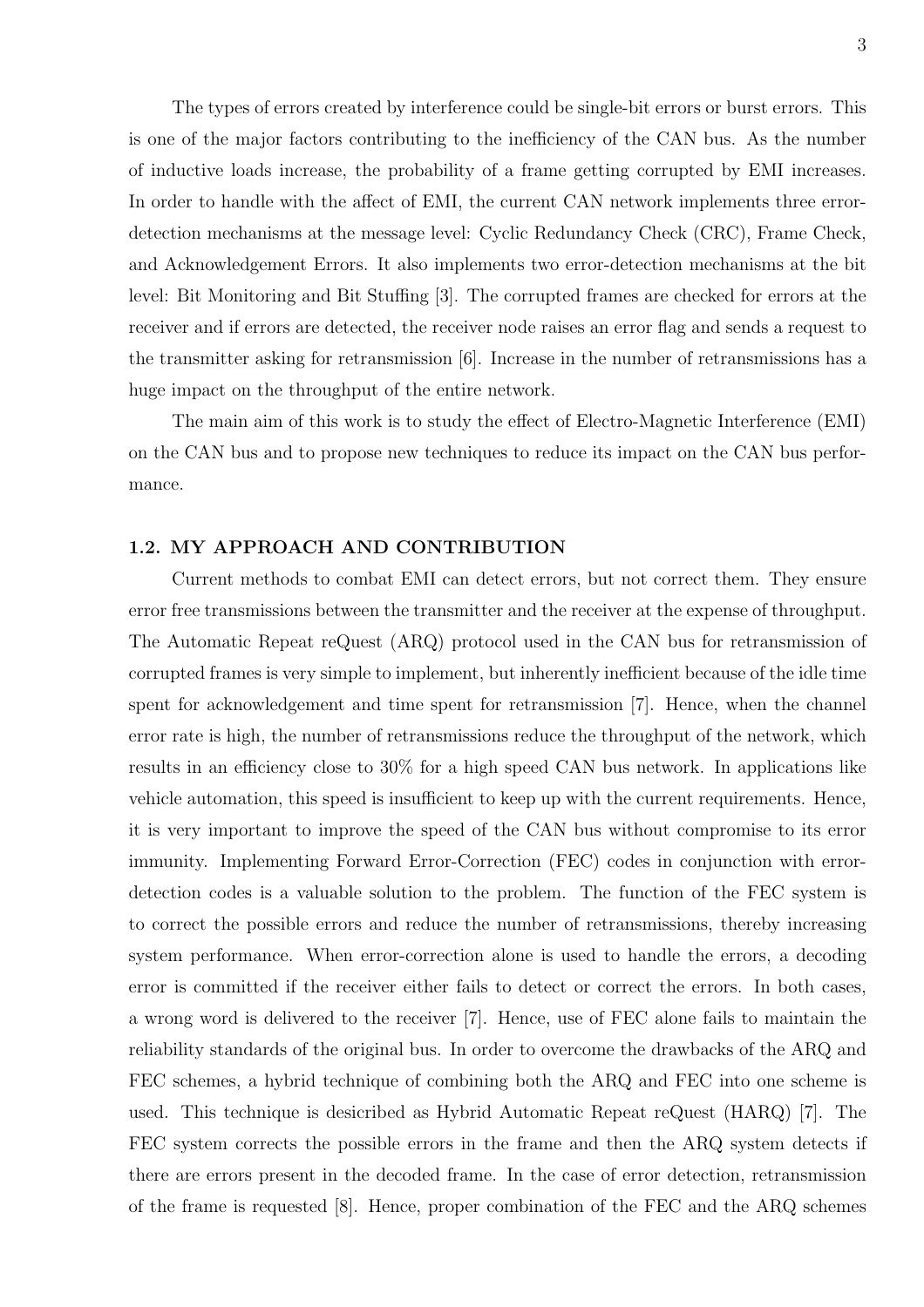The types of errors created by interference could be single-bit errors or burst errors. This is one of the major factors contributing to the inefficiency of the CAN bus. As the number of inductive loads increase, the probability of a frame getting corrupted by EMI increases. In order to handle with the affect of EMI, the current CAN network implements three error-detection mechanisms at the message level: Cyclic Redundancy Check (CRC), Frame Check, and Acknowledgement Errors. It also implements two error-detection mechanisms at the bit level: Bit Monitoring and Bit Stuffing [3]. The corrupted frames are checked for errors at the receiver and if errors are detected, the receiver node raises an error flag and sends a request to the transmitter asking for retransmission [6]. Increase in the number of retransmissions has a huge impact on the throughput of the entire network.

The main aim of this work is to study the effect of Electro-Magnetic Interference (EMI) on the CAN bus and to propose new techniques to reduce its impact on the CAN bus performance.

## 1.2. MY APPROACH AND CONTRIBUTION

Current methods to combat EMI can detect errors, but not correct them. They ensure error free transmissions between the transmitter and the receiver at the expense of throughput. The Automatic Repeat reQuest (ARQ) protocol used in the CAN bus for retransmission of corrupted frames is very simple to implement, but inherently inefficient because of the idle time spent for acknowledgement and time spent for retransmission [7]. Hence, when the channel error rate is high, the number of retransmissions reduce the throughput of the network, which results in an efficiency close to 30% for a high speed CAN bus network. In applications like vehicle automation, this speed is insufficient to keep up with the current requirements. Hence, it is very important to improve the speed of the CAN bus without compromise to its error immunity. Implementing Forward Error-Correction (FEC) codes in conjunction with error-detection codes is a valuable solution to the problem. The function of the FEC system is to correct the possible errors and reduce the number of retransmissions, thereby increasing system performance. When error-correction alone is used to handle the errors, a decoding error is committed if the receiver either fails to detect or correct the errors. In both cases, a wrong word is delivered to the receiver [7]. Hence, use of FEC alone fails to maintain the reliability standards of the original bus. In order to overcome the drawbacks of the ARQ and FEC schemes, a hybrid technique of combining both the ARQ and FEC into one scheme is used. This technique is desicribed as Hybrid Automatic Repeat reQuest (HARQ) [7]. The FEC system corrects the possible errors in the frame and then the ARQ system detects if there are errors present in the decoded frame. In the case of error detection, retransmission of the frame is requested [8]. Hence, proper combination of the FEC and the ARQ schemes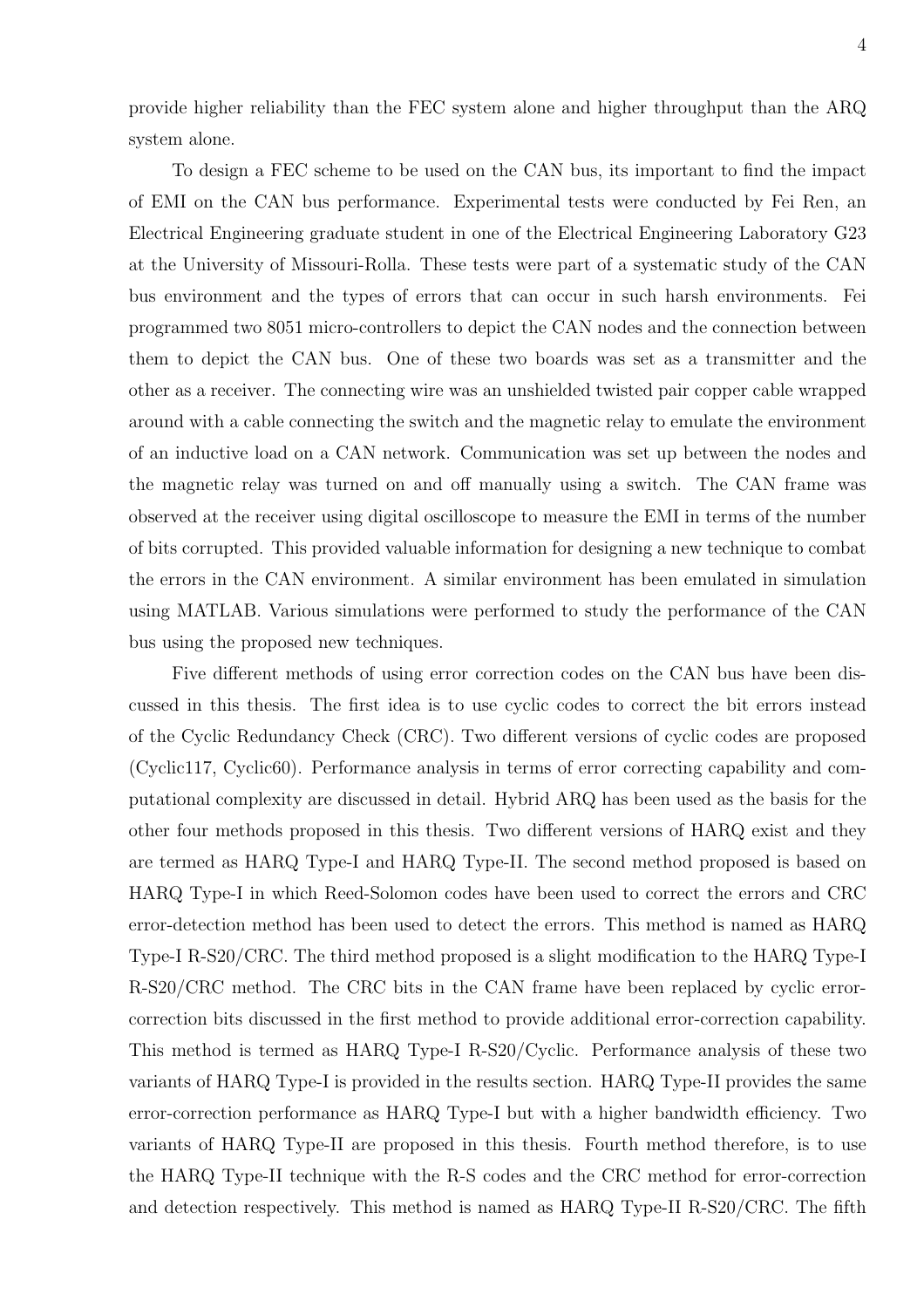provide higher reliability than the FEC system alone and higher throughput than the ARQ system alone.

To design a FEC scheme to be used on the CAN bus, its important to find the impact of EMI on the CAN bus performance. Experimental tests were conducted by Fei Ren, an Electrical Engineering graduate student in one of the Electrical Engineering Laboratory G23 at the University of Missouri-Rolla. These tests were part of a systematic study of the CAN bus environment and the types of errors that can occur in such harsh environments. Fei programmed two 8051 micro-controllers to depict the CAN nodes and the connection between them to depict the CAN bus. One of these two boards was set as a transmitter and the other as a receiver. The connecting wire was an unshielded twisted pair copper cable wrapped around with a cable connecting the switch and the magnetic relay to emulate the environment of an inductive load on a CAN network. Communication was set up between the nodes and the magnetic relay was turned on and off manually using a switch. The CAN frame was observed at the receiver using digital oscilloscope to measure the EMI in terms of the number of bits corrupted. This provided valuable information for designing a new technique to combat the errors in the CAN environment. A similar environment has been emulated in simulation using MATLAB. Various simulations were performed to study the performance of the CAN bus using the proposed new techniques.

Five different methods of using error correction codes on the CAN bus have been discussed in this thesis. The first idea is to use cyclic codes to correct the bit errors instead of the Cyclic Redundancy Check (CRC). Two different versions of cyclic codes are proposed (Cyclic117, Cyclic60). Performance analysis in terms of error correcting capability and computational complexity are discussed in detail. Hybrid ARQ has been used as the basis for the other four methods proposed in this thesis. Two different versions of HARQ exist and they are termed as HARQ Type-I and HARQ Type-II. The second method proposed is based on HARQ Type-I in which Reed-Solomon codes have been used to correct the errors and CRC error-detection method has been used to detect the errors. This method is named as HARQ Type-I R-S20/CRC. The third method proposed is a slight modification to the HARQ Type-I R-S20/CRC method. The CRC bits in the CAN frame have been replaced by cyclic error-correction bits discussed in the first method to provide additional error-correction capability. This method is termed as HARQ Type-I R-S20/Cyclic. Performance analysis of these two variants of HARQ Type-I is provided in the results section. HARQ Type-II provides the same error-correction performance as HARQ Type-I but with a higher bandwidth efficiency. Two variants of HARQ Type-II are proposed in this thesis. Fourth method therefore, is to use the HARQ Type-II technique with the R-S codes and the CRC method for error-correction and detection respectively. This method is named as HARQ Type-II R-S20/CRC. The fifth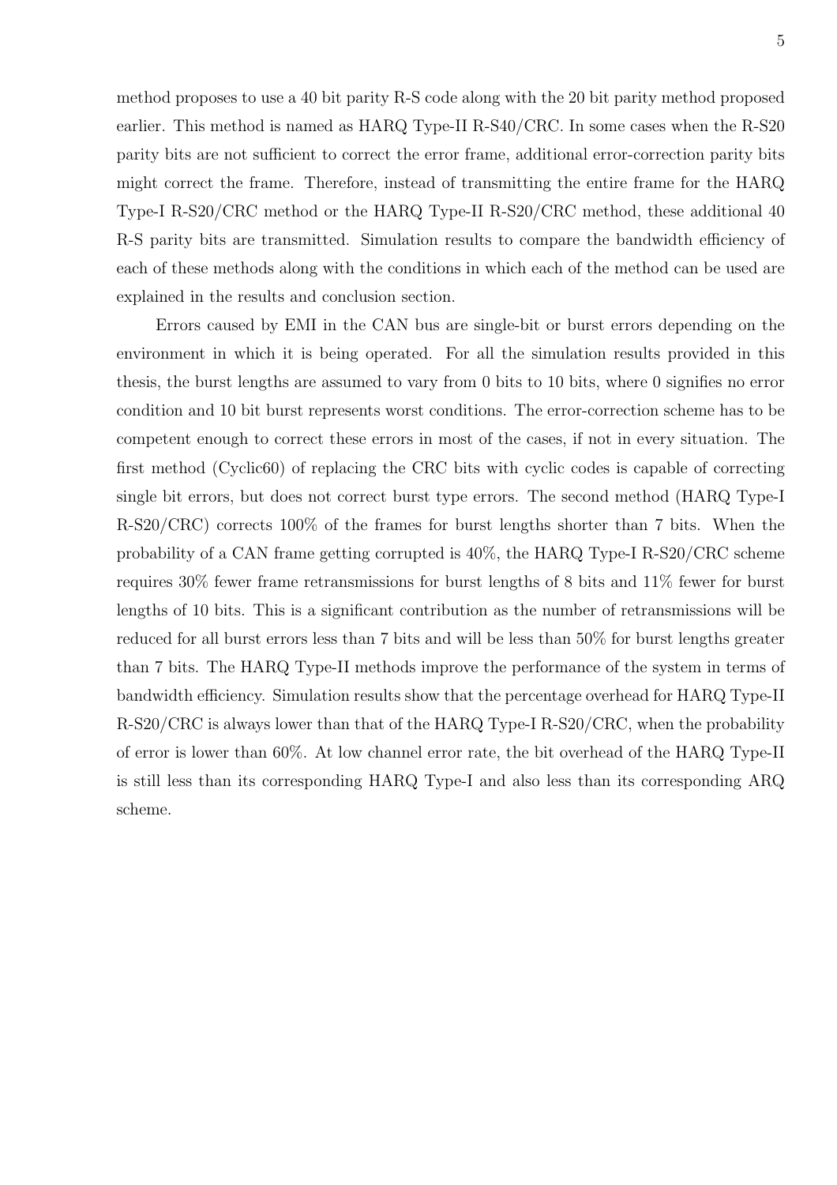method proposes to use a 40 bit parity R-S code along with the 20 bit parity method proposed earlier. This method is named as HARQ Type-II R-S40/CRC. In some cases when the R-S20 parity bits are not sufficient to correct the error frame, additional error-correction parity bits might correct the frame. Therefore, instead of transmitting the entire frame for the HARQ Type-I R-S20/CRC method or the HARQ Type-II R-S20/CRC method, these additional 40 R-S parity bits are transmitted. Simulation results to compare the bandwidth efficiency of each of these methods along with the conditions in which each of the method can be used are explained in the results and conclusion section.

Errors caused by EMI in the CAN bus are single-bit or burst errors depending on the environment in which it is being operated. For all the simulation results provided in this thesis, the burst lengths are assumed to vary from 0 bits to 10 bits, where 0 signifies no error condition and 10 bit burst represents worst conditions. The error-correction scheme has to be competent enough to correct these errors in most of the cases, if not in every situation. The first method (Cyclic60) of replacing the CRC bits with cyclic codes is capable of correcting single bit errors, but does not correct burst type errors. The second method (HARQ Type-I R-S20/CRC) corrects 100% of the frames for burst lengths shorter than 7 bits. When the probability of a CAN frame getting corrupted is 40%, the HARQ Type-I R-S20/CRC scheme requires 30% fewer frame retransmissions for burst lengths of 8 bits and 11% fewer for burst lengths of 10 bits. This is a significant contribution as the number of retransmissions will be reduced for all burst errors less than 7 bits and will be less than 50% for burst lengths greater than 7 bits. The HARQ Type-II methods improve the performance of the system in terms of bandwidth efficiency. Simulation results show that the percentage overhead for HARQ Type-II R-S20/CRC is always lower than that of the HARQ Type-I R-S20/CRC, when the probability of error is lower than 60%. At low channel error rate, the bit overhead of the HARQ Type-II is still less than its corresponding HARQ Type-I and also less than its corresponding ARQ scheme.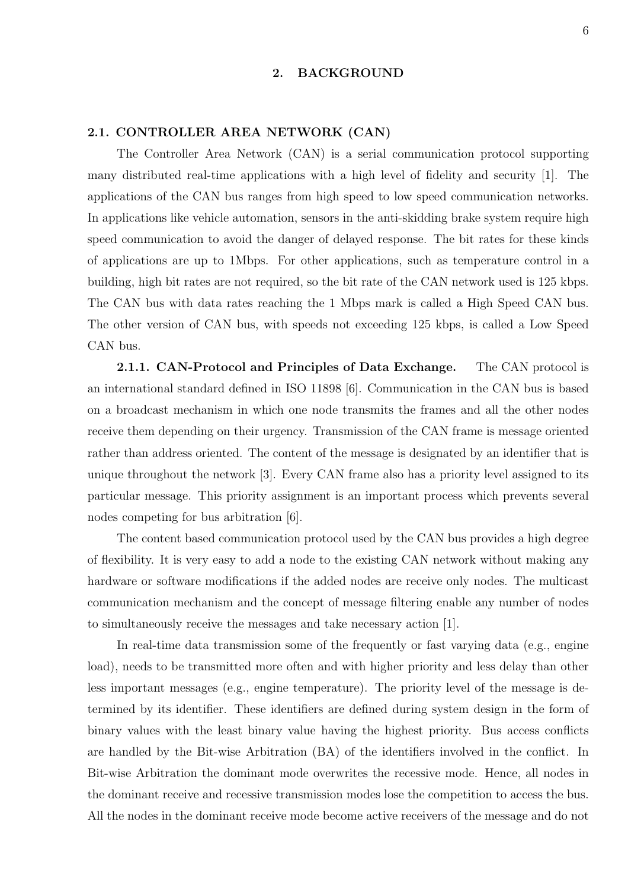# 2. BACKGROUND

## 2.1. CONTROLLER AREA NETWORK (CAN)

The Controller Area Network (CAN) is a serial communication protocol supporting many distributed real-time applications with a high level of fidelity and security [1]. The applications of the CAN bus ranges from high speed to low speed communication networks. In applications like vehicle automation, sensors in the anti-skidding brake system require high speed communication to avoid the danger of delayed response. The bit rates for these kinds of applications are up to 1Mbps. For other applications, such as temperature control in a building, high bit rates are not required, so the bit rate of the CAN network used is 125 kbps. The CAN bus with data rates reaching the 1 Mbps mark is called a High Speed CAN bus. The other version of CAN bus, with speeds not exceeding 125 kbps, is called a Low Speed CAN bus.

**2.1.1. CAN-Protocol and Principles of Data Exchange.** The CAN protocol is an international standard defined in ISO 11898 [6]. Communication in the CAN bus is based on a broadcast mechanism in which one node transmits the frames and all the other nodes receive them depending on their urgency. Transmission of the CAN frame is message oriented rather than address oriented. The content of the message is designated by an identifier that is unique throughout the network [3]. Every CAN frame also has a priority level assigned to its particular message. This priority assignment is an important process which prevents several nodes competing for bus arbitration [6].

The content based communication protocol used by the CAN bus provides a high degree of flexibility. It is very easy to add a node to the existing CAN network without making any hardware or software modifications if the added nodes are receive only nodes. The multicast communication mechanism and the concept of message filtering enable any number of nodes to simultaneously receive the messages and take necessary action [1].

In real-time data transmission some of the frequently or fast varying data (e.g., engine load), needs to be transmitted more often and with higher priority and less delay than other less important messages (e.g., engine temperature). The priority level of the message is determined by its identifier. These identifiers are defined during system design in the form of binary values with the least binary value having the highest priority. Bus access conflicts are handled by the Bit-wise Arbitration (BA) of the identifiers involved in the conflict. In Bit-wise Arbitration the dominant mode overwrites the recessive mode. Hence, all nodes in the dominant receive and recessive transmission modes lose the competition to access the bus. All the nodes in the dominant receive mode become active receivers of the message and do not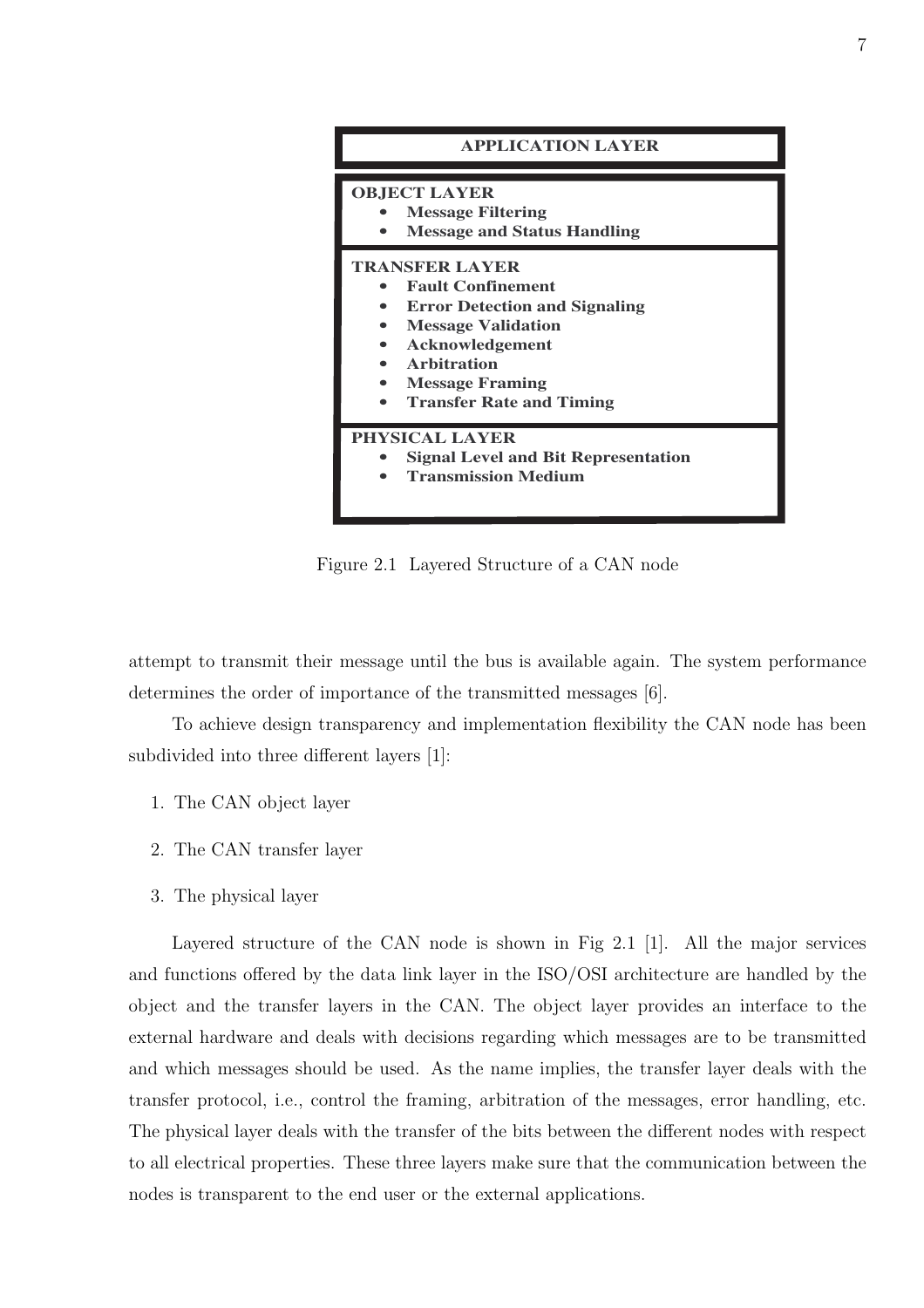**APPLICATION LAYER**

**OBJECT LAYER**
- **Message Filtering**
- **Message and Status Handling**

**TRANSFER LAYER**
- **Fault Confinement**
- **Error Detection and Signaling**
- **Message Validation**
- **Acknowledgement**
- **Arbitration**
- **Message Framing**
- **Transfer Rate and Timing**

**PHYSICAL LAYER**
- **Signal Level and Bit Representation**
- **Transmission Medium**

Figure 2.1 Layered Structure of a CAN node

attempt to transmit their message until the bus is available again. The system performance determines the order of importance of the transmitted messages [6].

To achieve design transparency and implementation flexibility the CAN node has been subdivided into three different layers [1]:

1. The CAN object layer
2. The CAN transfer layer
3. The physical layer

Layered structure of the CAN node is shown in Fig 2.1 [1]. All the major services and functions offered by the data link layer in the ISO/OSI architecture are handled by the object and the transfer layers in the CAN. The object layer provides an interface to the external hardware and deals with decisions regarding which messages are to be transmitted and which messages should be used. As the name implies, the transfer layer deals with the transfer protocol, i.e., control the framing, arbitration of the messages, error handling, etc. The physical layer deals with the transfer of the bits between the different nodes with respect to all electrical properties. These three layers make sure that the communication between the nodes is transparent to the end user or the external applications.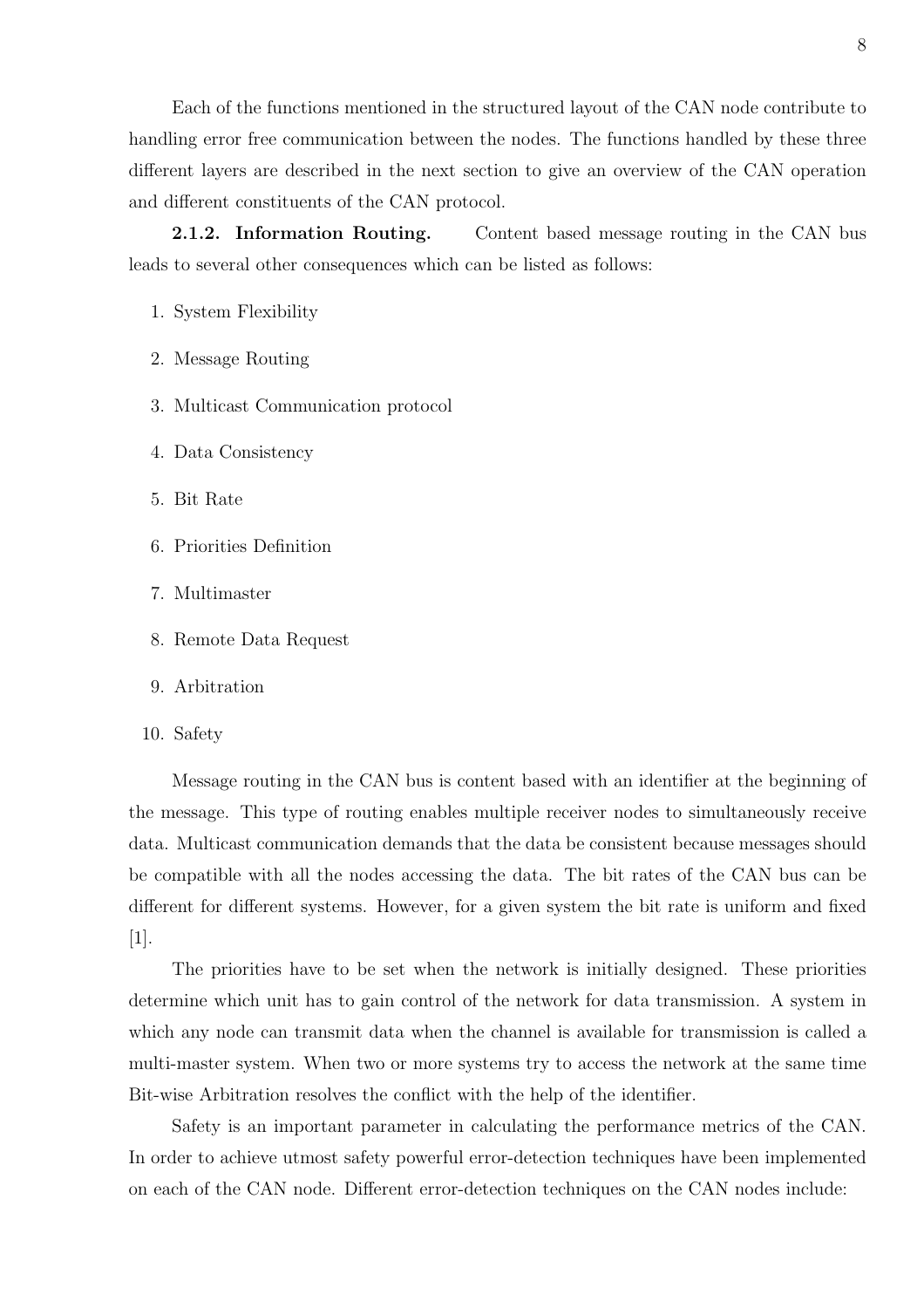Each of the functions mentioned in the structured layout of the CAN node contribute to handling error free communication between the nodes. The functions handled by these three different layers are described in the next section to give an overview of the CAN operation and different constituents of the CAN protocol.

**2.1.2. Information Routing.** Content based message routing in the CAN bus leads to several other consequences which can be listed as follows:

1. System Flexibility
2. Message Routing
3. Multicast Communication protocol
4. Data Consistency
5. Bit Rate
6. Priorities Definition
7. Multimaster
8. Remote Data Request
9. Arbitration
10. Safety

Message routing in the CAN bus is content based with an identifier at the beginning of the message. This type of routing enables multiple receiver nodes to simultaneously receive data. Multicast communication demands that the data be consistent because messages should be compatible with all the nodes accessing the data. The bit rates of the CAN bus can be different for different systems. However, for a given system the bit rate is uniform and fixed [1].

The priorities have to be set when the network is initially designed. These priorities determine which unit has to gain control of the network for data transmission. A system in which any node can transmit data when the channel is available for transmission is called a multi-master system. When two or more systems try to access the network at the same time Bit-wise Arbitration resolves the conflict with the help of the identifier.

Safety is an important parameter in calculating the performance metrics of the CAN. In order to achieve utmost safety powerful error-detection techniques have been implemented on each of the CAN node. Different error-detection techniques on the CAN nodes include: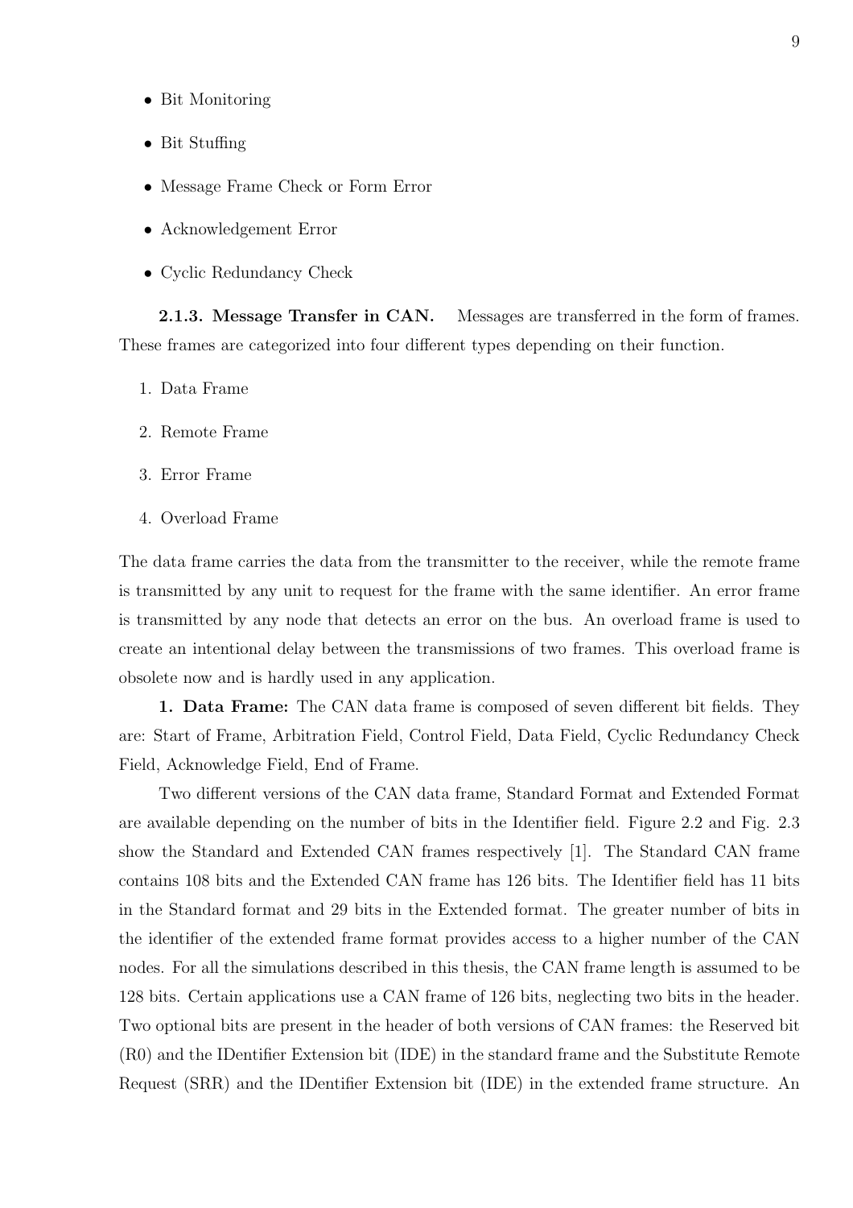- Bit Monitoring
- Bit Stuffing
- Message Frame Check or Form Error
- Acknowledgement Error
- Cyclic Redundancy Check

**2.1.3. Message Transfer in CAN.** Messages are transferred in the form of frames. These frames are categorized into four different types depending on their function.

1. Data Frame
2. Remote Frame
3. Error Frame
4. Overload Frame

The data frame carries the data from the transmitter to the receiver, while the remote frame is transmitted by any unit to request for the frame with the same identifier. An error frame is transmitted by any node that detects an error on the bus. An overload frame is used to create an intentional delay between the transmissions of two frames. This overload frame is obsolete now and is hardly used in any application.

**1. Data Frame:** The CAN data frame is composed of seven different bit fields. They are: Start of Frame, Arbitration Field, Control Field, Data Field, Cyclic Redundancy Check Field, Acknowledge Field, End of Frame.

Two different versions of the CAN data frame, Standard Format and Extended Format are available depending on the number of bits in the Identifier field. Figure 2.2 and Fig. 2.3 show the Standard and Extended CAN frames respectively [1]. The Standard CAN frame contains 108 bits and the Extended CAN frame has 126 bits. The Identifier field has 11 bits in the Standard format and 29 bits in the Extended format. The greater number of bits in the identifier of the extended frame format provides access to a higher number of the CAN nodes. For all the simulations described in this thesis, the CAN frame length is assumed to be 128 bits. Certain applications use a CAN frame of 126 bits, neglecting two bits in the header. Two optional bits are present in the header of both versions of CAN frames: the Reserved bit (R0) and the IDentifier Extension bit (IDE) in the standard frame and the Substitute Remote Request (SRR) and the IDentifier Extension bit (IDE) in the extended frame structure. An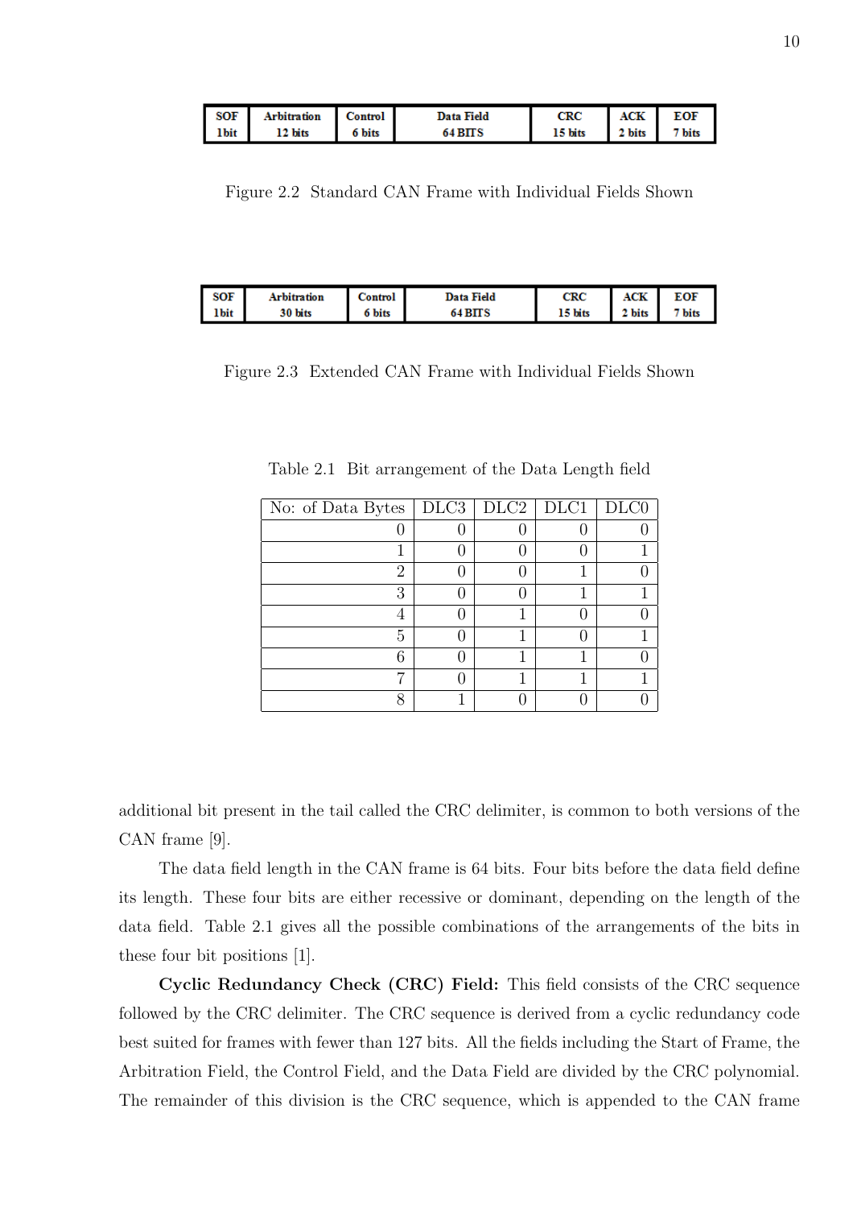| SOF<br>1bit | Arbitration<br>12 bits | Control<br>6 bits | Data Field<br>64 BITS | CRC<br>15 bits | ACK<br>2 bits | EOF<br>7 bits |
|---|---|---|---|---|---|---|

Figure 2.2 Standard CAN Frame with Individual Fields Shown

| SOF<br>1bit | Arbitration<br>30 bits | Control<br>6 bits | Data Field<br>64 BITS | CRC<br>15 bits | ACK<br>2 bits | EOF<br>7 bits |
|---|---|---|---|---|---|---|

Figure 2.3 Extended CAN Frame with Individual Fields Shown

Table 2.1 Bit arrangement of the Data Length field

| No: of Data Bytes | DLC3 | DLC2 | DLC1 | DLC0 |
|---|---|---|---|---|
| 0 | 0 | 0 | 0 | 0 |
| 1 | 0 | 0 | 0 | 1 |
| 2 | 0 | 0 | 1 | 0 |
| 3 | 0 | 0 | 1 | 1 |
| 4 | 0 | 1 | 0 | 0 |
| 5 | 0 | 1 | 0 | 1 |
| 6 | 0 | 1 | 1 | 0 |
| 7 | 0 | 1 | 1 | 1 |
| 8 | 1 | 0 | 0 | 0 |

additional bit present in the tail called the CRC delimiter, is common to both versions of the CAN frame [9].

The data field length in the CAN frame is 64 bits. Four bits before the data field define its length. These four bits are either recessive or dominant, depending on the length of the data field. Table 2.1 gives all the possible combinations of the arrangements of the bits in these four bit positions [1].

**Cyclic Redundancy Check (CRC) Field:** This field consists of the CRC sequence followed by the CRC delimiter. The CRC sequence is derived from a cyclic redundancy code best suited for frames with fewer than 127 bits. All the fields including the Start of Frame, the Arbitration Field, the Control Field, and the Data Field are divided by the CRC polynomial. The remainder of this division is the CRC sequence, which is appended to the CAN frame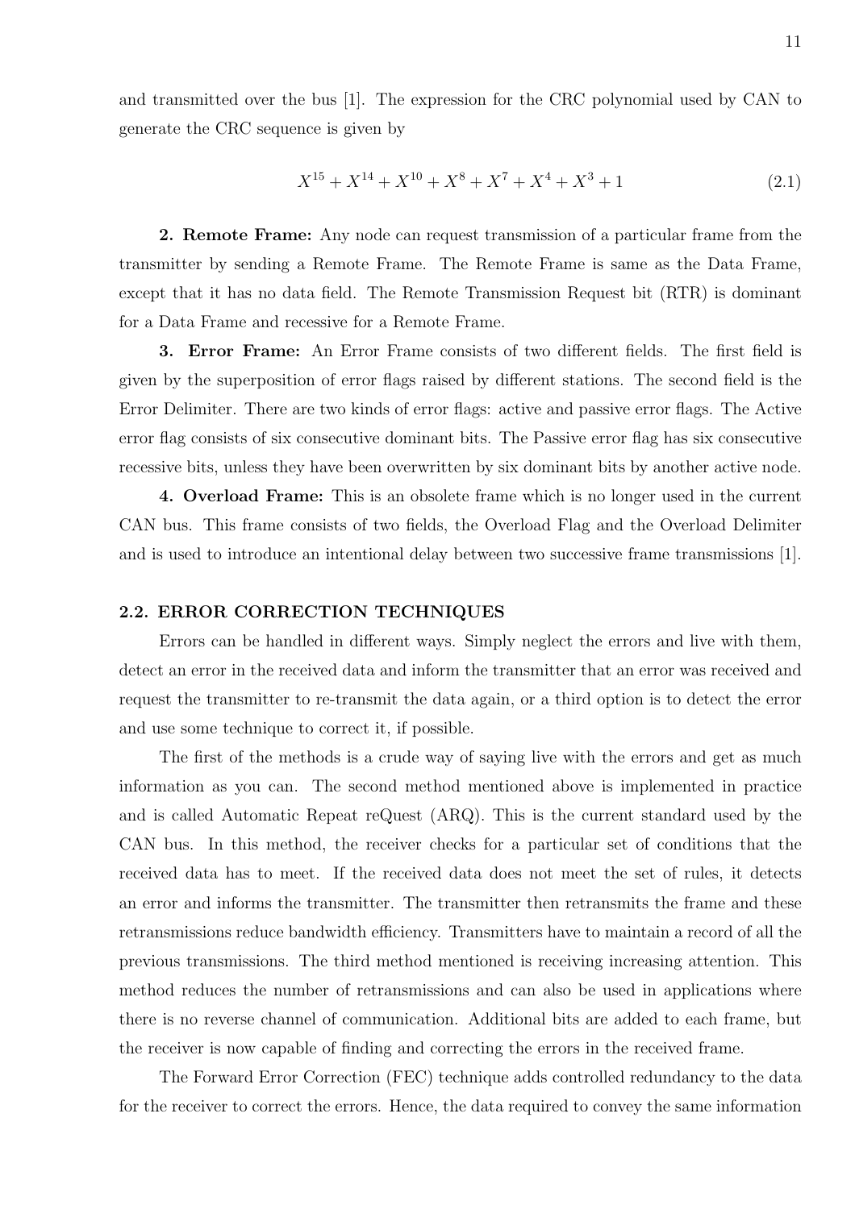and transmitted over the bus [1]. The expression for the CRC polynomial used by CAN to generate the CRC sequence is given by

$$X^{15} + X^{14} + X^{10} + X^{8} + X^{7} + X^{4} + X^{3} + 1 \tag{2.1}$$

**2. Remote Frame:** Any node can request transmission of a particular frame from the transmitter by sending a Remote Frame. The Remote Frame is same as the Data Frame, except that it has no data field. The Remote Transmission Request bit (RTR) is dominant for a Data Frame and recessive for a Remote Frame.

**3. Error Frame:** An Error Frame consists of two different fields. The first field is given by the superposition of error flags raised by different stations. The second field is the Error Delimiter. There are two kinds of error flags: active and passive error flags. The Active error flag consists of six consecutive dominant bits. The Passive error flag has six consecutive recessive bits, unless they have been overwritten by six dominant bits by another active node.

**4. Overload Frame:** This is an obsolete frame which is no longer used in the current CAN bus. This frame consists of two fields, the Overload Flag and the Overload Delimiter and is used to introduce an intentional delay between two successive frame transmissions [1].

### 2.2. ERROR CORRECTION TECHNIQUES

Errors can be handled in different ways. Simply neglect the errors and live with them, detect an error in the received data and inform the transmitter that an error was received and request the transmitter to re-transmit the data again, or a third option is to detect the error and use some technique to correct it, if possible.

The first of the methods is a crude way of saying live with the errors and get as much information as you can. The second method mentioned above is implemented in practice and is called Automatic Repeat reQuest (ARQ). This is the current standard used by the CAN bus. In this method, the receiver checks for a particular set of conditions that the received data has to meet. If the received data does not meet the set of rules, it detects an error and informs the transmitter. The transmitter then retransmits the frame and these retransmissions reduce bandwidth efficiency. Transmitters have to maintain a record of all the previous transmissions. The third method mentioned is receiving increasing attention. This method reduces the number of retransmissions and can also be used in applications where there is no reverse channel of communication. Additional bits are added to each frame, but the receiver is now capable of finding and correcting the errors in the received frame.

The Forward Error Correction (FEC) technique adds controlled redundancy to the data for the receiver to correct the errors. Hence, the data required to convey the same information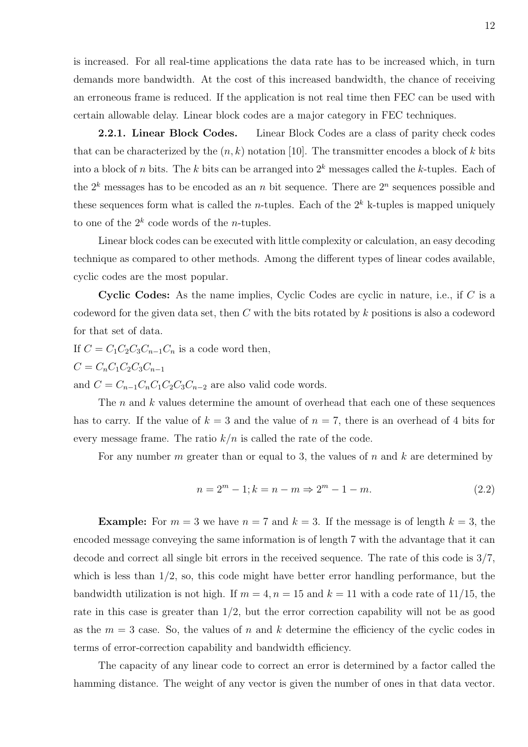is increased. For all real-time applications the data rate has to be increased which, in turn demands more bandwidth. At the cost of this increased bandwidth, the chance of receiving an erroneous frame is reduced. If the application is not real time then FEC can be used with certain allowable delay. Linear block codes are a major category in FEC techniques.

### 2.2.1. Linear Block Codes.

Linear Block Codes are a class of parity check codes that can be characterized by the $(n, k)$ notation [10]. The transmitter encodes a block of $k$ bits into a block of $n$ bits. The $k$ bits can be arranged into $2^k$ messages called the $k$-tuples. Each of the $2^k$ messages has to be encoded as an $n$ bit sequence. There are $2^n$ sequences possible and these sequences form what is called the $n$-tuples. Each of the $2^k$ k-tuples is mapped uniquely to one of the $2^k$ code words of the $n$-tuples.

Linear block codes can be executed with little complexity or calculation, an easy decoding technique as compared to other methods. Among the different types of linear codes available, cyclic codes are the most popular.

**Cyclic Codes:** As the name implies, Cyclic Codes are cyclic in nature, i.e., if $C$ is a codeword for the given data set, then $C$ with the bits rotated by $k$ positions is also a codeword for that set of data.

If $C = C_1C_2C_3C_{n-1}C_n$ is a code word then,

$C = C_nC_1C_2C_3C_{n-1}$

and $C = C_{n-1}C_nC_1C_2C_3C_{n-2}$ are also valid code words.

The $n$ and $k$ values determine the amount of overhead that each one of these sequences has to carry. If the value of $k = 3$ and the value of $n = 7$, there is an overhead of 4 bits for every message frame. The ratio $k/n$ is called the rate of the code.

For any number $m$ greater than or equal to 3, the values of $n$ and $k$ are determined by

$$n = 2^m - 1; k = n - m \Rightarrow 2^m - 1 - m. \tag{2.2}$$

**Example:** For $m = 3$ we have $n = 7$ and $k = 3$. If the message is of length $k = 3$, the encoded message conveying the same information is of length 7 with the advantage that it can decode and correct all single bit errors in the received sequence. The rate of this code is 3/7, which is less than 1/2, so, this code might have better error handling performance, but the bandwidth utilization is not high. If $m = 4, n = 15$ and $k = 11$ with a code rate of 11/15, the rate in this case is greater than 1/2, but the error correction capability will not be as good as the $m = 3$ case. So, the values of $n$ and $k$ determine the efficiency of the cyclic codes in terms of error-correction capability and bandwidth efficiency.

The capacity of any linear code to correct an error is determined by a factor called the hamming distance. The weight of any vector is given the number of ones in that data vector.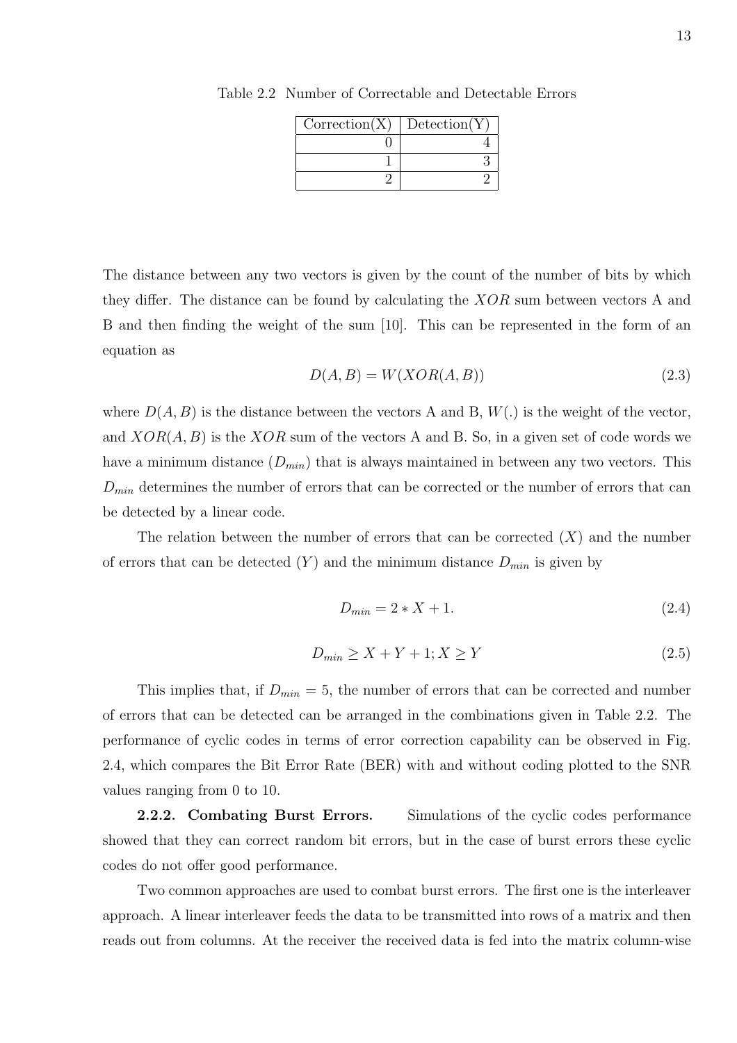Table 2.2 Number of Correctable and Detectable Errors

| Correction(X) | Detection(Y) |
|---|---|
| 0 | 4 |
| 1 | 3 |
| 2 | 2 |

The distance between any two vectors is given by the count of the number of bits by which they differ. The distance can be found by calculating the $XOR$ sum between vectors A and B and then finding the weight of the sum [10]. This can be represented in the form of an equation as

$$D(A, B) = W(XOR(A, B)) \tag{2.3}$$

where $D(A, B)$ is the distance between the vectors A and B, $W(.)$ is the weight of the vector, and $XOR(A, B)$ is the $XOR$ sum of the vectors A and B. So, in a given set of code words we have a minimum distance ($D_{min}$) that is always maintained in between any two vectors. This $D_{min}$ determines the number of errors that can be corrected or the number of errors that can be detected by a linear code.

The relation between the number of errors that can be corrected ($X$) and the number of errors that can be detected ($Y$) and the minimum distance $D_{min}$ is given by

$$D_{min} = 2 * X + 1. \tag{2.4}$$

$$D_{min} \geq X + Y + 1; X \geq Y \tag{2.5}$$

This implies that, if $D_{min} = 5$, the number of errors that can be corrected and number of errors that can be detected can be arranged in the combinations given in Table 2.2. The performance of cyclic codes in terms of error correction capability can be observed in Fig. 2.4, which compares the Bit Error Rate (BER) with and without coding plotted to the SNR values ranging from 0 to 10.

**2.2.2. Combating Burst Errors.** Simulations of the cyclic codes performance showed that they can correct random bit errors, but in the case of burst errors these cyclic codes do not offer good performance.

Two common approaches are used to combat burst errors. The first one is the interleaver approach. A linear interleaver feeds the data to be transmitted into rows of a matrix and then reads out from columns. At the receiver the received data is fed into the matrix column-wise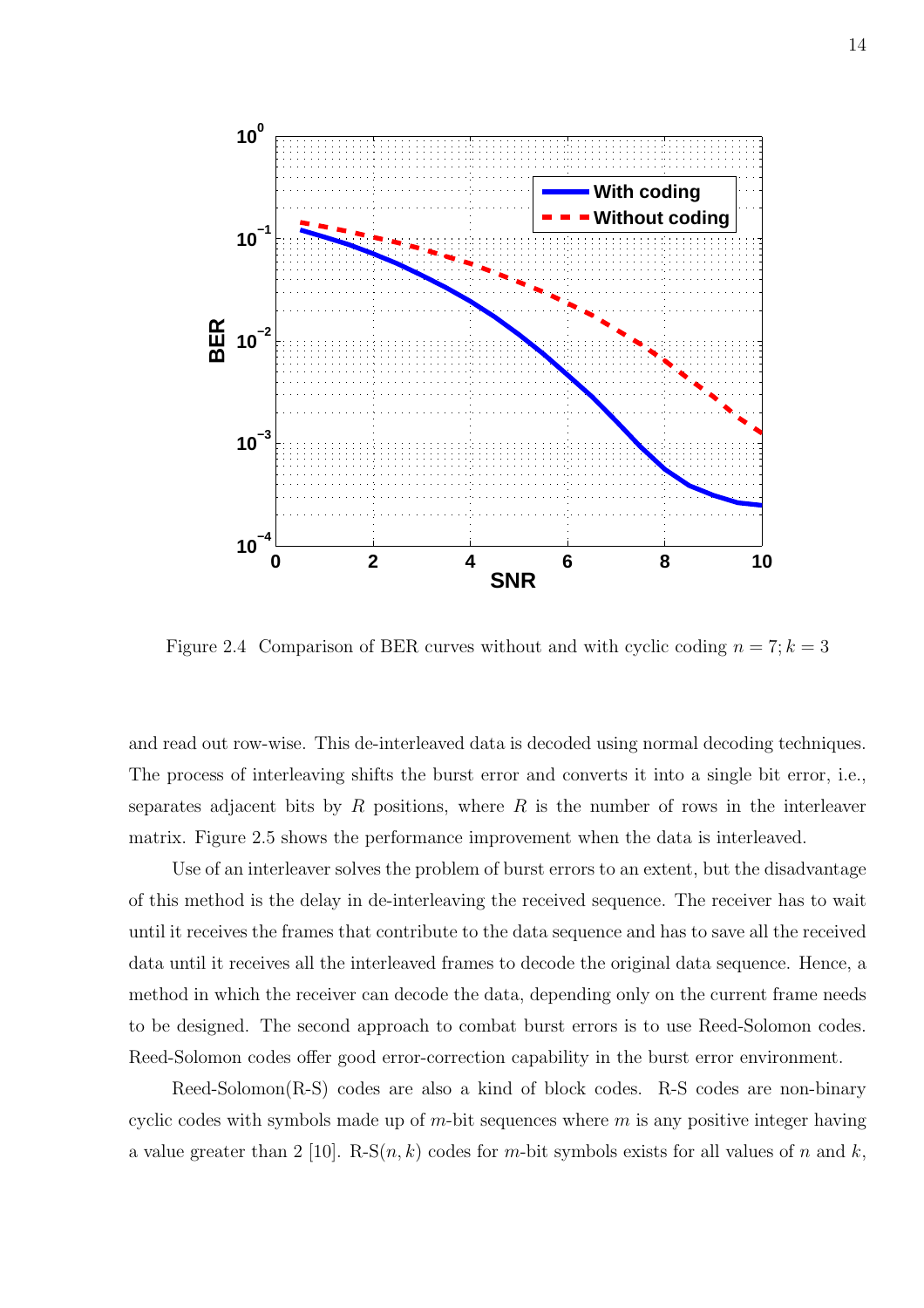BER

SNR

With coding

Without coding

$10^{0}$

$10^{-1}$

$10^{-2}$

$10^{-3}$

$10^{-4}$

0 2 4 6 8 10

Figure 2.4 Comparison of BER curves without and with cyclic coding $n = 7; k = 3$

and read out row-wise. This de-interleaved data is decoded using normal decoding techniques. The process of interleaving shifts the burst error and converts it into a single bit error, i.e., separates adjacent bits by $R$ positions, where $R$ is the number of rows in the interleaver matrix. Figure 2.5 shows the performance improvement when the data is interleaved.

Use of an interleaver solves the problem of burst errors to an extent, but the disadvantage of this method is the delay in de-interleaving the received sequence. The receiver has to wait until it receives the frames that contribute to the data sequence and has to save all the received data until it receives all the interleaved frames to decode the original data sequence. Hence, a method in which the receiver can decode the data, depending only on the current frame needs to be designed. The second approach to combat burst errors is to use Reed-Solomon codes. Reed-Solomon codes offer good error-correction capability in the burst error environment.

Reed-Solomon(R-S) codes are also a kind of block codes. R-S codes are non-binary cyclic codes with symbols made up of $m$-bit sequences where $m$ is any positive integer having a value greater than 2 [10]. R-S$(n, k)$ codes for $m$-bit symbols exists for all values of $n$ and $k$,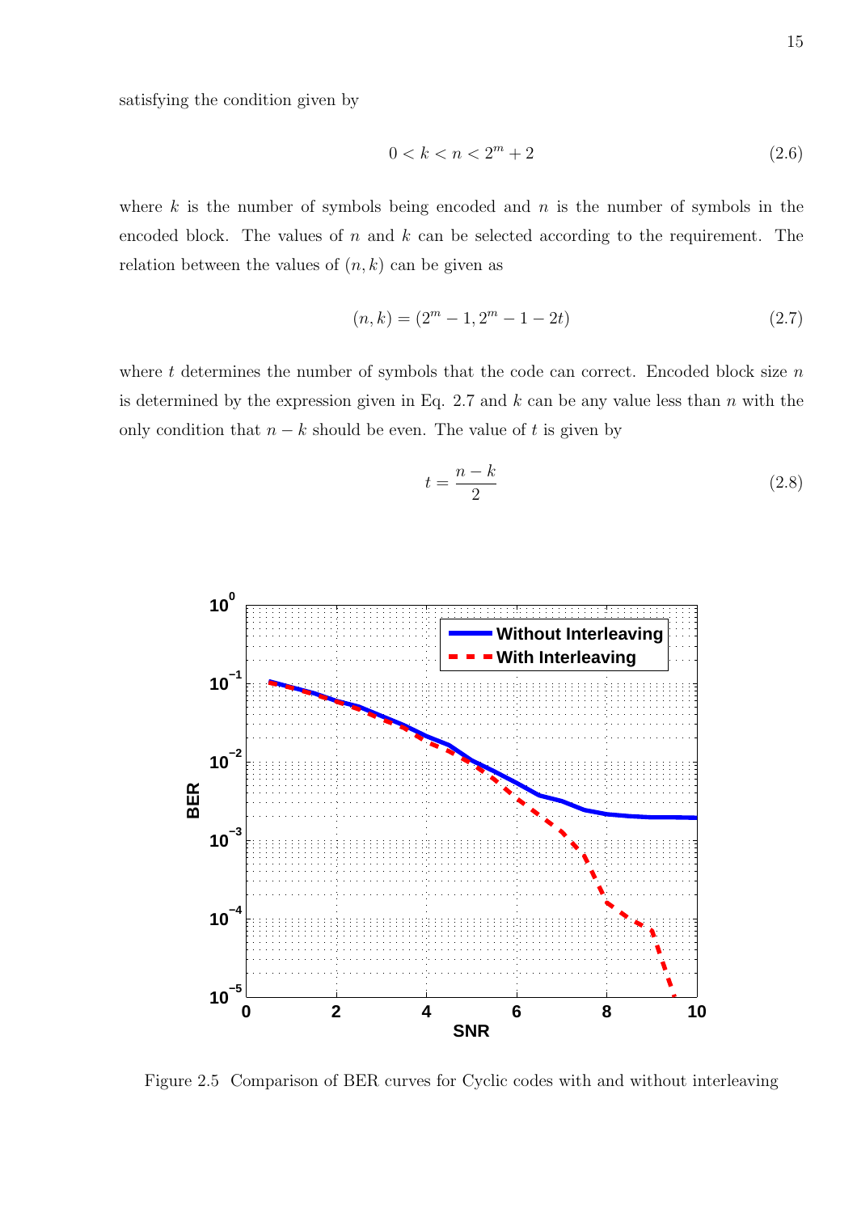satisfying the condition given by

$$0 < k < n < 2^m + 2 \tag{2.6}$$

where $k$ is the number of symbols being encoded and $n$ is the number of symbols in the encoded block. The values of $n$ and $k$ can be selected according to the requirement. The relation between the values of $(n, k)$ can be given as

$$(n, k) = (2^m - 1, 2^m - 1 - 2t) \tag{2.7}$$

where $t$ determines the number of symbols that the code can correct. Encoded block size $n$ is determined by the expression given in Eq. 2.7 and $k$ can be any value less than $n$ with the only condition that $n - k$ should be even. The value of $t$ is given by

$$t = \frac{n - k}{2} \tag{2.8}$$

BER

$10^0$
$10^{-1}$
$10^{-2}$
$10^{-3}$
$10^{-4}$
$10^{-5}$

SNR

0 2 4 6 8 10

Without Interleaving
With Interleaving

Figure 2.5 Comparison of BER curves for Cyclic codes with and without interleaving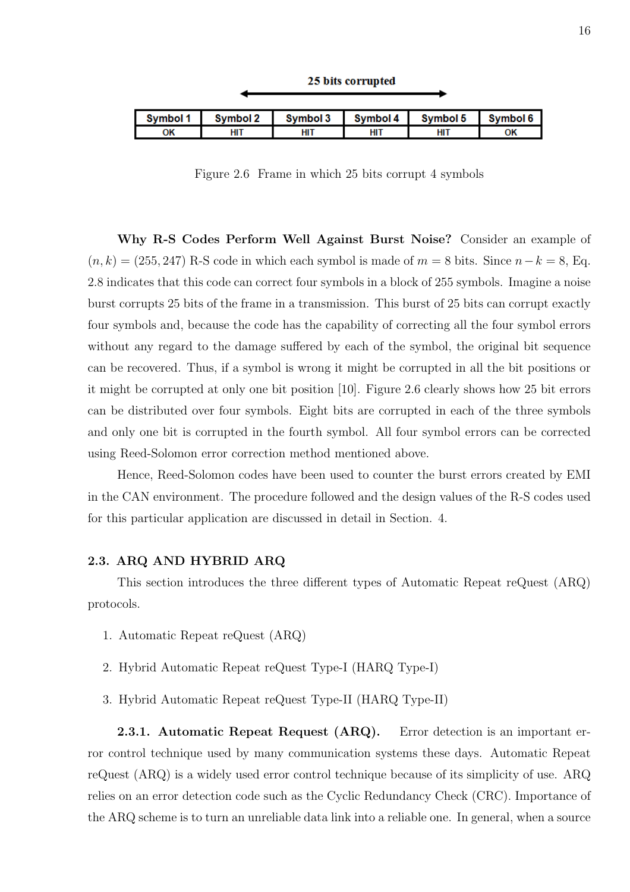25 bits corrupted

| Symbol 1 | Symbol 2 | Symbol 3 | Symbol 4 | Symbol 5 | Symbol 6 |
|---|---|---|---|---|---|
| OK | HIT | HIT | HIT | HIT | OK |

Figure 2.6 Frame in which 25 bits corrupt 4 symbols

**Why R-S Codes Perform Well Against Burst Noise?** Consider an example of $(n, k) = (255, 247)$ R-S code in which each symbol is made of $m = 8$ bits. Since $n - k = 8$, Eq. 2.8 indicates that this code can correct four symbols in a block of 255 symbols. Imagine a noise burst corrupts 25 bits of the frame in a transmission. This burst of 25 bits can corrupt exactly four symbols and, because the code has the capability of correcting all the four symbol errors without any regard to the damage suffered by each of the symbol, the original bit sequence can be recovered. Thus, if a symbol is wrong it might be corrupted in all the bit positions or it might be corrupted at only one bit position [10]. Figure 2.6 clearly shows how 25 bit errors can be distributed over four symbols. Eight bits are corrupted in each of the three symbols and only one bit is corrupted in the fourth symbol. All four symbol errors can be corrected using Reed-Solomon error correction method mentioned above.

Hence, Reed-Solomon codes have been used to counter the burst errors created by EMI in the CAN environment. The procedure followed and the design values of the R-S codes used for this particular application are discussed in detail in Section. 4.

## 2.3. ARQ AND HYBRID ARQ

This section introduces the three different types of Automatic Repeat reQuest (ARQ) protocols.

1. Automatic Repeat reQuest (ARQ)
2. Hybrid Automatic Repeat reQuest Type-I (HARQ Type-I)
3. Hybrid Automatic Repeat reQuest Type-II (HARQ Type-II)

**2.3.1. Automatic Repeat Request (ARQ).** Error detection is an important error control technique used by many communication systems these days. Automatic Repeat reQuest (ARQ) is a widely used error control technique because of its simplicity of use. ARQ relies on an error detection code such as the Cyclic Redundancy Check (CRC). Importance of the ARQ scheme is to turn an unreliable data link into a reliable one. In general, when a source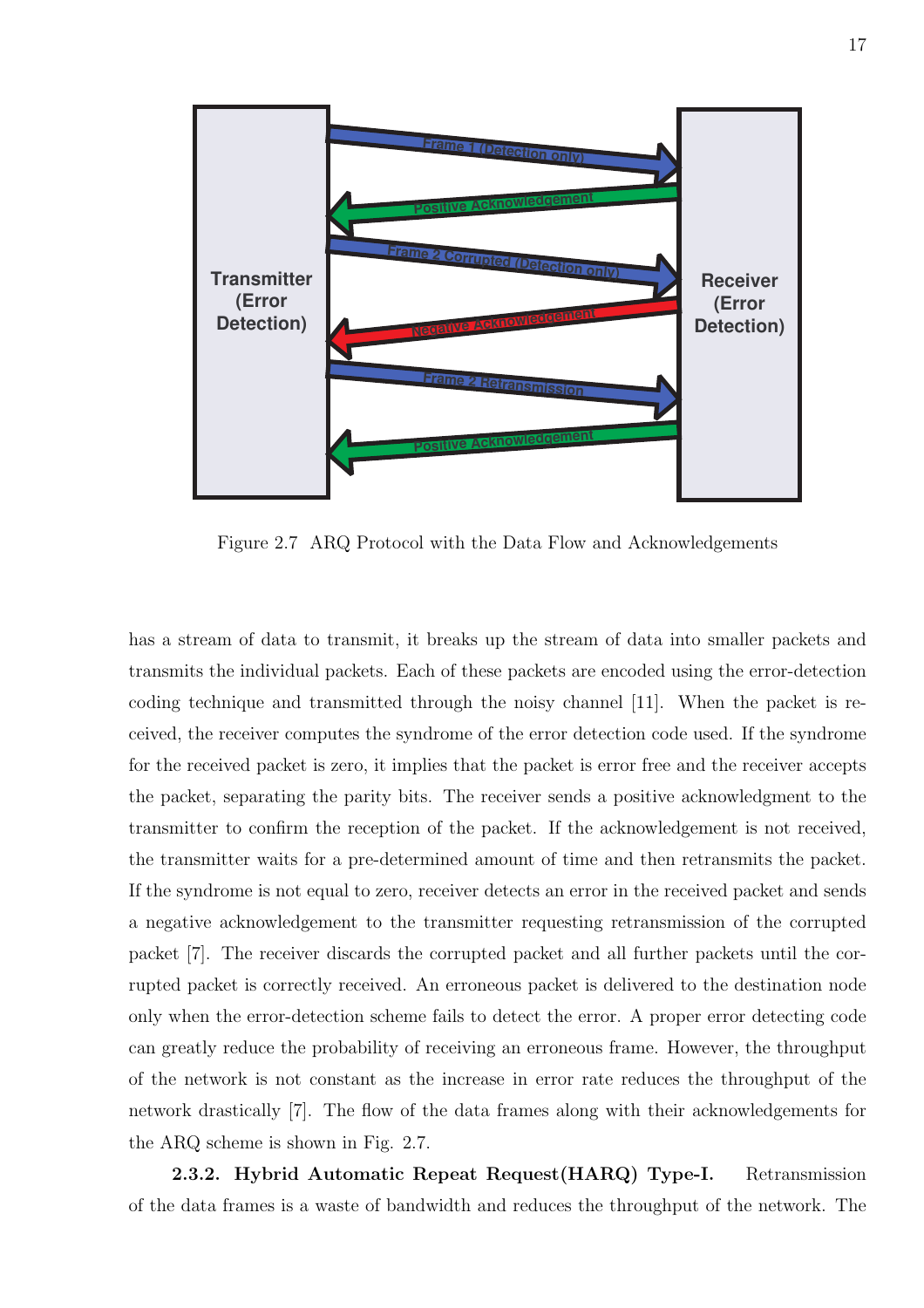Transmitter (Error Detection)

Receiver (Error Detection)

Frame 1 (Detection only)

Positive Acknowledgement

Frame 2 Corrupted (Detection only)

Negative Acknowledgement

Frame 2 Retransmission

Positive Acknowledgement

Figure 2.7 ARQ Protocol with the Data Flow and Acknowledgements

has a stream of data to transmit, it breaks up the stream of data into smaller packets and transmits the individual packets. Each of these packets are encoded using the error-detection coding technique and transmitted through the noisy channel [11]. When the packet is received, the receiver computes the syndrome of the error detection code used. If the syndrome for the received packet is zero, it implies that the packet is error free and the receiver accepts the packet, separating the parity bits. The receiver sends a positive acknowledgment to the transmitter to confirm the reception of the packet. If the acknowledgement is not received, the transmitter waits for a pre-determined amount of time and then retransmits the packet. If the syndrome is not equal to zero, receiver detects an error in the received packet and sends a negative acknowledgement to the transmitter requesting retransmission of the corrupted packet [7]. The receiver discards the corrupted packet and all further packets until the corrupted packet is correctly received. An erroneous packet is delivered to the destination node only when the error-detection scheme fails to detect the error. A proper error detecting code can greatly reduce the probability of receiving an erroneous frame. However, the throughput of the network is not constant as the increase in error rate reduces the throughput of the network drastically [7]. The flow of the data frames along with their acknowledgements for the ARQ scheme is shown in Fig. 2.7.

**2.3.2. Hybrid Automatic Repeat Request(HARQ) Type-I.** Retransmission of the data frames is a waste of bandwidth and reduces the throughput of the network. The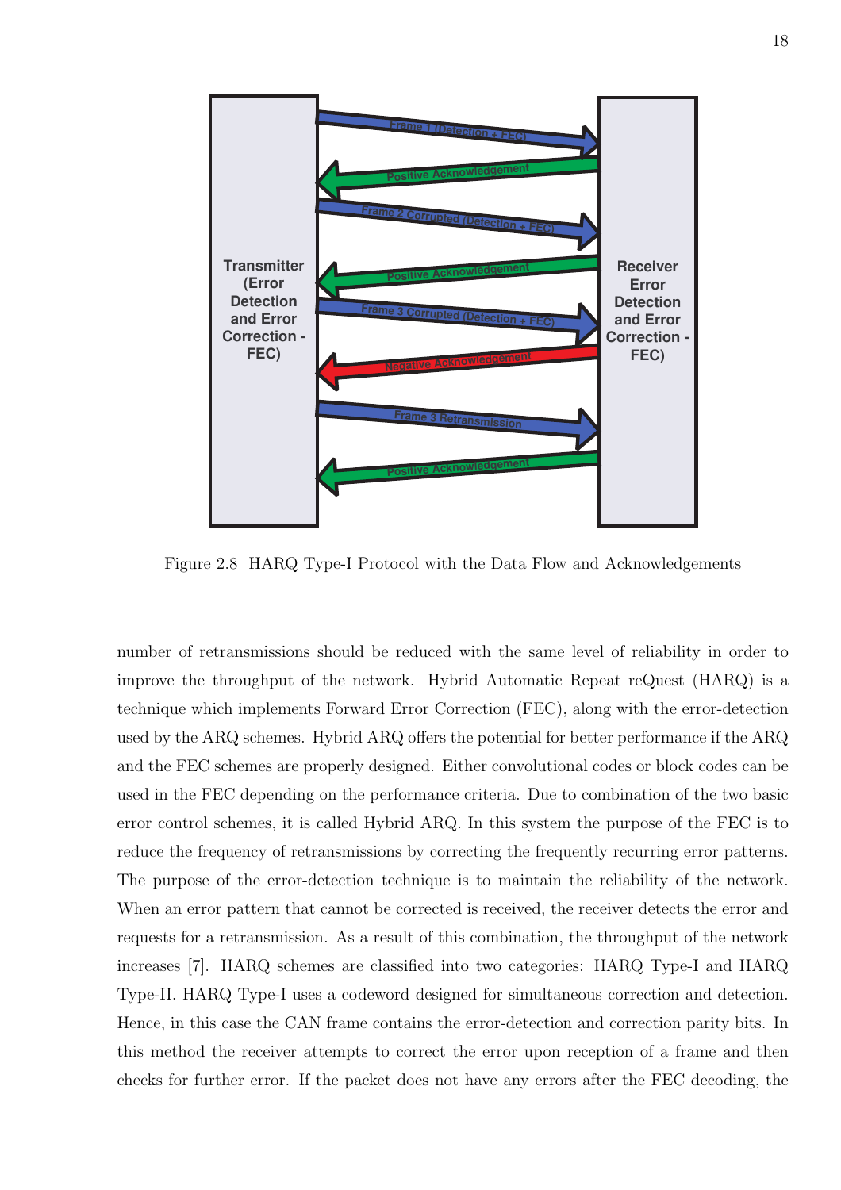Transmitter (Error Detection and Error Correction - FEC)

Receiver Error Detection and Error Correction - FEC)

Frame 1 (Detection + FEC)

Positive Acknowledgement

Frame 2 Corrupted (Detection + FEC)

Positive Acknowledgement

Frame 3 Corrupted (Detection + FEC)

Negative Acknowledgement

Frame 3 Retransmission

Positive Acknowledgement

Figure 2.8 HARQ Type-I Protocol with the Data Flow and Acknowledgements

number of retransmissions should be reduced with the same level of reliability in order to improve the throughput of the network. Hybrid Automatic Repeat reQuest (HARQ) is a technique which implements Forward Error Correction (FEC), along with the error-detection used by the ARQ schemes. Hybrid ARQ offers the potential for better performance if the ARQ and the FEC schemes are properly designed. Either convolutional codes or block codes can be used in the FEC depending on the performance criteria. Due to combination of the two basic error control schemes, it is called Hybrid ARQ. In this system the purpose of the FEC is to reduce the frequency of retransmissions by correcting the frequently recurring error patterns. The purpose of the error-detection technique is to maintain the reliability of the network. When an error pattern that cannot be corrected is received, the receiver detects the error and requests for a retransmission. As a result of this combination, the throughput of the network increases [7]. HARQ schemes are classified into two categories: HARQ Type-I and HARQ Type-II. HARQ Type-I uses a codeword designed for simultaneous correction and detection. Hence, in this case the CAN frame contains the error-detection and correction parity bits. In this method the receiver attempts to correct the error upon reception of a frame and then checks for further error. If the packet does not have any errors after the FEC decoding, the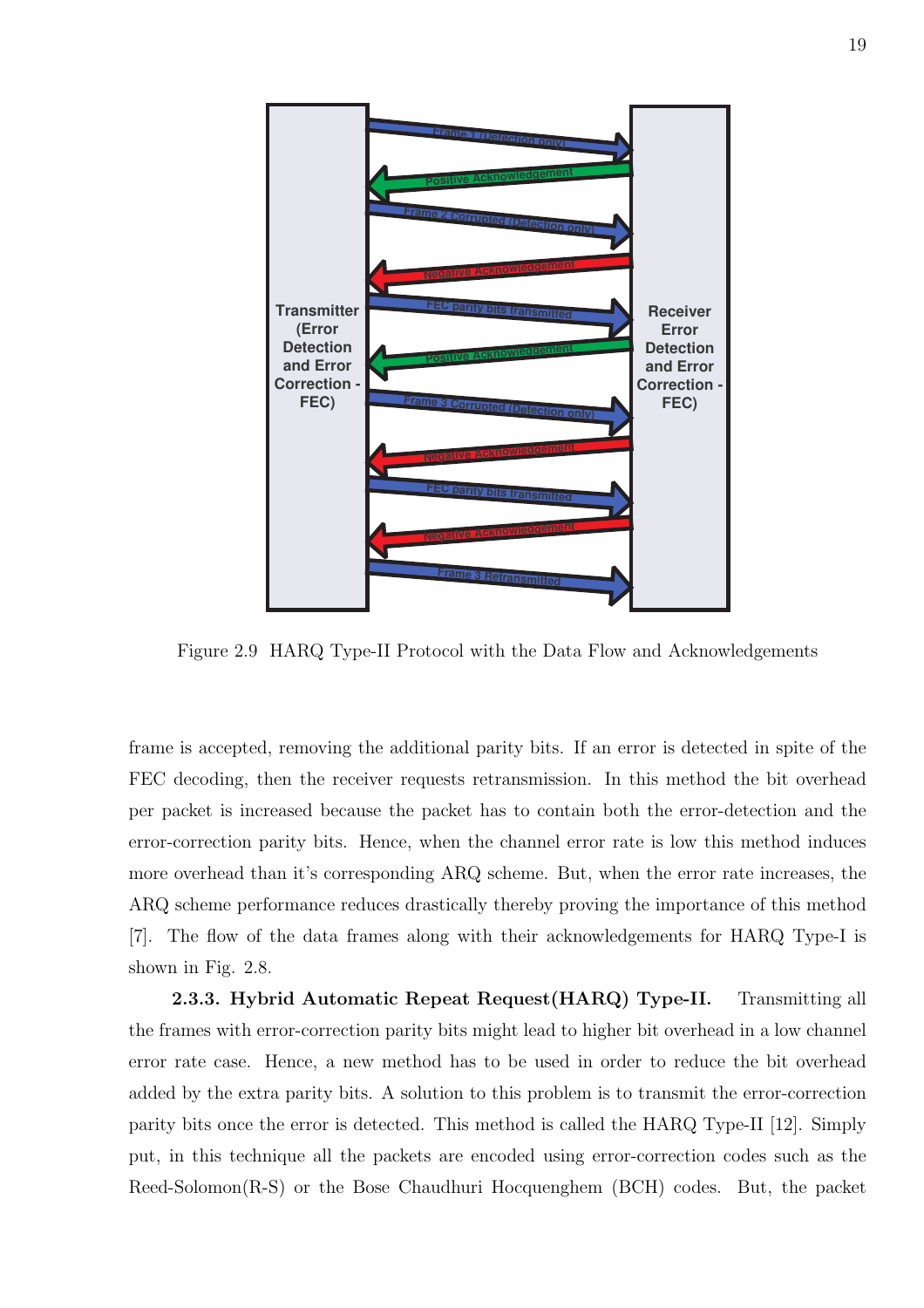Transmitter (Error Detection and Error Correction - FEC)

Receiver Error Detection and Error Correction - FEC)

Frame 1 (Detection only)

Positive Acknowledgement

Frame 2 Corrupted (Detection only)

Negative Acknowledgement

FEC parity bits transmitted

Positive Acknowledgement

Frame 3 Corrupted (Detection only)

Negative Acknowledgement

FEC parity bits transmitted

Negative Acknowledgement

Frame 3 Retransmitted

Figure 2.9 HARQ Type-II Protocol with the Data Flow and Acknowledgements

frame is accepted, removing the additional parity bits. If an error is detected in spite of the FEC decoding, then the receiver requests retransmission. In this method the bit overhead per packet is increased because the packet has to contain both the error-detection and the error-correction parity bits. Hence, when the channel error rate is low this method induces more overhead than it's corresponding ARQ scheme. But, when the error rate increases, the ARQ scheme performance reduces drastically thereby proving the importance of this method [7]. The flow of the data frames along with their acknowledgements for HARQ Type-I is shown in Fig. 2.8.

**2.3.3. Hybrid Automatic Repeat Request(HARQ) Type-II.** Transmitting all the frames with error-correction parity bits might lead to higher bit overhead in a low channel error rate case. Hence, a new method has to be used in order to reduce the bit overhead added by the extra parity bits. A solution to this problem is to transmit the error-correction parity bits once the error is detected. This method is called the HARQ Type-II [12]. Simply put, in this technique all the packets are encoded using error-correction codes such as the Reed-Solomon(R-S) or the Bose Chaudhuri Hocquenghem (BCH) codes. But, the packet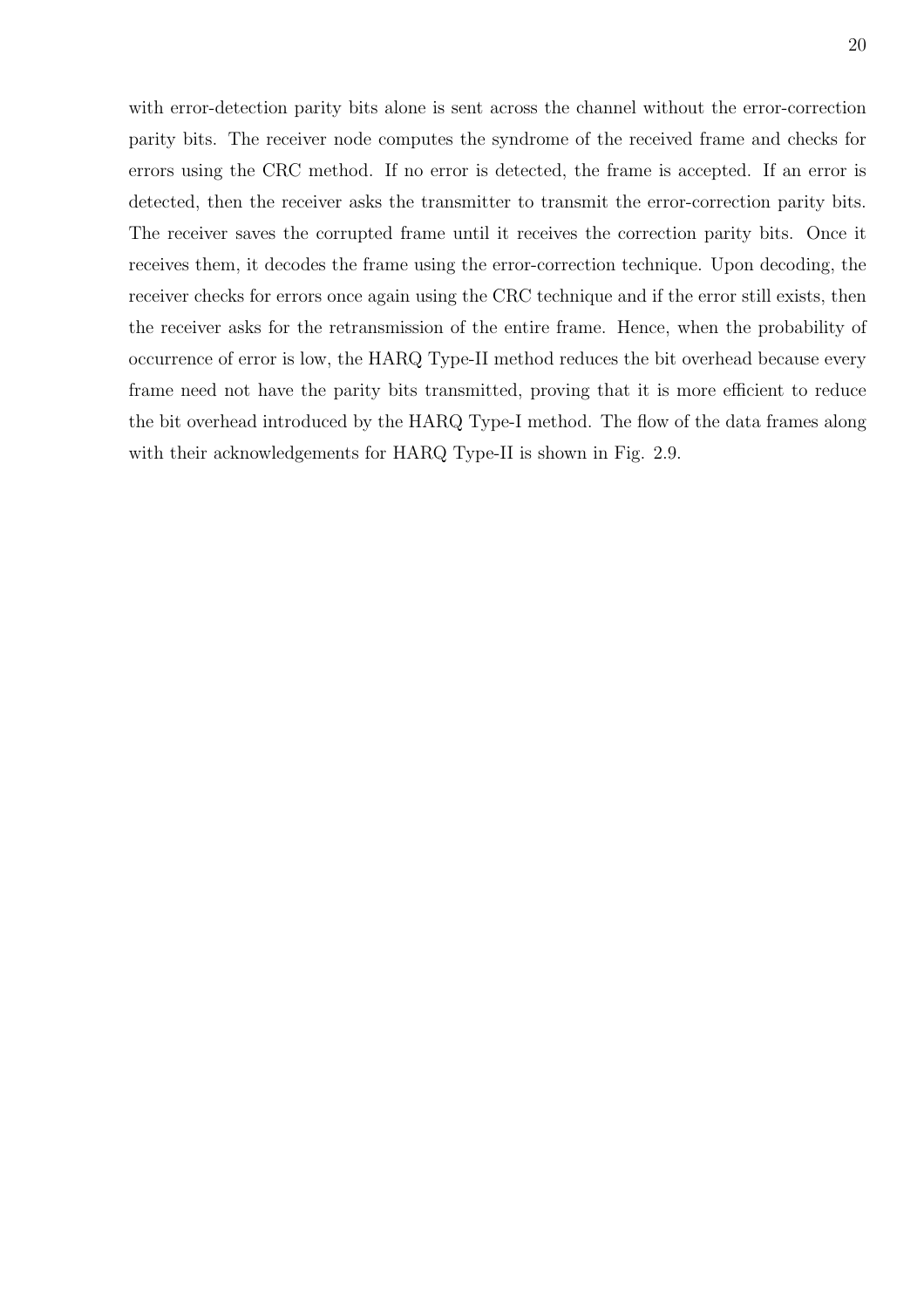with error-detection parity bits alone is sent across the channel without the error-correction parity bits. The receiver node computes the syndrome of the received frame and checks for errors using the CRC method. If no error is detected, the frame is accepted. If an error is detected, then the receiver asks the transmitter to transmit the error-correction parity bits. The receiver saves the corrupted frame until it receives the correction parity bits. Once it receives them, it decodes the frame using the error-correction technique. Upon decoding, the receiver checks for errors once again using the CRC technique and if the error still exists, then the receiver asks for the retransmission of the entire frame. Hence, when the probability of occurrence of error is low, the HARQ Type-II method reduces the bit overhead because every frame need not have the parity bits transmitted, proving that it is more efficient to reduce the bit overhead introduced by the HARQ Type-I method. The flow of the data frames along with their acknowledgements for HARQ Type-II is shown in Fig. 2.9.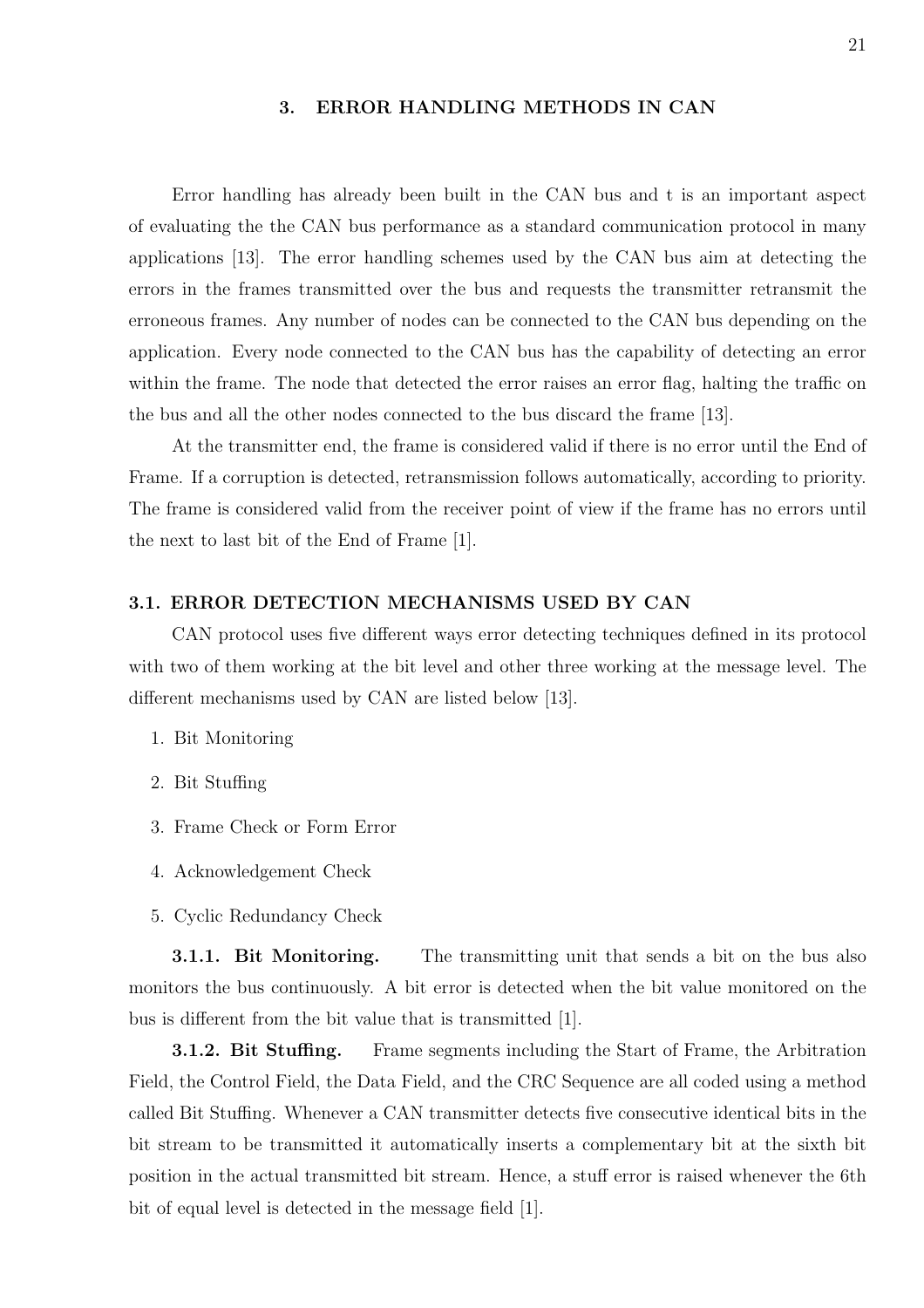# 3. ERROR HANDLING METHODS IN CAN

Error handling has already been built in the CAN bus and t is an important aspect of evaluating the the CAN bus performance as a standard communication protocol in many applications [13]. The error handling schemes used by the CAN bus aim at detecting the errors in the frames transmitted over the bus and requests the transmitter retransmit the erroneous frames. Any number of nodes can be connected to the CAN bus depending on the application. Every node connected to the CAN bus has the capability of detecting an error within the frame. The node that detected the error raises an error flag, halting the traffic on the bus and all the other nodes connected to the bus discard the frame [13].

At the transmitter end, the frame is considered valid if there is no error until the End of Frame. If a corruption is detected, retransmission follows automatically, according to priority. The frame is considered valid from the receiver point of view if the frame has no errors until the next to last bit of the End of Frame [1].

## 3.1. ERROR DETECTION MECHANISMS USED BY CAN

CAN protocol uses five different ways error detecting techniques defined in its protocol with two of them working at the bit level and other three working at the message level. The different mechanisms used by CAN are listed below [13].

1. Bit Monitoring
2. Bit Stuffing
3. Frame Check or Form Error
4. Acknowledgement Check
5. Cyclic Redundancy Check

**3.1.1. Bit Monitoring.** The transmitting unit that sends a bit on the bus also monitors the bus continuously. A bit error is detected when the bit value monitored on the bus is different from the bit value that is transmitted [1].

**3.1.2. Bit Stuffing.** Frame segments including the Start of Frame, the Arbitration Field, the Control Field, the Data Field, and the CRC Sequence are all coded using a method called Bit Stuffing. Whenever a CAN transmitter detects five consecutive identical bits in the bit stream to be transmitted it automatically inserts a complementary bit at the sixth bit position in the actual transmitted bit stream. Hence, a stuff error is raised whenever the 6th bit of equal level is detected in the message field [1].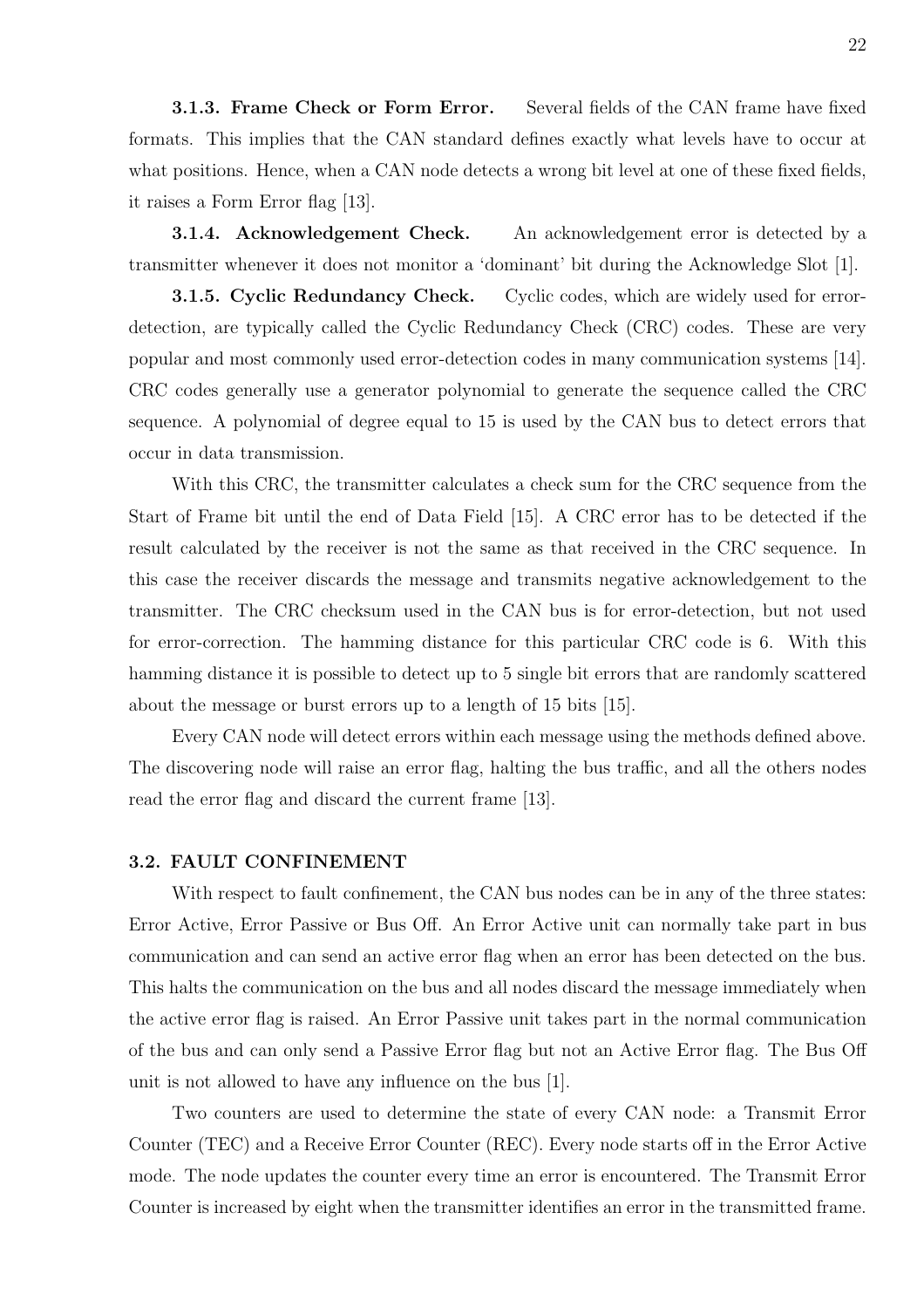**3.1.3. Frame Check or Form Error.** Several fields of the CAN frame have fixed formats. This implies that the CAN standard defines exactly what levels have to occur at what positions. Hence, when a CAN node detects a wrong bit level at one of these fixed fields, it raises a Form Error flag [13].

**3.1.4. Acknowledgement Check.** An acknowledgement error is detected by a transmitter whenever it does not monitor a 'dominant' bit during the Acknowledge Slot [1].

**3.1.5. Cyclic Redundancy Check.** Cyclic codes, which are widely used for error-detection, are typically called the Cyclic Redundancy Check (CRC) codes. These are very popular and most commonly used error-detection codes in many communication systems [14]. CRC codes generally use a generator polynomial to generate the sequence called the CRC sequence. A polynomial of degree equal to 15 is used by the CAN bus to detect errors that occur in data transmission.

With this CRC, the transmitter calculates a check sum for the CRC sequence from the Start of Frame bit until the end of Data Field [15]. A CRC error has to be detected if the result calculated by the receiver is not the same as that received in the CRC sequence. In this case the receiver discards the message and transmits negative acknowledgement to the transmitter. The CRC checksum used in the CAN bus is for error-detection, but not used for error-correction. The hamming distance for this particular CRC code is 6. With this hamming distance it is possible to detect up to 5 single bit errors that are randomly scattered about the message or burst errors up to a length of 15 bits [15].

Every CAN node will detect errors within each message using the methods defined above. The discovering node will raise an error flag, halting the bus traffic, and all the others nodes read the error flag and discard the current frame [13].

## 3.2. FAULT CONFINEMENT

With respect to fault confinement, the CAN bus nodes can be in any of the three states: Error Active, Error Passive or Bus Off. An Error Active unit can normally take part in bus communication and can send an active error flag when an error has been detected on the bus. This halts the communication on the bus and all nodes discard the message immediately when the active error flag is raised. An Error Passive unit takes part in the normal communication of the bus and can only send a Passive Error flag but not an Active Error flag. The Bus Off unit is not allowed to have any influence on the bus [1].

Two counters are used to determine the state of every CAN node: a Transmit Error Counter (TEC) and a Receive Error Counter (REC). Every node starts off in the Error Active mode. The node updates the counter every time an error is encountered. The Transmit Error Counter is increased by eight when the transmitter identifies an error in the transmitted frame.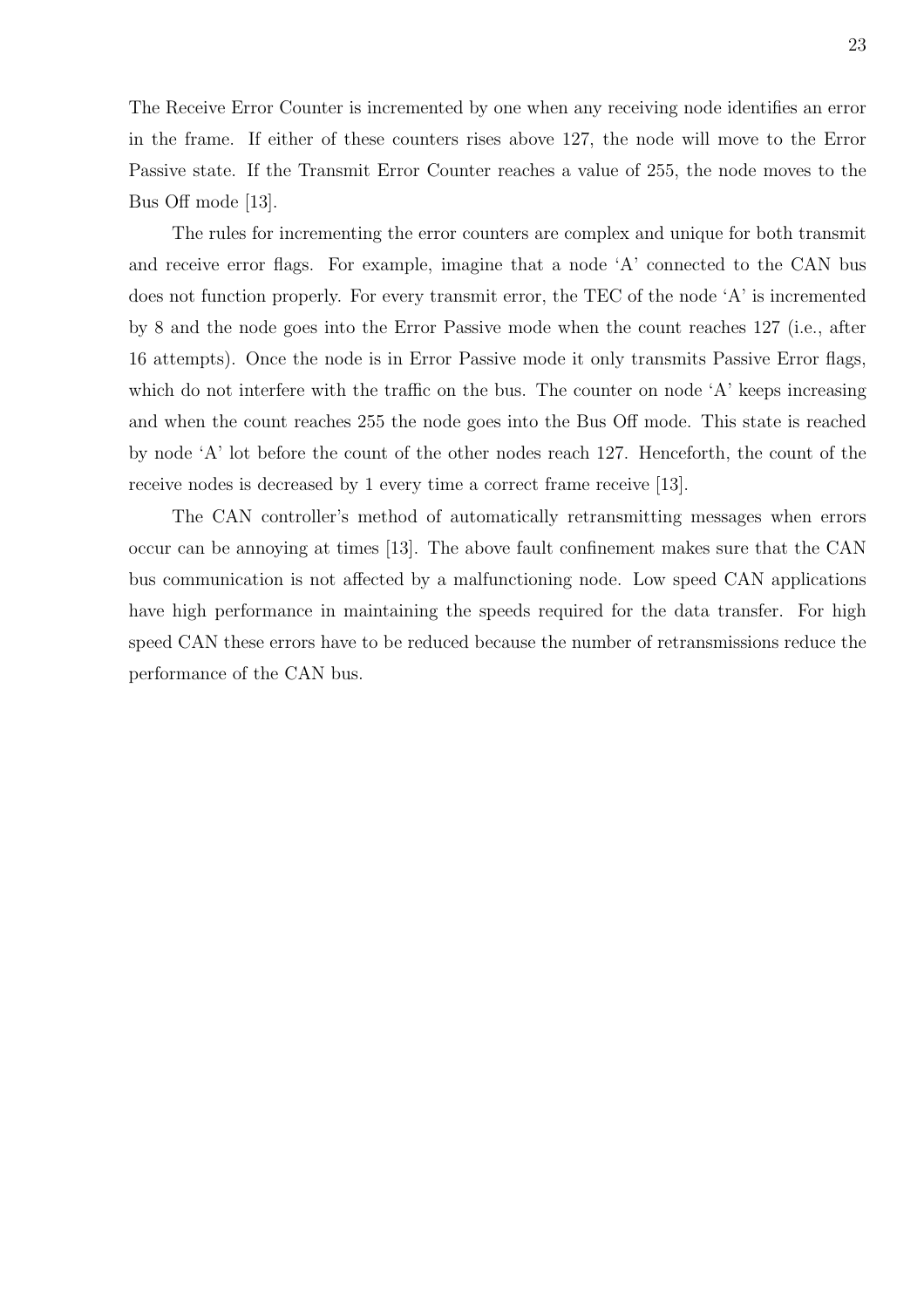The Receive Error Counter is incremented by one when any receiving node identifies an error in the frame. If either of these counters rises above 127, the node will move to the Error Passive state. If the Transmit Error Counter reaches a value of 255, the node moves to the Bus Off mode [13].

The rules for incrementing the error counters are complex and unique for both transmit and receive error flags. For example, imagine that a node 'A' connected to the CAN bus does not function properly. For every transmit error, the TEC of the node 'A' is incremented by 8 and the node goes into the Error Passive mode when the count reaches 127 (i.e., after 16 attempts). Once the node is in Error Passive mode it only transmits Passive Error flags, which do not interfere with the traffic on the bus. The counter on node 'A' keeps increasing and when the count reaches 255 the node goes into the Bus Off mode. This state is reached by node 'A' lot before the count of the other nodes reach 127. Henceforth, the count of the receive nodes is decreased by 1 every time a correct frame receive [13].

The CAN controller's method of automatically retransmitting messages when errors occur can be annoying at times [13]. The above fault confinement makes sure that the CAN bus communication is not affected by a malfunctioning node. Low speed CAN applications have high performance in maintaining the speeds required for the data transfer. For high speed CAN these errors have to be reduced because the number of retransmissions reduce the performance of the CAN bus.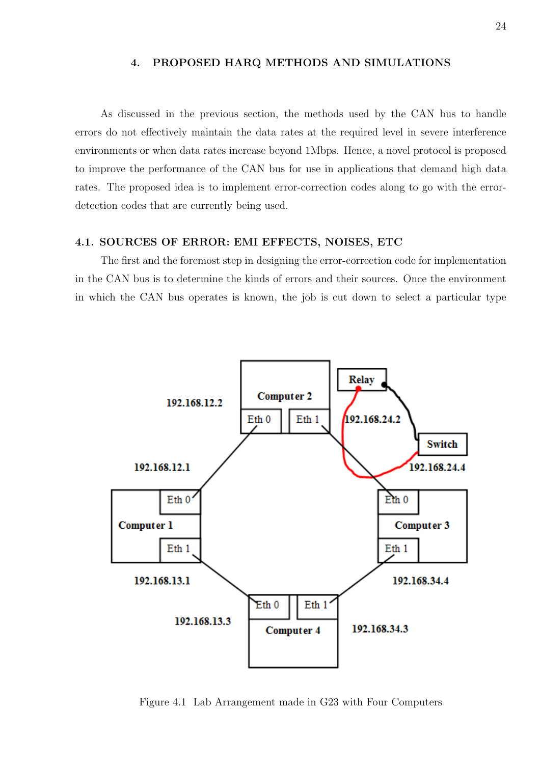## 4. PROPOSED HARQ METHODS AND SIMULATIONS

As discussed in the previous section, the methods used by the CAN bus to handle errors do not effectively maintain the data rates at the required level in severe interference environments or when data rates increase beyond 1Mbps. Hence, a novel protocol is proposed to improve the performance of the CAN bus for use in applications that demand high data rates. The proposed idea is to implement error-correction codes along to go with the error-detection codes that are currently being used.

### 4.1. SOURCES OF ERROR: EMI EFFECTS, NOISES, ETC

The first and the foremost step in designing the error-correction code for implementation in the CAN bus is to determine the kinds of errors and their sources. Once the environment in which the CAN bus operates is known, the job is cut down to select a particular type

Computer 2
Eth 0
Eth 1
Relay
Switch
192.168.12.2
192.168.24.2
192.168.12.1
192.168.24.4
Computer 1
Eth 0
Eth 1
Computer 3
Eth 0
Eth 1
192.168.13.1
192.168.34.4
Computer 4
Eth 0
Eth 1
192.168.13.3
192.168.34.3

Figure 4.1 Lab Arrangement made in G23 with Four Computers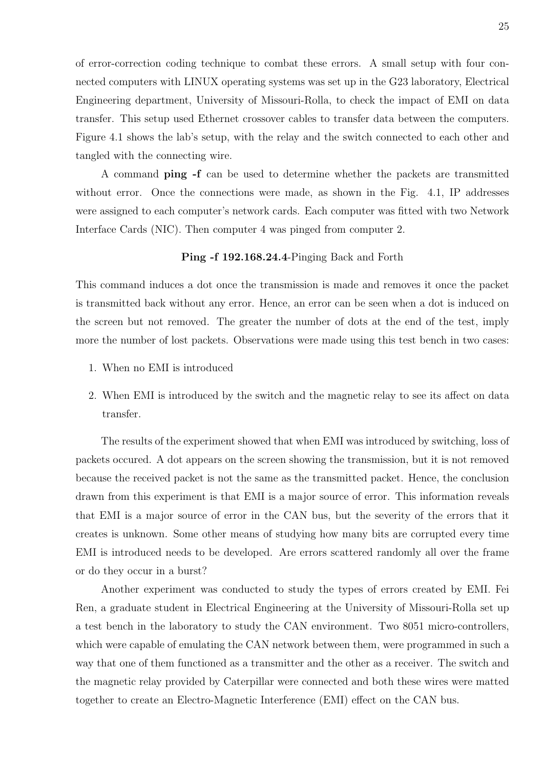of error-correction coding technique to combat these errors. A small setup with four connected computers with LINUX operating systems was set up in the G23 laboratory, Electrical Engineering department, University of Missouri-Rolla, to check the impact of EMI on data transfer. This setup used Ethernet crossover cables to transfer data between the computers. Figure 4.1 shows the lab's setup, with the relay and the switch connected to each other and tangled with the connecting wire.

A command **ping -f** can be used to determine whether the packets are transmitted without error. Once the connections were made, as shown in the Fig. 4.1, IP addresses were assigned to each computer's network cards. Each computer was fitted with two Network Interface Cards (NIC). Then computer 4 was pinged from computer 2.

**Ping -f 192.168.24.4**-Pinging Back and Forth

This command induces a dot once the transmission is made and removes it once the packet is transmitted back without any error. Hence, an error can be seen when a dot is induced on the screen but not removed. The greater the number of dots at the end of the test, imply more the number of lost packets. Observations were made using this test bench in two cases:

1. When no EMI is introduced
2. When EMI is introduced by the switch and the magnetic relay to see its affect on data transfer.

The results of the experiment showed that when EMI was introduced by switching, loss of packets occured. A dot appears on the screen showing the transmission, but it is not removed because the received packet is not the same as the transmitted packet. Hence, the conclusion drawn from this experiment is that EMI is a major source of error. This information reveals that EMI is a major source of error in the CAN bus, but the severity of the errors that it creates is unknown. Some other means of studying how many bits are corrupted every time EMI is introduced needs to be developed. Are errors scattered randomly all over the frame or do they occur in a burst?

Another experiment was conducted to study the types of errors created by EMI. Fei Ren, a graduate student in Electrical Engineering at the University of Missouri-Rolla set up a test bench in the laboratory to study the CAN environment. Two 8051 micro-controllers, which were capable of emulating the CAN network between them, were programmed in such a way that one of them functioned as a transmitter and the other as a receiver. The switch and the magnetic relay provided by Caterpillar were connected and both these wires were matted together to create an Electro-Magnetic Interference (EMI) effect on the CAN bus.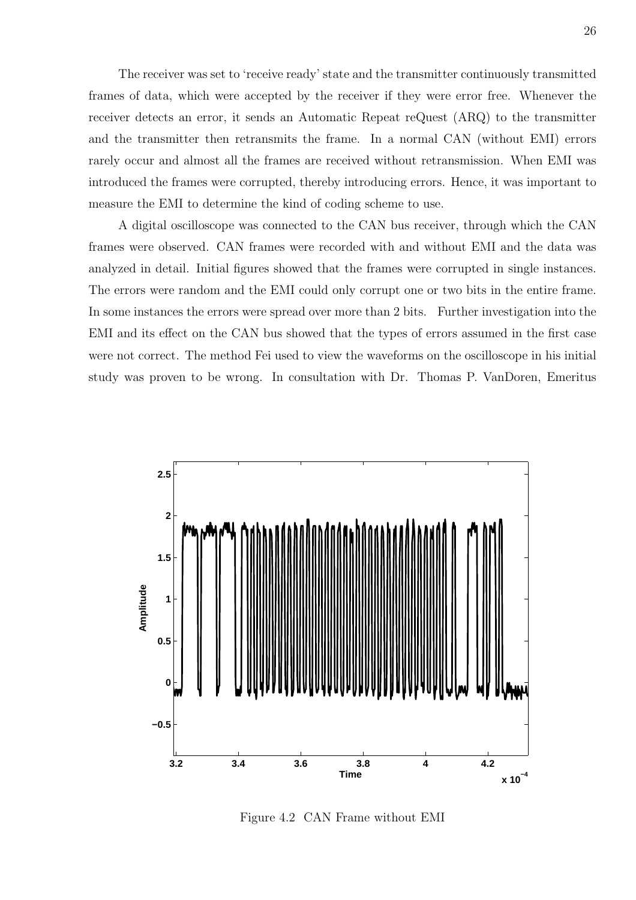The receiver was set to 'receive ready' state and the transmitter continuously transmitted frames of data, which were accepted by the receiver if they were error free. Whenever the receiver detects an error, it sends an Automatic Repeat reQuest (ARQ) to the transmitter and the transmitter then retransmits the frame. In a normal CAN (without EMI) errors rarely occur and almost all the frames are received without retransmission. When EMI was introduced the frames were corrupted, thereby introducing errors. Hence, it was important to measure the EMI to determine the kind of coding scheme to use.

A digital oscilloscope was connected to the CAN bus receiver, through which the CAN frames were observed. CAN frames were recorded with and without EMI and the data was analyzed in detail. Initial figures showed that the frames were corrupted in single instances. The errors were random and the EMI could only corrupt one or two bits in the entire frame. In some instances the errors were spread over more than 2 bits. Further investigation into the EMI and its effect on the CAN bus showed that the types of errors assumed in the first case were not correct. The method Fei used to view the waveforms on the oscilloscope in his initial study was proven to be wrong. In consultation with Dr. Thomas P. VanDoren, Emeritus

Amplitude
2.5
2
1.5
1
0.5
0
−0.5
3.2
3.4
3.6
3.8
4
4.2
Time
$\times 10^{-4}$

Figure 4.2 CAN Frame without EMI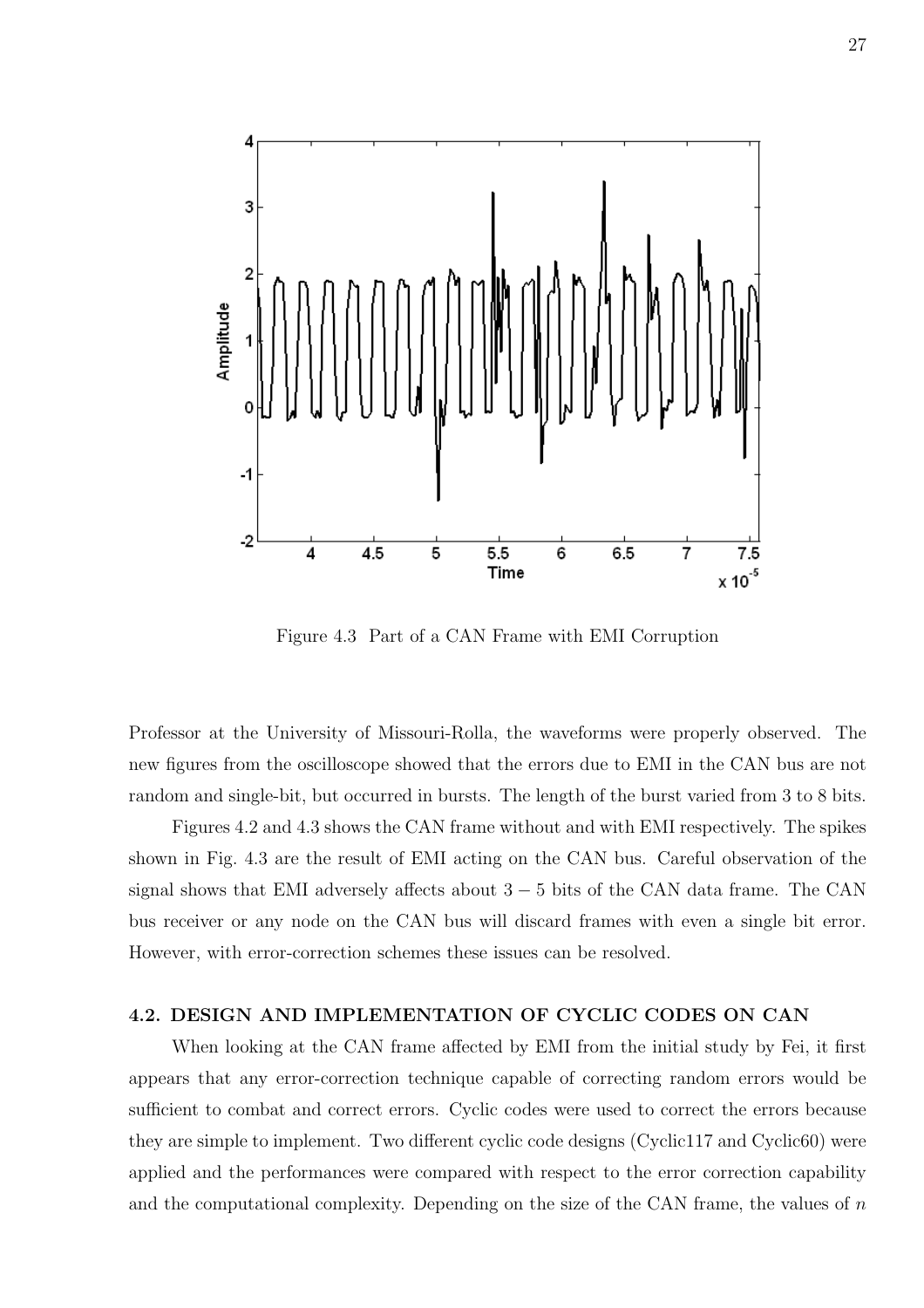Amplitude

4
3
2
1
0
-1
-2

4
4.5
5
5.5
6
6.5
7
7.5

Time

x 10^-5

Figure 4.3 Part of a CAN Frame with EMI Corruption

Professor at the University of Missouri-Rolla, the waveforms were properly observed. The new figures from the oscilloscope showed that the errors due to EMI in the CAN bus are not random and single-bit, but occurred in bursts. The length of the burst varied from 3 to 8 bits.

Figures 4.2 and 4.3 shows the CAN frame without and with EMI respectively. The spikes shown in Fig. 4.3 are the result of EMI acting on the CAN bus. Careful observation of the signal shows that EMI adversely affects about $3 - 5$ bits of the CAN data frame. The CAN bus receiver or any node on the CAN bus will discard frames with even a single bit error. However, with error-correction schemes these issues can be resolved.

### 4.2. DESIGN AND IMPLEMENTATION OF CYCLIC CODES ON CAN

When looking at the CAN frame affected by EMI from the initial study by Fei, it first appears that any error-correction technique capable of correcting random errors would be sufficient to combat and correct errors. Cyclic codes were used to correct the errors because they are simple to implement. Two different cyclic code designs (Cyclic117 and Cyclic60) were applied and the performances were compared with respect to the error correction capability and the computational complexity. Depending on the size of the CAN frame, the values of $n$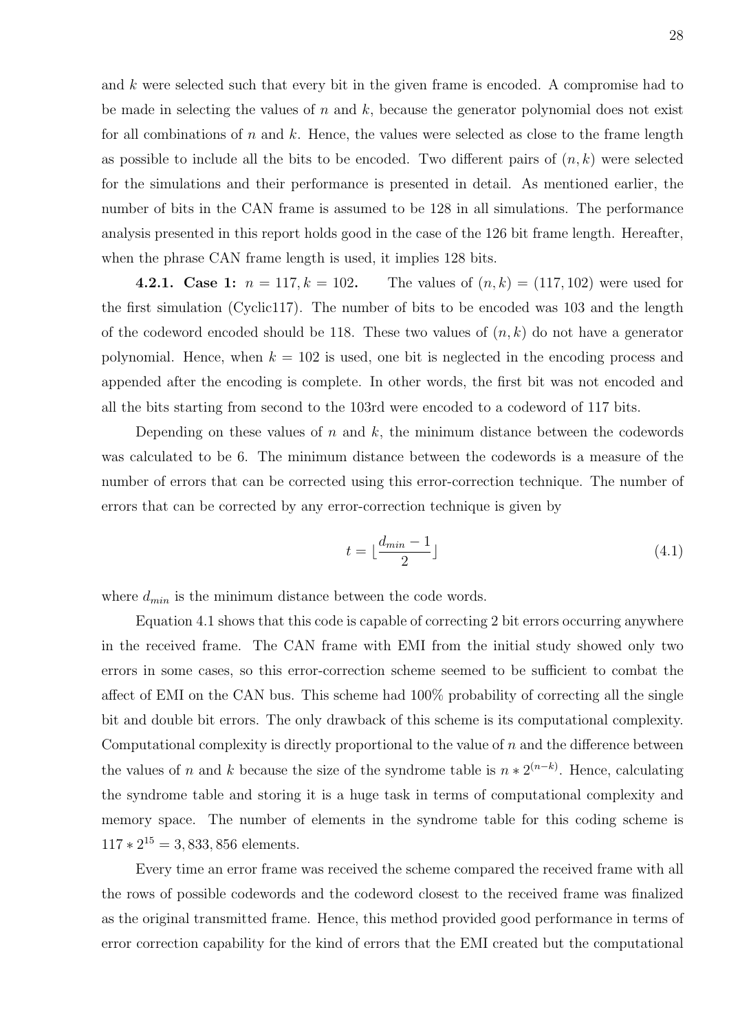and $k$ were selected such that every bit in the given frame is encoded. A compromise had to be made in selecting the values of $n$ and $k$, because the generator polynomial does not exist for all combinations of $n$ and $k$. Hence, the values were selected as close to the frame length as possible to include all the bits to be encoded. Two different pairs of $(n, k)$ were selected for the simulations and their performance is presented in detail. As mentioned earlier, the number of bits in the CAN frame is assumed to be 128 in all simulations. The performance analysis presented in this report holds good in the case of the 126 bit frame length. Hereafter, when the phrase CAN frame length is used, it implies 128 bits.

**4.2.1. Case 1: $n = 117, k = 102$.** The values of $(n, k) = (117, 102)$ were used for the first simulation (Cyclic117). The number of bits to be encoded was 103 and the length of the codeword encoded should be 118. These two values of $(n, k)$ do not have a generator polynomial. Hence, when $k = 102$ is used, one bit is neglected in the encoding process and appended after the encoding is complete. In other words, the first bit was not encoded and all the bits starting from second to the 103rd were encoded to a codeword of 117 bits.

Depending on these values of $n$ and $k$, the minimum distance between the codewords was calculated to be 6. The minimum distance between the codewords is a measure of the number of errors that can be corrected using this error-correction technique. The number of errors that can be corrected by any error-correction technique is given by

$$t = \lfloor \frac{d_{min} - 1}{2} \rfloor \tag{4.1}$$

where $d_{min}$ is the minimum distance between the code words.

Equation 4.1 shows that this code is capable of correcting 2 bit errors occurring anywhere in the received frame. The CAN frame with EMI from the initial study showed only two errors in some cases, so this error-correction scheme seemed to be sufficient to combat the affect of EMI on the CAN bus. This scheme had 100% probability of correcting all the single bit and double bit errors. The only drawback of this scheme is its computational complexity. Computational complexity is directly proportional to the value of $n$ and the difference between the values of $n$ and $k$ because the size of the syndrome table is $n * 2^{(n-k)}$. Hence, calculating the syndrome table and storing it is a huge task in terms of computational complexity and memory space. The number of elements in the syndrome table for this coding scheme is $117 * 2^{15} = 3,833,856$ elements.

Every time an error frame was received the scheme compared the received frame with all the rows of possible codewords and the codeword closest to the received frame was finalized as the original transmitted frame. Hence, this method provided good performance in terms of error correction capability for the kind of errors that the EMI created but the computational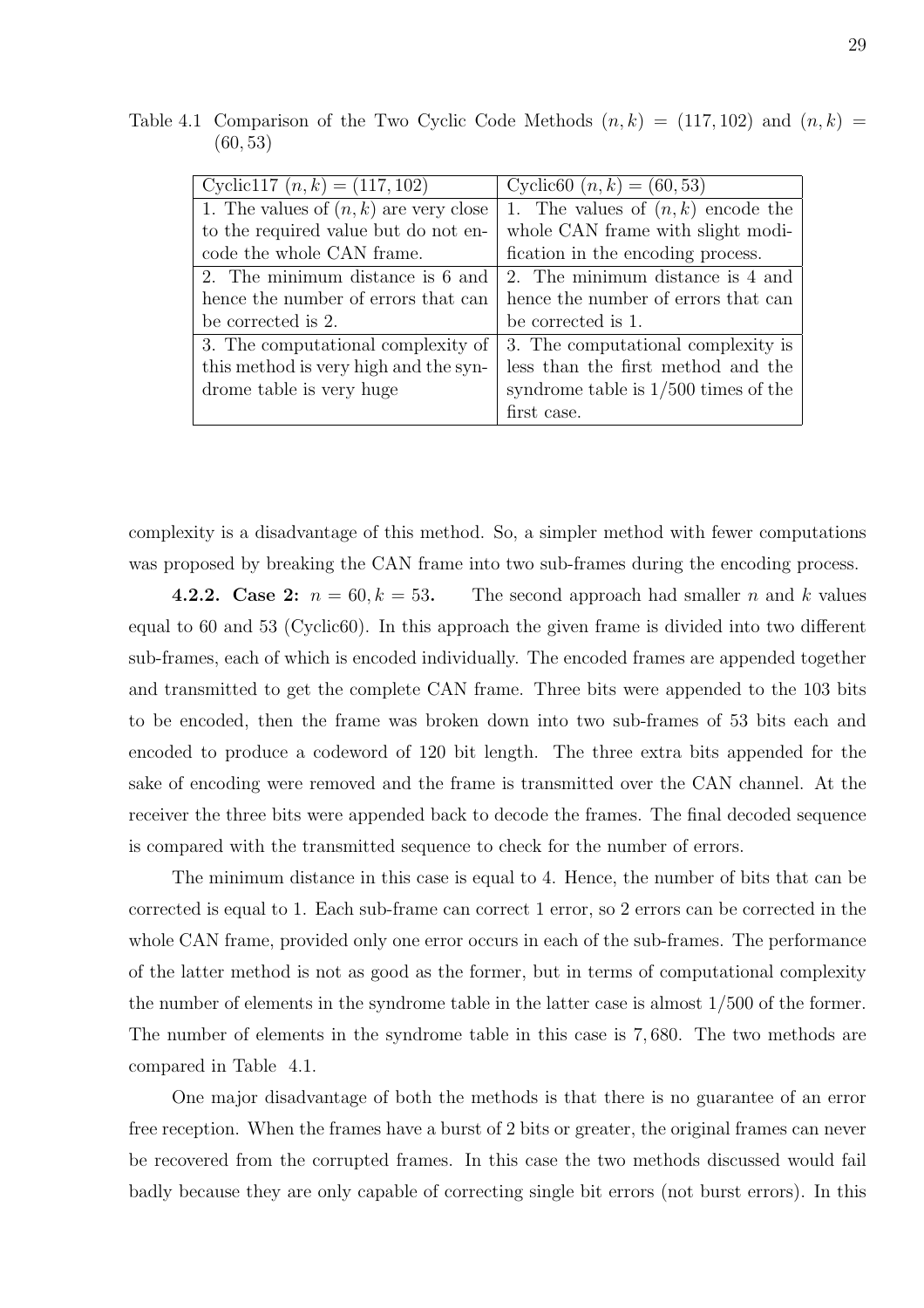Table 4.1 Comparison of the Two Cyclic Code Methods $(n, k) = (117, 102)$ and $(n, k) = (60, 53)$

| Cyclic117 $(n, k) = (117, 102)$ | Cyclic60 $(n, k) = (60, 53)$ |
|---|---|
| 1. The values of $(n, k)$ are very close to the required value but do not encode the whole CAN frame. | 1. The values of $(n, k)$ encode the whole CAN frame with slight modification in the encoding process. |
| 2. The minimum distance is 6 and hence the number of errors that can be corrected is 2. | 2. The minimum distance is 4 and hence the number of errors that can be corrected is 1. |
| 3. The computational complexity of this method is very high and the syndrome table is very huge | 3. The computational complexity is less than the first method and the syndrome table is 1/500 times of the first case. |

complexity is a disadvantage of this method. So, a simpler method with fewer computations was proposed by breaking the CAN frame into two sub-frames during the encoding process.

**4.2.2. Case 2: $n = 60, k = 53$.** The second approach had smaller $n$ and $k$ values equal to 60 and 53 (Cyclic60). In this approach the given frame is divided into two different sub-frames, each of which is encoded individually. The encoded frames are appended together and transmitted to get the complete CAN frame. Three bits were appended to the 103 bits to be encoded, then the frame was broken down into two sub-frames of 53 bits each and encoded to produce a codeword of 120 bit length. The three extra bits appended for the sake of encoding were removed and the frame is transmitted over the CAN channel. At the receiver the three bits were appended back to decode the frames. The final decoded sequence is compared with the transmitted sequence to check for the number of errors.

The minimum distance in this case is equal to 4. Hence, the number of bits that can be corrected is equal to 1. Each sub-frame can correct 1 error, so 2 errors can be corrected in the whole CAN frame, provided only one error occurs in each of the sub-frames. The performance of the latter method is not as good as the former, but in terms of computational complexity the number of elements in the syndrome table in the latter case is almost 1/500 of the former. The number of elements in the syndrome table in this case is 7,680. The two methods are compared in Table 4.1.

One major disadvantage of both the methods is that there is no guarantee of an error free reception. When the frames have a burst of 2 bits or greater, the original frames can never be recovered from the corrupted frames. In this case the two methods discussed would fail badly because they are only capable of correcting single bit errors (not burst errors). In this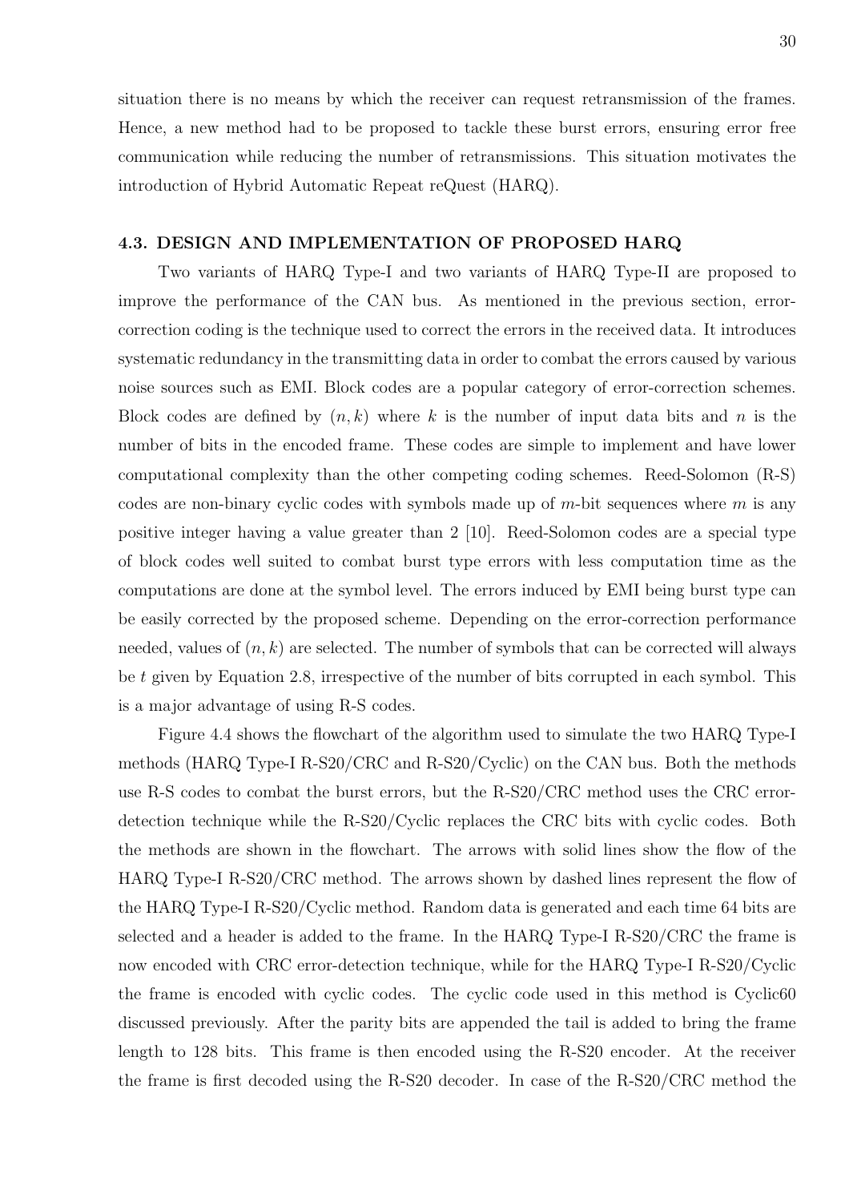situation there is no means by which the receiver can request retransmission of the frames. Hence, a new method had to be proposed to tackle these burst errors, ensuring error free communication while reducing the number of retransmissions. This situation motivates the introduction of Hybrid Automatic Repeat reQuest (HARQ).

### 4.3. DESIGN AND IMPLEMENTATION OF PROPOSED HARQ

Two variants of HARQ Type-I and two variants of HARQ Type-II are proposed to improve the performance of the CAN bus. As mentioned in the previous section, error-correction coding is the technique used to correct the errors in the received data. It introduces systematic redundancy in the transmitting data in order to combat the errors caused by various noise sources such as EMI. Block codes are a popular category of error-correction schemes. Block codes are defined by $(n, k)$ where $k$ is the number of input data bits and $n$ is the number of bits in the encoded frame. These codes are simple to implement and have lower computational complexity than the other competing coding schemes. Reed-Solomon (R-S) codes are non-binary cyclic codes with symbols made up of $m$-bit sequences where $m$ is any positive integer having a value greater than 2 [10]. Reed-Solomon codes are a special type of block codes well suited to combat burst type errors with less computation time as the computations are done at the symbol level. The errors induced by EMI being burst type can be easily corrected by the proposed scheme. Depending on the error-correction performance needed, values of $(n, k)$ are selected. The number of symbols that can be corrected will always be $t$ given by Equation 2.8, irrespective of the number of bits corrupted in each symbol. This is a major advantage of using R-S codes.

Figure 4.4 shows the flowchart of the algorithm used to simulate the two HARQ Type-I methods (HARQ Type-I R-S20/CRC and R-S20/Cyclic) on the CAN bus. Both the methods use R-S codes to combat the burst errors, but the R-S20/CRC method uses the CRC error-detection technique while the R-S20/Cyclic replaces the CRC bits with cyclic codes. Both the methods are shown in the flowchart. The arrows with solid lines show the flow of the HARQ Type-I R-S20/CRC method. The arrows shown by dashed lines represent the flow of the HARQ Type-I R-S20/Cyclic method. Random data is generated and each time 64 bits are selected and a header is added to the frame. In the HARQ Type-I R-S20/CRC the frame is now encoded with CRC error-detection technique, while for the HARQ Type-I R-S20/Cyclic the frame is encoded with cyclic codes. The cyclic code used in this method is Cyclic60 discussed previously. After the parity bits are appended the tail is added to bring the frame length to 128 bits. This frame is then encoded using the R-S20 encoder. At the receiver the frame is first decoded using the R-S20 decoder. In case of the R-S20/CRC method the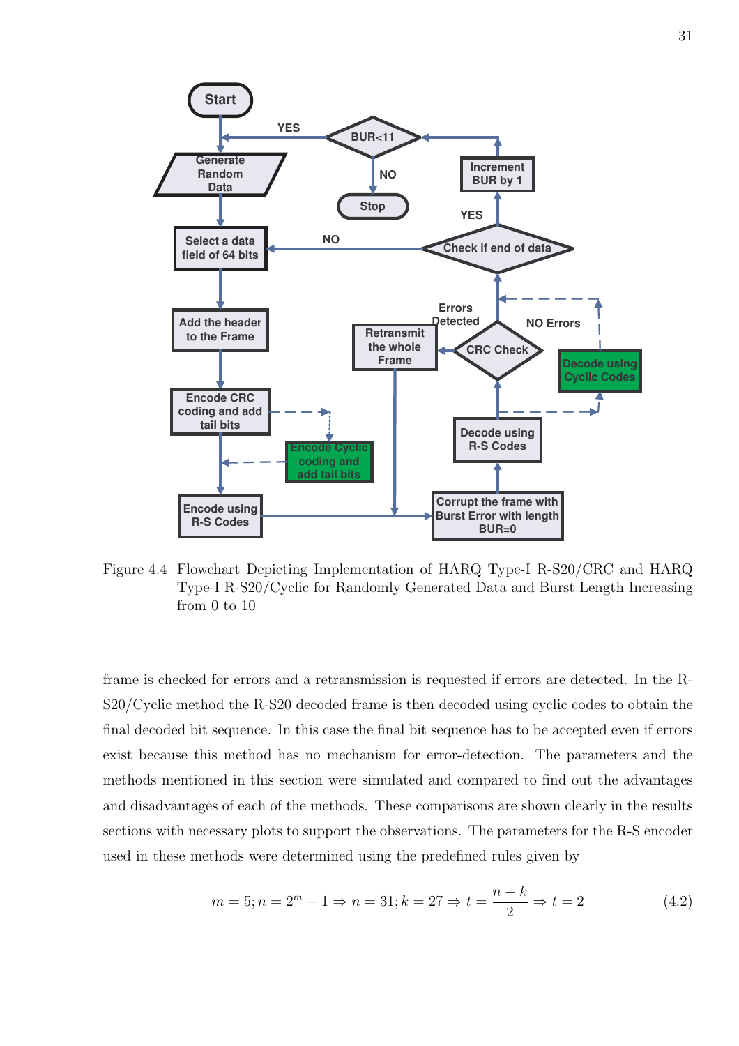Start

YES

BUR<11

Generate Random Data

NO

Stop

Increment BUR by 1

YES

Select a data field of 64 bits

NO

Check if end of data

Add the header to the Frame

Errors Detected

Retransmit the whole Frame

CRC Check

NO Errors

Decode using Cyclic Codes

Encode CRC coding and add tail bits

Encode Cyclic coding and add tail bits

Decode using R-S Codes

Encode using R-S Codes

Corrupt the frame with Burst Error with length BUR=0

Figure 4.4 Flowchart Depicting Implementation of HARQ Type-I R-S20/CRC and HARQ Type-I R-S20/Cyclic for Randomly Generated Data and Burst Length Increasing from 0 to 10

frame is checked for errors and a retransmission is requested if errors are detected. In the R-S20/Cyclic method the R-S20 decoded frame is then decoded using cyclic codes to obtain the final decoded bit sequence. In this case the final bit sequence has to be accepted even if errors exist because this method has no mechanism for error-detection. The parameters and the methods mentioned in this section were simulated and compared to find out the advantages and disadvantages of each of the methods. These comparisons are shown clearly in the results sections with necessary plots to support the observations. The parameters for the R-S encoder used in these methods were determined using the predefined rules given by

$$m = 5; n = 2^m - 1 \Rightarrow n = 31; k = 27 \Rightarrow t = \frac{n-k}{2} \Rightarrow t = 2 \tag{4.2}$$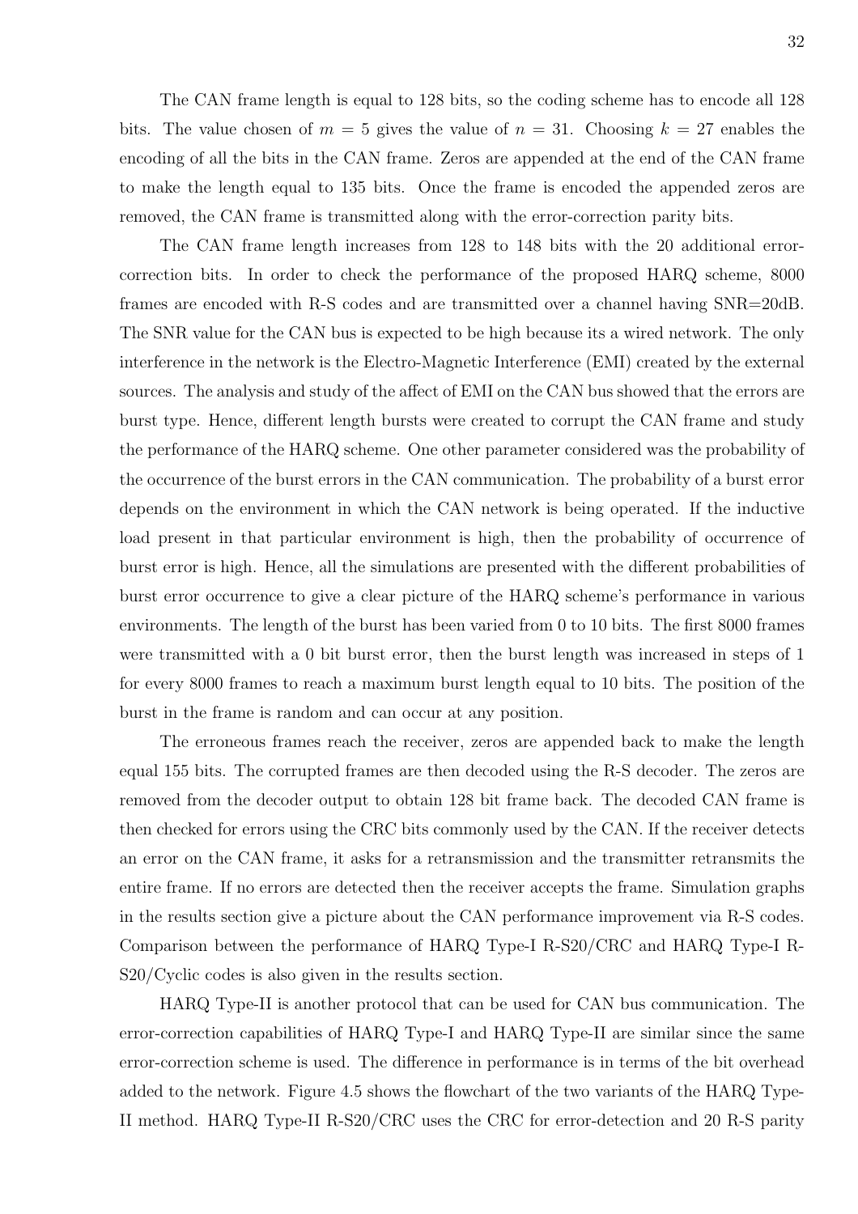The CAN frame length is equal to 128 bits, so the coding scheme has to encode all 128 bits. The value chosen of $m = 5$ gives the value of $n = 31$. Choosing $k = 27$ enables the encoding of all the bits in the CAN frame. Zeros are appended at the end of the CAN frame to make the length equal to 135 bits. Once the frame is encoded the appended zeros are removed, the CAN frame is transmitted along with the error-correction parity bits.

The CAN frame length increases from 128 to 148 bits with the 20 additional error-correction bits. In order to check the performance of the proposed HARQ scheme, 8000 frames are encoded with R-S codes and are transmitted over a channel having SNR=20dB. The SNR value for the CAN bus is expected to be high because its a wired network. The only interference in the network is the Electro-Magnetic Interference (EMI) created by the external sources. The analysis and study of the affect of EMI on the CAN bus showed that the errors are burst type. Hence, different length bursts were created to corrupt the CAN frame and study the performance of the HARQ scheme. One other parameter considered was the probability of the occurrence of the burst errors in the CAN communication. The probability of a burst error depends on the environment in which the CAN network is being operated. If the inductive load present in that particular environment is high, then the probability of occurrence of burst error is high. Hence, all the simulations are presented with the different probabilities of burst error occurrence to give a clear picture of the HARQ scheme's performance in various environments. The length of the burst has been varied from 0 to 10 bits. The first 8000 frames were transmitted with a 0 bit burst error, then the burst length was increased in steps of 1 for every 8000 frames to reach a maximum burst length equal to 10 bits. The position of the burst in the frame is random and can occur at any position.

The erroneous frames reach the receiver, zeros are appended back to make the length equal 155 bits. The corrupted frames are then decoded using the R-S decoder. The zeros are removed from the decoder output to obtain 128 bit frame back. The decoded CAN frame is then checked for errors using the CRC bits commonly used by the CAN. If the receiver detects an error on the CAN frame, it asks for a retransmission and the transmitter retransmits the entire frame. If no errors are detected then the receiver accepts the frame. Simulation graphs in the results section give a picture about the CAN performance improvement via R-S codes. Comparison between the performance of HARQ Type-I R-S20/CRC and HARQ Type-I R-S20/Cyclic codes is also given in the results section.

HARQ Type-II is another protocol that can be used for CAN bus communication. The error-correction capabilities of HARQ Type-I and HARQ Type-II are similar since the same error-correction scheme is used. The difference in performance is in terms of the bit overhead added to the network. Figure 4.5 shows the flowchart of the two variants of the HARQ Type-II method. HARQ Type-II R-S20/CRC uses the CRC for error-detection and 20 R-S parity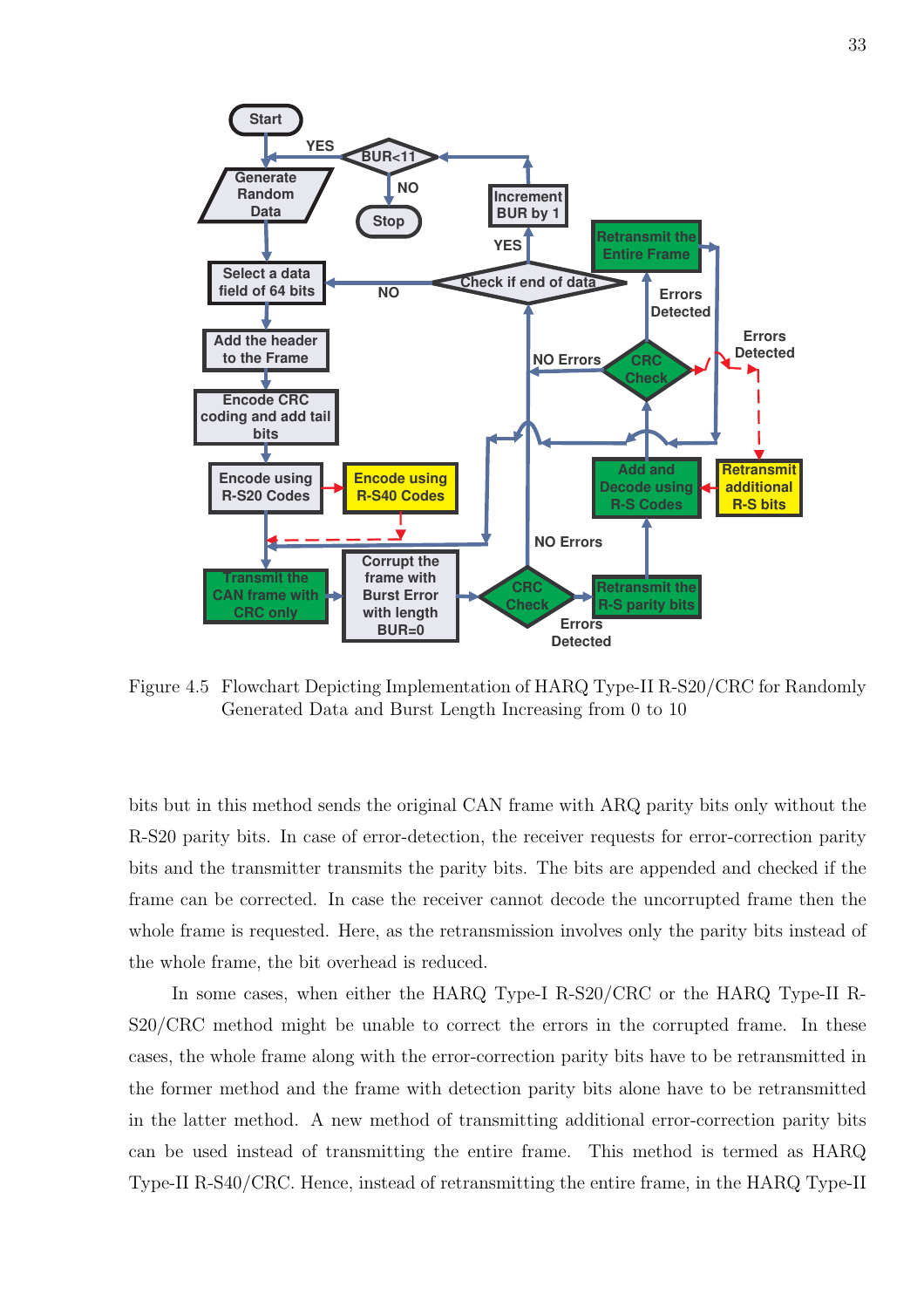Start

YES

BUR<11

NO

Stop

Generate Random Data

Increment BUR by 1

Retransmit the Entire Frame

YES

Select a data field of 64 bits

NO

Check if end of data

Errors Detected

Add the header to the Frame

NO Errors

CRC Check

Errors Detected

Encode CRC coding and add tail bits

Encode using R-S20 Codes

Encode using R-S40 Codes

Add and Decode using R-S Codes

Retransmit additional R-S bits

NO Errors

Transmit the CAN frame with CRC only

Corrupt the frame with Burst Error with length BUR=0

CRC Check

Retransmit the R-S parity bits

Errors Detected

Figure 4.5 Flowchart Depicting Implementation of HARQ Type-II R-S20/CRC for Randomly Generated Data and Burst Length Increasing from 0 to 10

bits but in this method sends the original CAN frame with ARQ parity bits only without the R-S20 parity bits. In case of error-detection, the receiver requests for error-correction parity bits and the transmitter transmits the parity bits. The bits are appended and checked if the frame can be corrected. In case the receiver cannot decode the uncorrupted frame then the whole frame is requested. Here, as the retransmission involves only the parity bits instead of the whole frame, the bit overhead is reduced.

In some cases, when either the HARQ Type-I R-S20/CRC or the HARQ Type-II R-S20/CRC method might be unable to correct the errors in the corrupted frame. In these cases, the whole frame along with the error-correction parity bits have to be retransmitted in the former method and the frame with detection parity bits alone have to be retransmitted in the latter method. A new method of transmitting additional error-correction parity bits can be used instead of transmitting the entire frame. This method is termed as HARQ Type-II R-S40/CRC. Hence, instead of retransmitting the entire frame, in the HARQ Type-II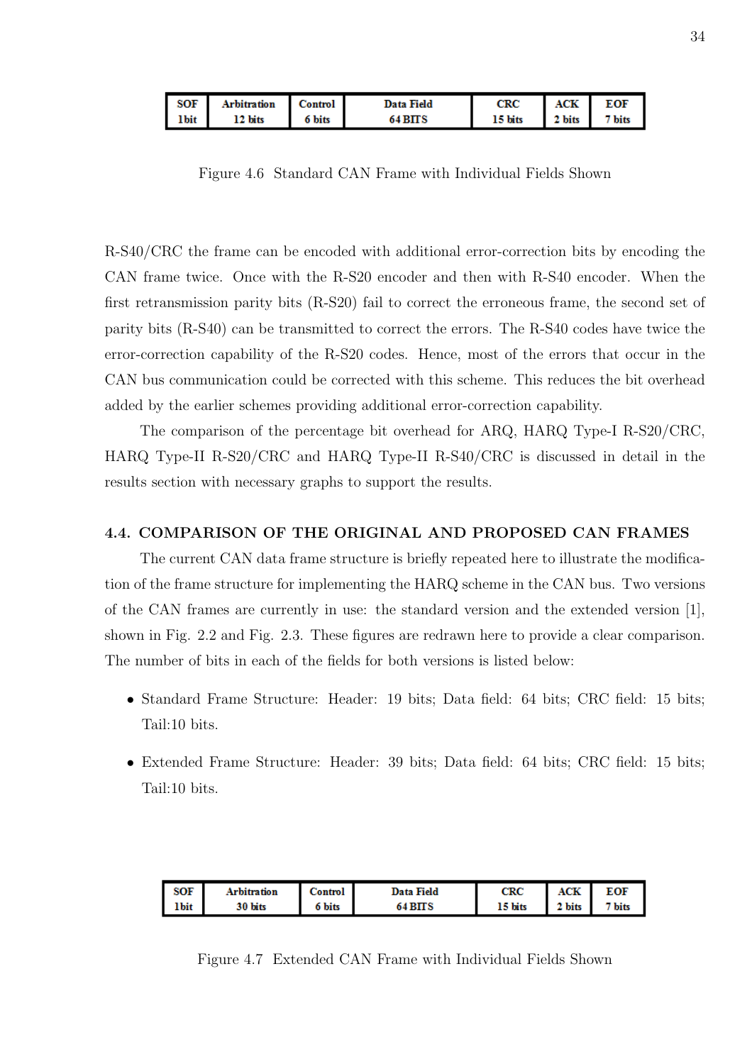| SOF<br>1bit | Arbitration<br>12 bits | Control<br>6 bits | Data Field<br>64 BITS | CRC<br>15 bits | ACK<br>2 bits | EOF<br>7 bits |
|---|---|---|---|---|---|---|

Figure 4.6 Standard CAN Frame with Individual Fields Shown

R-S40/CRC the frame can be encoded with additional error-correction bits by encoding the CAN frame twice. Once with the R-S20 encoder and then with R-S40 encoder. When the first retransmission parity bits (R-S20) fail to correct the erroneous frame, the second set of parity bits (R-S40) can be transmitted to correct the errors. The R-S40 codes have twice the error-correction capability of the R-S20 codes. Hence, most of the errors that occur in the CAN bus communication could be corrected with this scheme. This reduces the bit overhead added by the earlier schemes providing additional error-correction capability.

The comparison of the percentage bit overhead for ARQ, HARQ Type-I R-S20/CRC, HARQ Type-II R-S20/CRC and HARQ Type-II R-S40/CRC is discussed in detail in the results section with necessary graphs to support the results.

### 4.4. COMPARISON OF THE ORIGINAL AND PROPOSED CAN FRAMES

The current CAN data frame structure is briefly repeated here to illustrate the modification of the frame structure for implementing the HARQ scheme in the CAN bus. Two versions of the CAN frames are currently in use: the standard version and the extended version [1], shown in Fig. 2.2 and Fig. 2.3. These figures are redrawn here to provide a clear comparison. The number of bits in each of the fields for both versions is listed below:

- Standard Frame Structure: Header: 19 bits; Data field: 64 bits; CRC field: 15 bits; Tail:10 bits.
- Extended Frame Structure: Header: 39 bits; Data field: 64 bits; CRC field: 15 bits; Tail:10 bits.

| SOF<br>1bit | Arbitration<br>30 bits | Control<br>6 bits | Data Field<br>64 BITS | CRC<br>15 bits | ACK<br>2 bits | EOF<br>7 bits |
|---|---|---|---|---|---|---|

Figure 4.7 Extended CAN Frame with Individual Fields Shown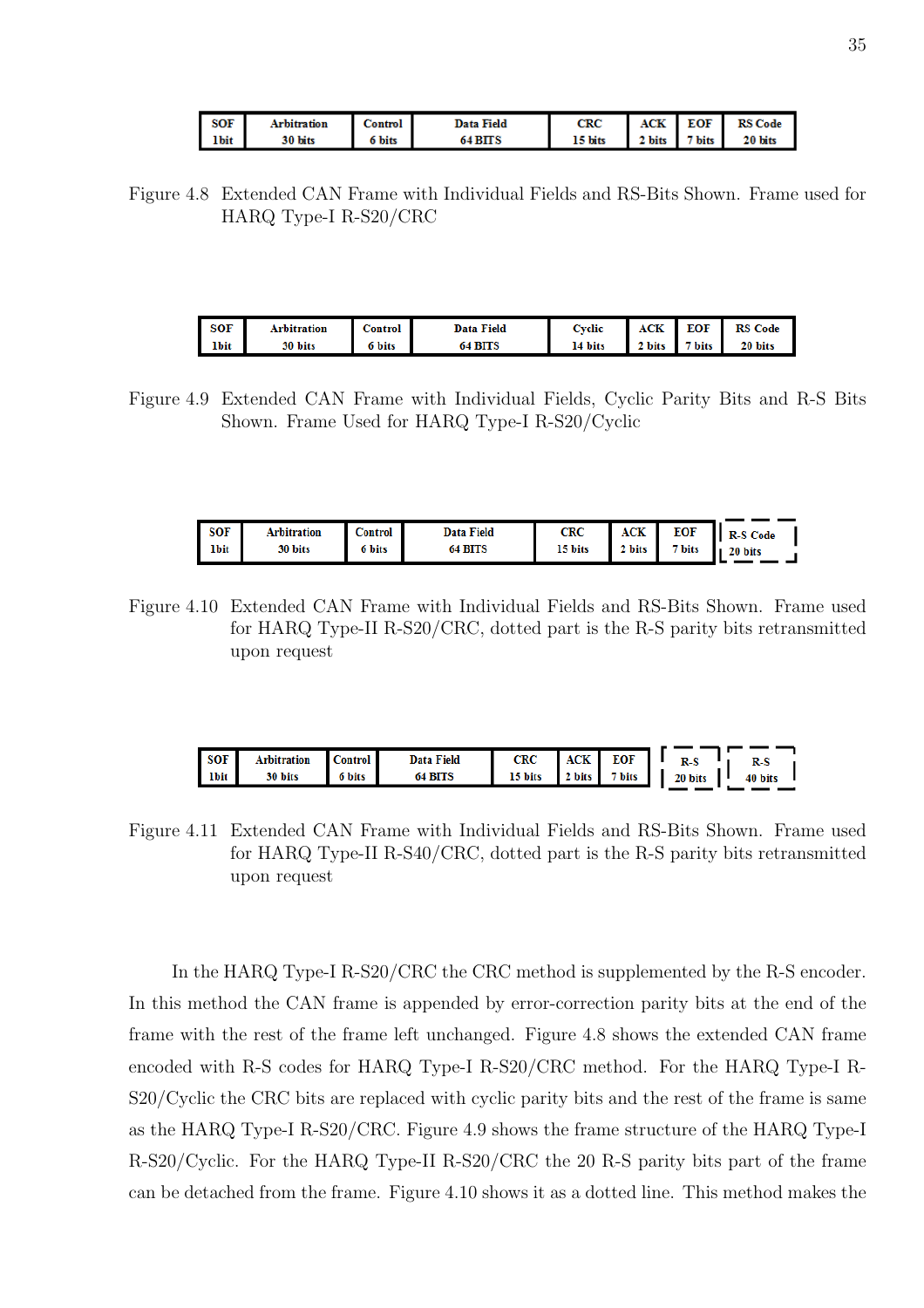| SOF 1bit | Arbitration 30 bits | Control 6 bits | Data Field 64 BITS | CRC 15 bits | ACK 2 bits | EOF 7 bits | RS Code 20 bits |
|---|---|---|---|---|---|---|---|

Figure 4.8 Extended CAN Frame with Individual Fields and RS-Bits Shown. Frame used for HARQ Type-I R-S20/CRC

| SOF 1bit | Arbitration 30 bits | Control 6 bits | Data Field 64 BITS | Cyclic 14 bits | ACK 2 bits | EOF 7 bits | RS Code 20 bits |
|---|---|---|---|---|---|---|---|

Figure 4.9 Extended CAN Frame with Individual Fields, Cyclic Parity Bits and R-S Bits Shown. Frame Used for HARQ Type-I R-S20/Cyclic

| SOF 1bit | Arbitration 30 bits | Control 6 bits | Data Field 64 BITS | CRC 15 bits | ACK 2 bits | EOF 7 bits | R-S Code 20 bits |
|---|---|---|---|---|---|---|---|

Figure 4.10 Extended CAN Frame with Individual Fields and RS-Bits Shown. Frame used for HARQ Type-II R-S20/CRC, dotted part is the R-S parity bits retransmitted upon request

| SOF 1bit | Arbitration 30 bits | Control 6 bits | Data Field 64 BITS | CRC 15 bits | ACK 2 bits | EOF 7 bits | R-S 20 bits | R-S 40 bits |
|---|---|---|---|---|---|---|---|---|

Figure 4.11 Extended CAN Frame with Individual Fields and RS-Bits Shown. Frame used for HARQ Type-II R-S40/CRC, dotted part is the R-S parity bits retransmitted upon request

In the HARQ Type-I R-S20/CRC the CRC method is supplemented by the R-S encoder. In this method the CAN frame is appended by error-correction parity bits at the end of the frame with the rest of the frame left unchanged. Figure 4.8 shows the extended CAN frame encoded with R-S codes for HARQ Type-I R-S20/CRC method. For the HARQ Type-I R-S20/Cyclic the CRC bits are replaced with cyclic parity bits and the rest of the frame is same as the HARQ Type-I R-S20/CRC. Figure 4.9 shows the frame structure of the HARQ Type-I R-S20/Cyclic. For the HARQ Type-II R-S20/CRC the 20 R-S parity bits part of the frame can be detached from the frame. Figure 4.10 shows it as a dotted line. This method makes the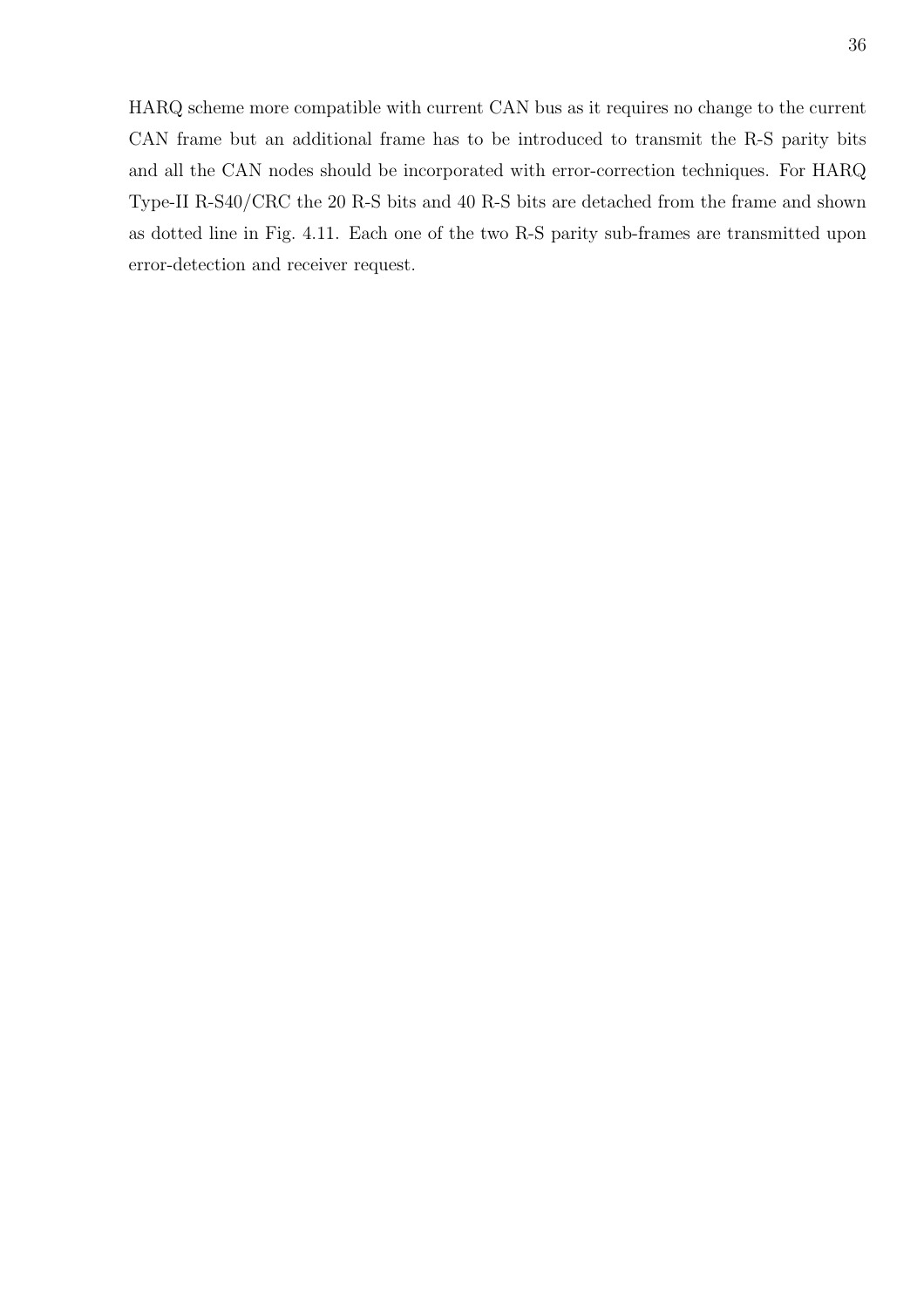HARQ scheme more compatible with current CAN bus as it requires no change to the current CAN frame but an additional frame has to be introduced to transmit the R-S parity bits and all the CAN nodes should be incorporated with error-correction techniques. For HARQ Type-II R-S40/CRC the 20 R-S bits and 40 R-S bits are detached from the frame and shown as dotted line in Fig. 4.11. Each one of the two R-S parity sub-frames are transmitted upon error-detection and receiver request.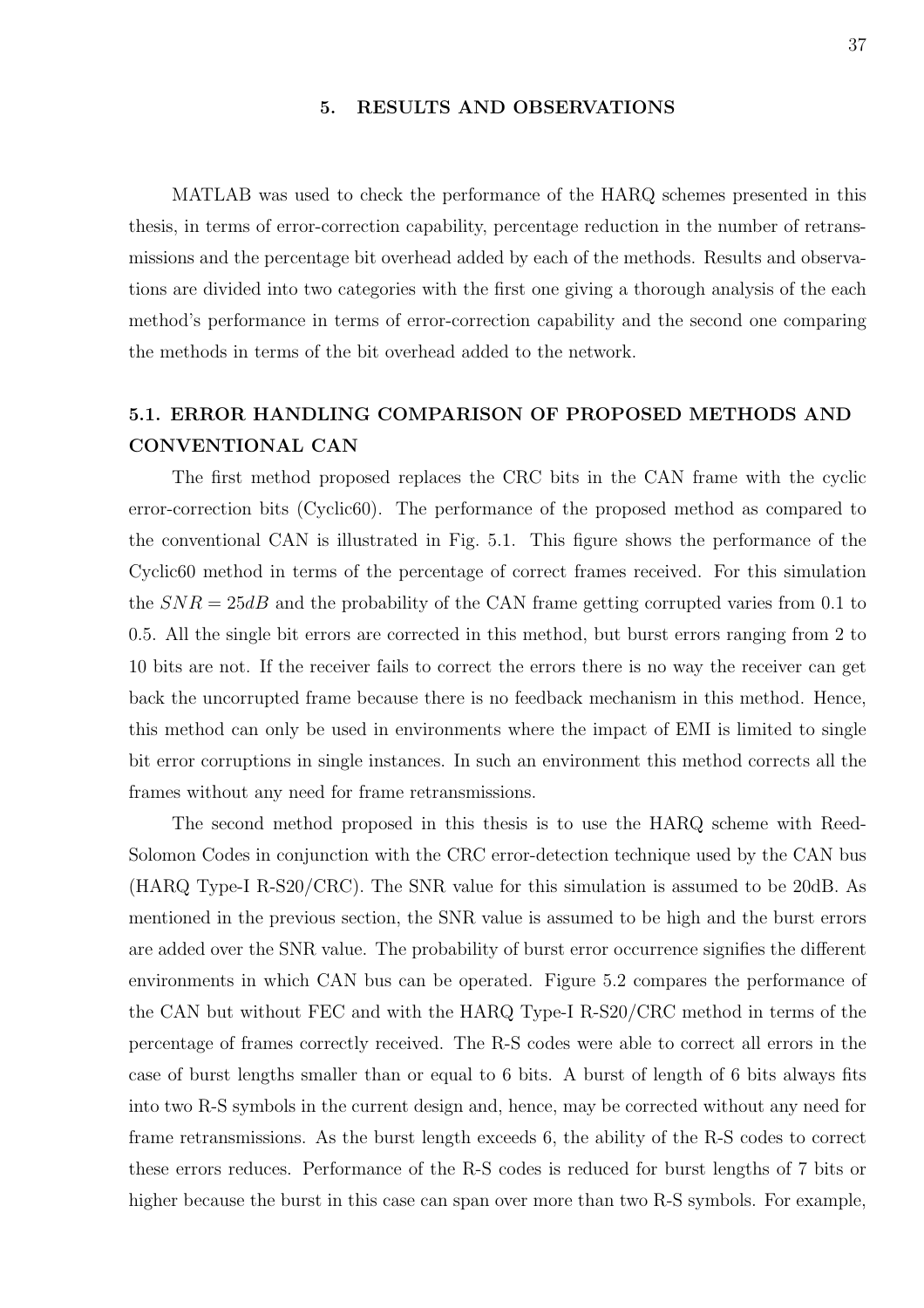# 5. RESULTS AND OBSERVATIONS

MATLAB was used to check the performance of the HARQ schemes presented in this thesis, in terms of error-correction capability, percentage reduction in the number of retransmissions and the percentage bit overhead added by each of the methods. Results and observations are divided into two categories with the first one giving a thorough analysis of the each method's performance in terms of error-correction capability and the second one comparing the methods in terms of the bit overhead added to the network.

## 5.1. ERROR HANDLING COMPARISON OF PROPOSED METHODS AND CONVENTIONAL CAN

The first method proposed replaces the CRC bits in the CAN frame with the cyclic error-correction bits (Cyclic60). The performance of the proposed method as compared to the conventional CAN is illustrated in Fig. 5.1. This figure shows the performance of the Cyclic60 method in terms of the percentage of correct frames received. For this simulation the $SNR = 25dB$ and the probability of the CAN frame getting corrupted varies from 0.1 to 0.5. All the single bit errors are corrected in this method, but burst errors ranging from 2 to 10 bits are not. If the receiver fails to correct the errors there is no way the receiver can get back the uncorrupted frame because there is no feedback mechanism in this method. Hence, this method can only be used in environments where the impact of EMI is limited to single bit error corruptions in single instances. In such an environment this method corrects all the frames without any need for frame retransmissions.

The second method proposed in this thesis is to use the HARQ scheme with Reed-Solomon Codes in conjunction with the CRC error-detection technique used by the CAN bus (HARQ Type-I R-S20/CRC). The SNR value for this simulation is assumed to be 20dB. As mentioned in the previous section, the SNR value is assumed to be high and the burst errors are added over the SNR value. The probability of burst error occurrence signifies the different environments in which CAN bus can be operated. Figure 5.2 compares the performance of the CAN but without FEC and with the HARQ Type-I R-S20/CRC method in terms of the percentage of frames correctly received. The R-S codes were able to correct all errors in the case of burst lengths smaller than or equal to 6 bits. A burst of length of 6 bits always fits into two R-S symbols in the current design and, hence, may be corrected without any need for frame retransmissions. As the burst length exceeds 6, the ability of the R-S codes to correct these errors reduces. Performance of the R-S codes is reduced for burst lengths of 7 bits or higher because the burst in this case can span over more than two R-S symbols. For example,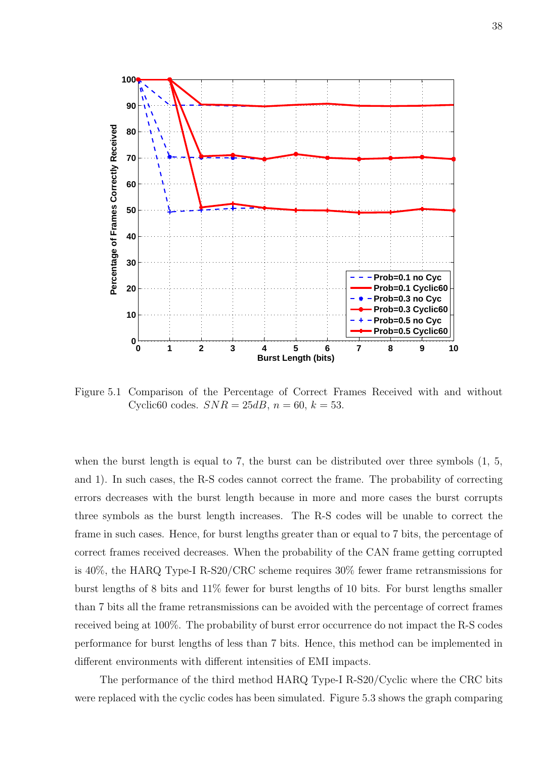Percentage of Frames Correctly Received

100
90
80
70
60
50
40
30
20
10
0

0 1 2 3 4 5 6 7 8 9 10

Burst Length (bits)

Prob=0.1 no Cyc
Prob=0.1 Cyclic60
Prob=0.3 no Cyc
Prob=0.3 Cyclic60
Prob=0.5 no Cyc
Prob=0.5 Cyclic60

Figure 5.1 Comparison of the Percentage of Correct Frames Received with and without Cyclic60 codes. $SNR = 25dB$, $n = 60$, $k = 53$.

when the burst length is equal to 7, the burst can be distributed over three symbols (1, 5, and 1). In such cases, the R-S codes cannot correct the frame. The probability of correcting errors decreases with the burst length because in more and more cases the burst corrupts three symbols as the burst length increases. The R-S codes will be unable to correct the frame in such cases. Hence, for burst lengths greater than or equal to 7 bits, the percentage of correct frames received decreases. When the probability of the CAN frame getting corrupted is 40%, the HARQ Type-I R-S20/CRC scheme requires 30% fewer frame retransmissions for burst lengths of 8 bits and 11% fewer for burst lengths of 10 bits. For burst lengths smaller than 7 bits all the frame retransmissions can be avoided with the percentage of correct frames received being at 100%. The probability of burst error occurrence do not impact the R-S codes performance for burst lengths of less than 7 bits. Hence, this method can be implemented in different environments with different intensities of EMI impacts.

The performance of the third method HARQ Type-I R-S20/Cyclic where the CRC bits were replaced with the cyclic codes has been simulated. Figure 5.3 shows the graph comparing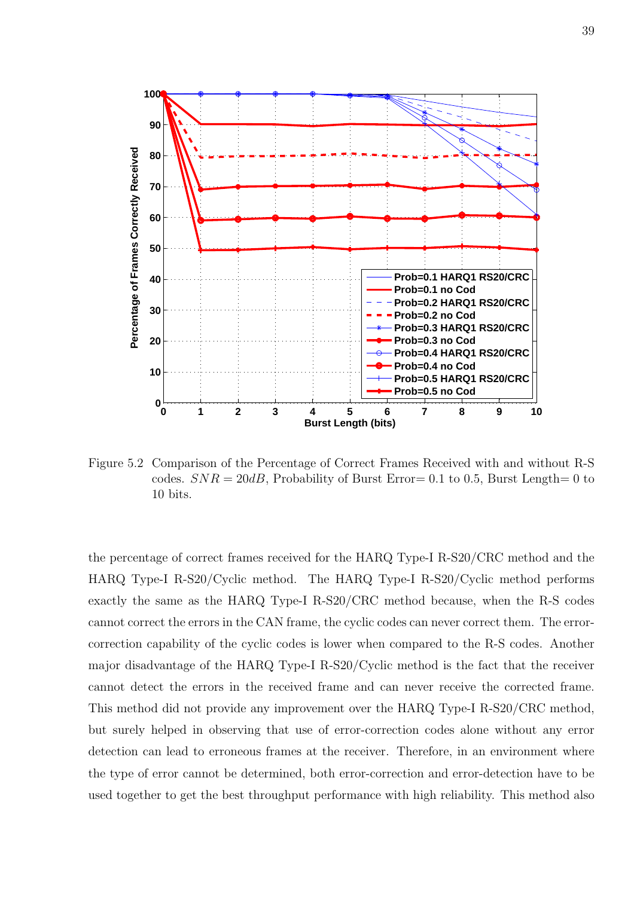100
90
80
70
60
50
40
30
20
10
0

Percentage of Frames Correctly Received

0 1 2 3 4 5 6 7 8 9 10

Burst Length (bits)

Prob=0.1 HARQ1 RS20/CRC
Prob=0.1 no Cod
Prob=0.2 HARQ1 RS20/CRC
Prob=0.2 no Cod
Prob=0.3 HARQ1 RS20/CRC
Prob=0.3 no Cod
Prob=0.4 HARQ1 RS20/CRC
Prob=0.4 no Cod
Prob=0.5 HARQ1 RS20/CRC
Prob=0.5 no Cod

Figure 5.2 Comparison of the Percentage of Correct Frames Received with and without R-S codes. $SNR = 20dB$, Probability of Burst Error= 0.1 to 0.5, Burst Length= 0 to 10 bits.

the percentage of correct frames received for the HARQ Type-I R-S20/CRC method and the HARQ Type-I R-S20/Cyclic method. The HARQ Type-I R-S20/Cyclic method performs exactly the same as the HARQ Type-I R-S20/CRC method because, when the R-S codes cannot correct the errors in the CAN frame, the cyclic codes can never correct them. The error-correction capability of the cyclic codes is lower when compared to the R-S codes. Another major disadvantage of the HARQ Type-I R-S20/Cyclic method is the fact that the receiver cannot detect the errors in the received frame and can never receive the corrected frame. This method did not provide any improvement over the HARQ Type-I R-S20/CRC method, but surely helped in observing that use of error-correction codes alone without any error detection can lead to erroneous frames at the receiver. Therefore, in an environment where the type of error cannot be determined, both error-correction and error-detection have to be used together to get the best throughput performance with high reliability. This method also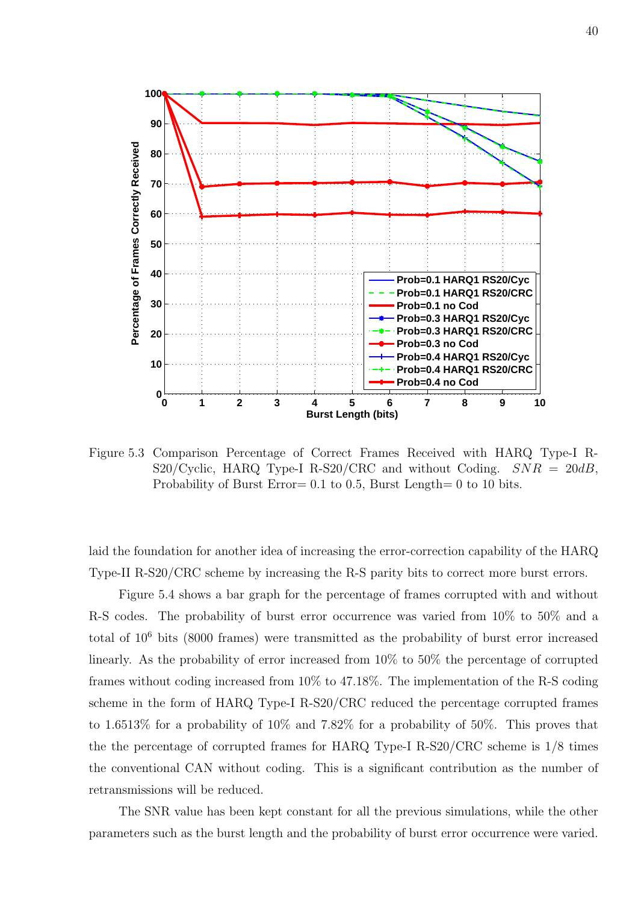100
90
80
70
60
50
40
30
20
10
0

Percentage of Frames Correctly Received

0 1 2 3 4 5 6 7 8 9 10

Burst Length (bits)

Prob=0.1 HARQ1 RS20/Cyc
Prob=0.1 HARQ1 RS20/CRC
Prob=0.1 no Cod
Prob=0.3 HARQ1 RS20/Cyc
Prob=0.3 HARQ1 RS20/CRC
Prob=0.3 no Cod
Prob=0.4 HARQ1 RS20/Cyc
Prob=0.4 HARQ1 RS20/CRC
Prob=0.4 no Cod

Figure 5.3 Comparison Percentage of Correct Frames Received with HARQ Type-I R-S20/Cyclic, HARQ Type-I R-S20/CRC and without Coding. $SNR = 20dB$, Probability of Burst Error= 0.1 to 0.5, Burst Length= 0 to 10 bits.

laid the foundation for another idea of increasing the error-correction capability of the HARQ Type-II R-S20/CRC scheme by increasing the R-S parity bits to correct more burst errors.

Figure 5.4 shows a bar graph for the percentage of frames corrupted with and without R-S codes. The probability of burst error occurrence was varied from 10% to 50% and a total of $10^6$ bits (8000 frames) were transmitted as the probability of burst error increased linearly. As the probability of error increased from 10% to 50% the percentage of corrupted frames without coding increased from 10% to 47.18%. The implementation of the R-S coding scheme in the form of HARQ Type-I R-S20/CRC reduced the percentage corrupted frames to 1.6513% for a probability of 10% and 7.82% for a probability of 50%. This proves that the the percentage of corrupted frames for HARQ Type-I R-S20/CRC scheme is 1/8 times the conventional CAN without coding. This is a significant contribution as the number of retransmissions will be reduced.

The SNR value has been kept constant for all the previous simulations, while the other parameters such as the burst length and the probability of burst error occurrence were varied.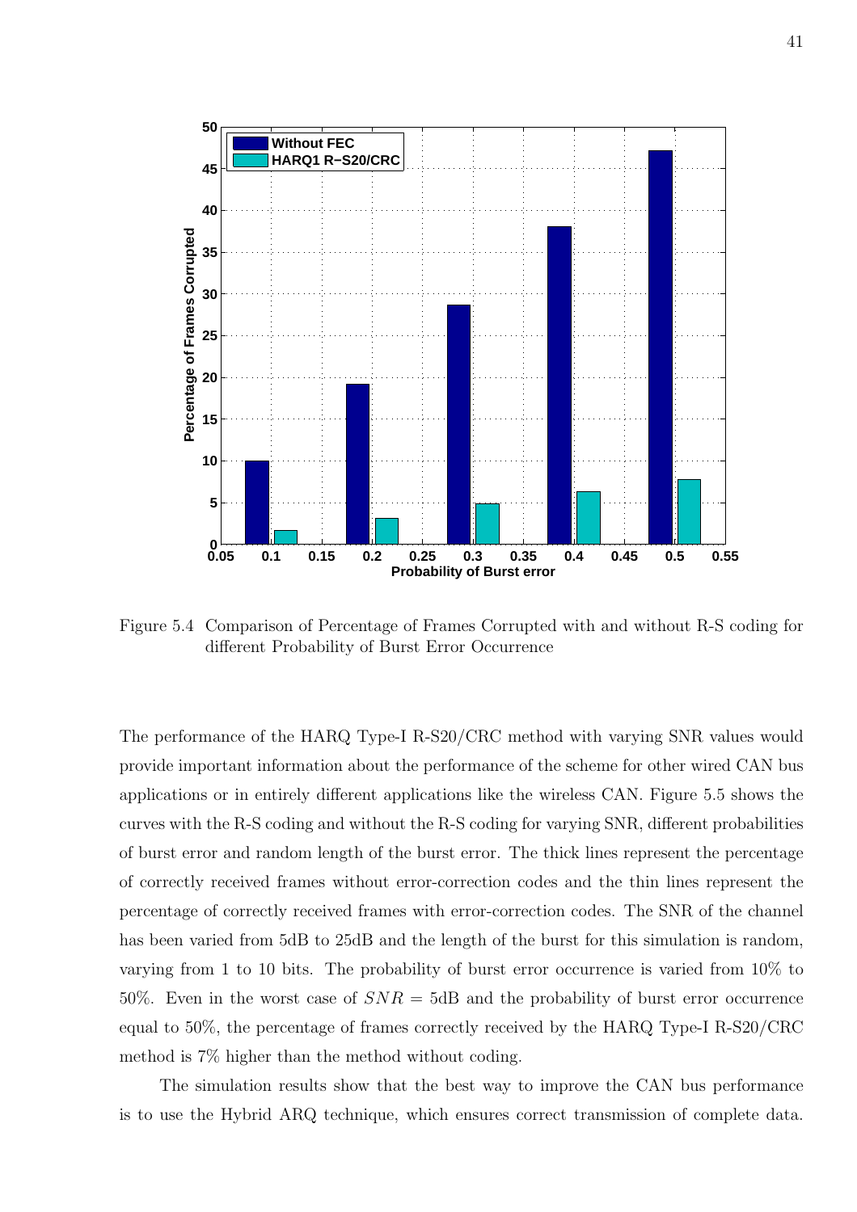50
45
40
35
30
25
20
15
10
5
0

Percentage of Frames Corrupted

0.05 0.1 0.15 0.2 0.25 0.3 0.35 0.4 0.45 0.5 0.55

Probability of Burst error

Without FEC

HARQ1 R−S20/CRC

Figure 5.4 Comparison of Percentage of Frames Corrupted with and without R-S coding for different Probability of Burst Error Occurrence

The performance of the HARQ Type-I R-S20/CRC method with varying SNR values would provide important information about the performance of the scheme for other wired CAN bus applications or in entirely different applications like the wireless CAN. Figure 5.5 shows the curves with the R-S coding and without the R-S coding for varying SNR, different probabilities of burst error and random length of the burst error. The thick lines represent the percentage of correctly received frames without error-correction codes and the thin lines represent the percentage of correctly received frames with error-correction codes. The SNR of the channel has been varied from 5dB to 25dB and the length of the burst for this simulation is random, varying from 1 to 10 bits. The probability of burst error occurrence is varied from 10% to 50%. Even in the worst case of $SNR = 5$dB and the probability of burst error occurrence equal to 50%, the percentage of frames correctly received by the HARQ Type-I R-S20/CRC method is 7% higher than the method without coding.

The simulation results show that the best way to improve the CAN bus performance is to use the Hybrid ARQ technique, which ensures correct transmission of complete data.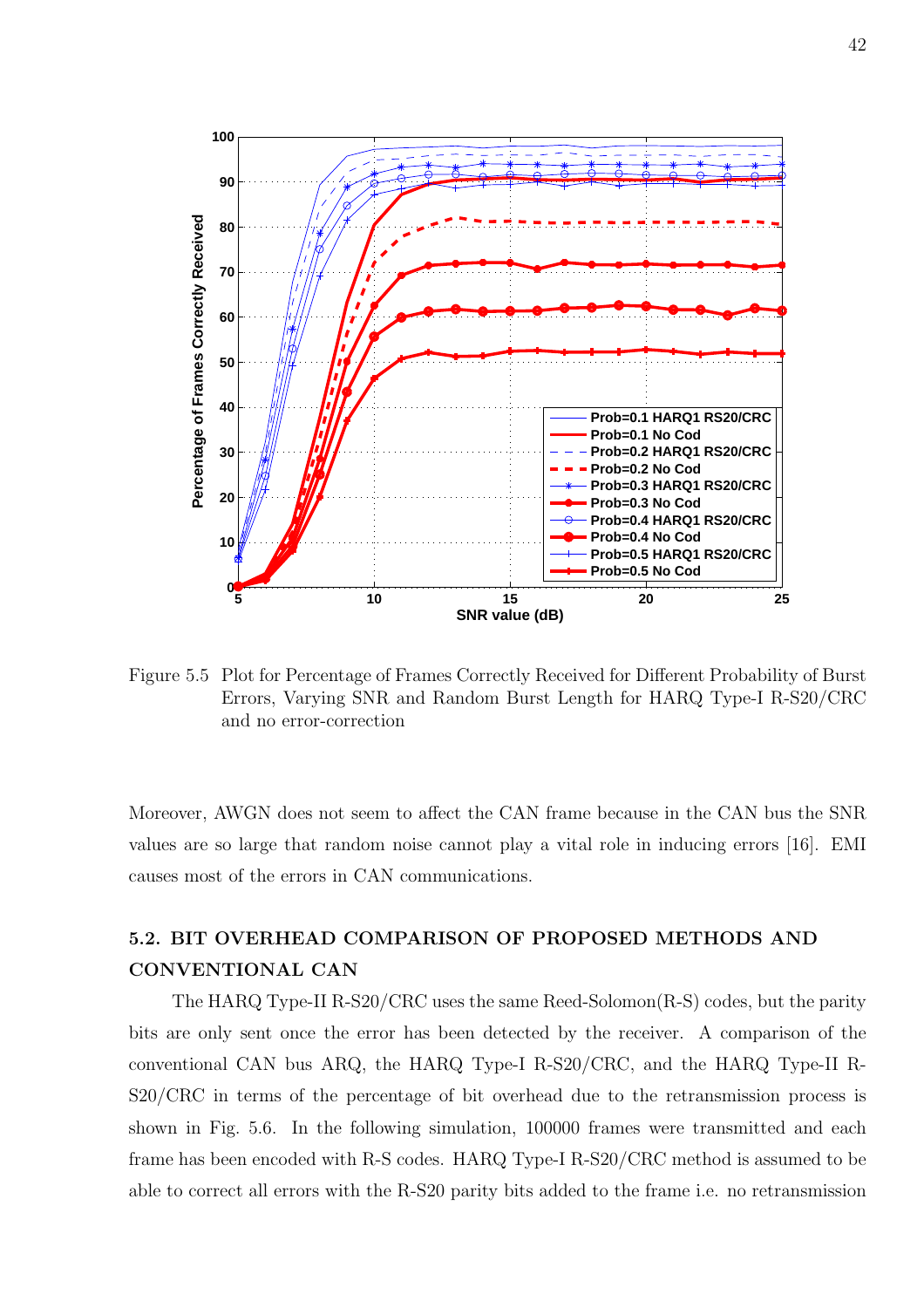Percentage of Frames Correctly Received

100
90
80
70
60
50
40
30
20
10
0

5
10
15
20
25

SNR value (dB)

Prob=0.1 HARQ1 RS20/CRC
Prob=0.1 No Cod
Prob=0.2 HARQ1 RS20/CRC
Prob=0.2 No Cod
Prob=0.3 HARQ1 RS20/CRC
Prob=0.3 No Cod
Prob=0.4 HARQ1 RS20/CRC
Prob=0.4 No Cod
Prob=0.5 HARQ1 RS20/CRC
Prob=0.5 No Cod

Figure 5.5 Plot for Percentage of Frames Correctly Received for Different Probability of Burst Errors, Varying SNR and Random Burst Length for HARQ Type-I R-S20/CRC and no error-correction

Moreover, AWGN does not seem to affect the CAN frame because in the CAN bus the SNR values are so large that random noise cannot play a vital role in inducing errors [16]. EMI causes most of the errors in CAN communications.

## 5.2. BIT OVERHEAD COMPARISON OF PROPOSED METHODS AND CONVENTIONAL CAN

The HARQ Type-II R-S20/CRC uses the same Reed-Solomon(R-S) codes, but the parity bits are only sent once the error has been detected by the receiver. A comparison of the conventional CAN bus ARQ, the HARQ Type-I R-S20/CRC, and the HARQ Type-II R-S20/CRC in terms of the percentage of bit overhead due to the retransmission process is shown in Fig. 5.6. In the following simulation, 100000 frames were transmitted and each frame has been encoded with R-S codes. HARQ Type-I R-S20/CRC method is assumed to be able to correct all errors with the R-S20 parity bits added to the frame i.e. no retransmission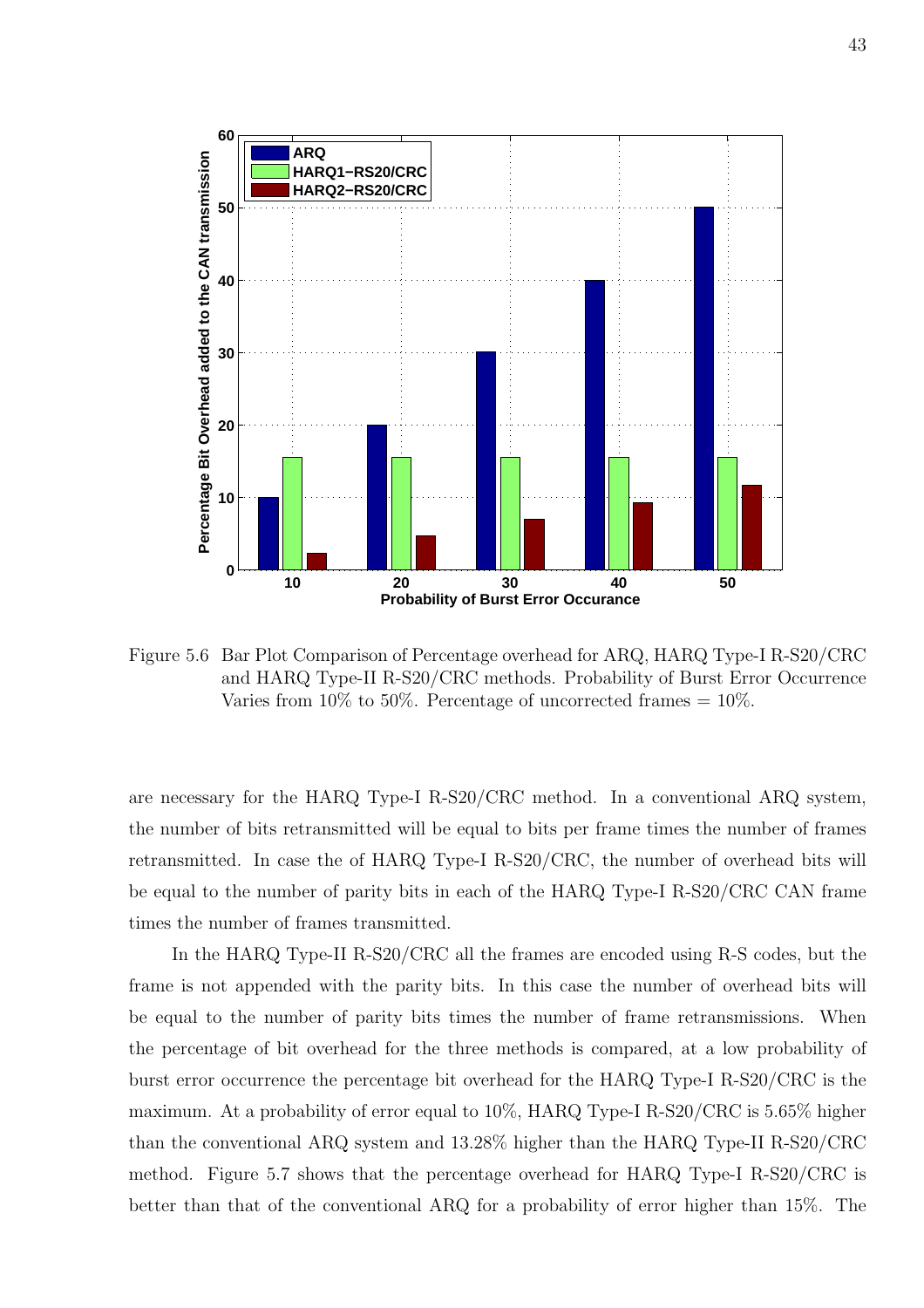ARQ
HARQ1−RS20/CRC
HARQ2−RS20/CRC

Percentage Bit Overhead added to the CAN transmission

0
10
20
30
40
50
60

10
20
30
40
50

Probability of Burst Error Occurance

Figure 5.6 Bar Plot Comparison of Percentage overhead for ARQ, HARQ Type-I R-S20/CRC and HARQ Type-II R-S20/CRC methods. Probability of Burst Error Occurrence Varies from 10% to 50%. Percentage of uncorrected frames = 10%.

are necessary for the HARQ Type-I R-S20/CRC method. In a conventional ARQ system, the number of bits retransmitted will be equal to bits per frame times the number of frames retransmitted. In case the of HARQ Type-I R-S20/CRC, the number of overhead bits will be equal to the number of parity bits in each of the HARQ Type-I R-S20/CRC CAN frame times the number of frames transmitted.

In the HARQ Type-II R-S20/CRC all the frames are encoded using R-S codes, but the frame is not appended with the parity bits. In this case the number of overhead bits will be equal to the number of parity bits times the number of frame retransmissions. When the percentage of bit overhead for the three methods is compared, at a low probability of burst error occurrence the percentage bit overhead for the HARQ Type-I R-S20/CRC is the maximum. At a probability of error equal to 10%, HARQ Type-I R-S20/CRC is 5.65% higher than the conventional ARQ system and 13.28% higher than the HARQ Type-II R-S20/CRC method. Figure 5.7 shows that the percentage overhead for HARQ Type-I R-S20/CRC is better than that of the conventional ARQ for a probability of error higher than 15%. The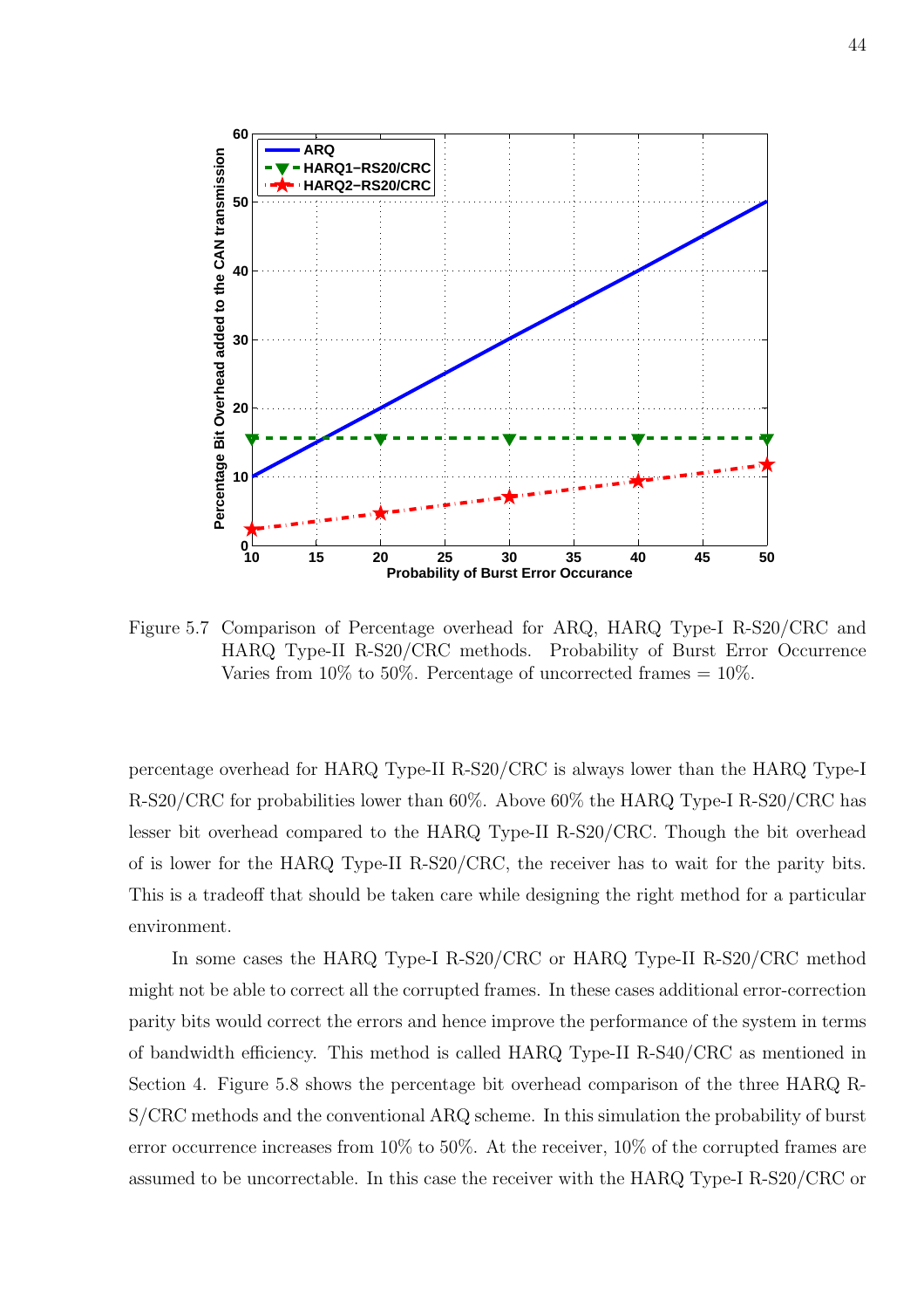60

50

40

30

20

10

0

10 15 20 25 30 35 40 45 50

Percentage Bit Overhead added to the CAN transmission

Probability of Burst Error Occurance

ARQ

HARQ1−RS20/CRC

HARQ2−RS20/CRC

Figure 5.7 Comparison of Percentage overhead for ARQ, HARQ Type-I R-S20/CRC and HARQ Type-II R-S20/CRC methods. Probability of Burst Error Occurrence Varies from 10% to 50%. Percentage of uncorrected frames = 10%.

percentage overhead for HARQ Type-II R-S20/CRC is always lower than the HARQ Type-I R-S20/CRC for probabilities lower than 60%. Above 60% the HARQ Type-I R-S20/CRC has lesser bit overhead compared to the HARQ Type-II R-S20/CRC. Though the bit overhead of is lower for the HARQ Type-II R-S20/CRC, the receiver has to wait for the parity bits. This is a tradeoff that should be taken care while designing the right method for a particular environment.

In some cases the HARQ Type-I R-S20/CRC or HARQ Type-II R-S20/CRC method might not be able to correct all the corrupted frames. In these cases additional error-correction parity bits would correct the errors and hence improve the performance of the system in terms of bandwidth efficiency. This method is called HARQ Type-II R-S40/CRC as mentioned in Section 4. Figure 5.8 shows the percentage bit overhead comparison of the three HARQ R-S/CRC methods and the conventional ARQ scheme. In this simulation the probability of burst error occurrence increases from 10% to 50%. At the receiver, 10% of the corrupted frames are assumed to be uncorrectable. In this case the receiver with the HARQ Type-I R-S20/CRC or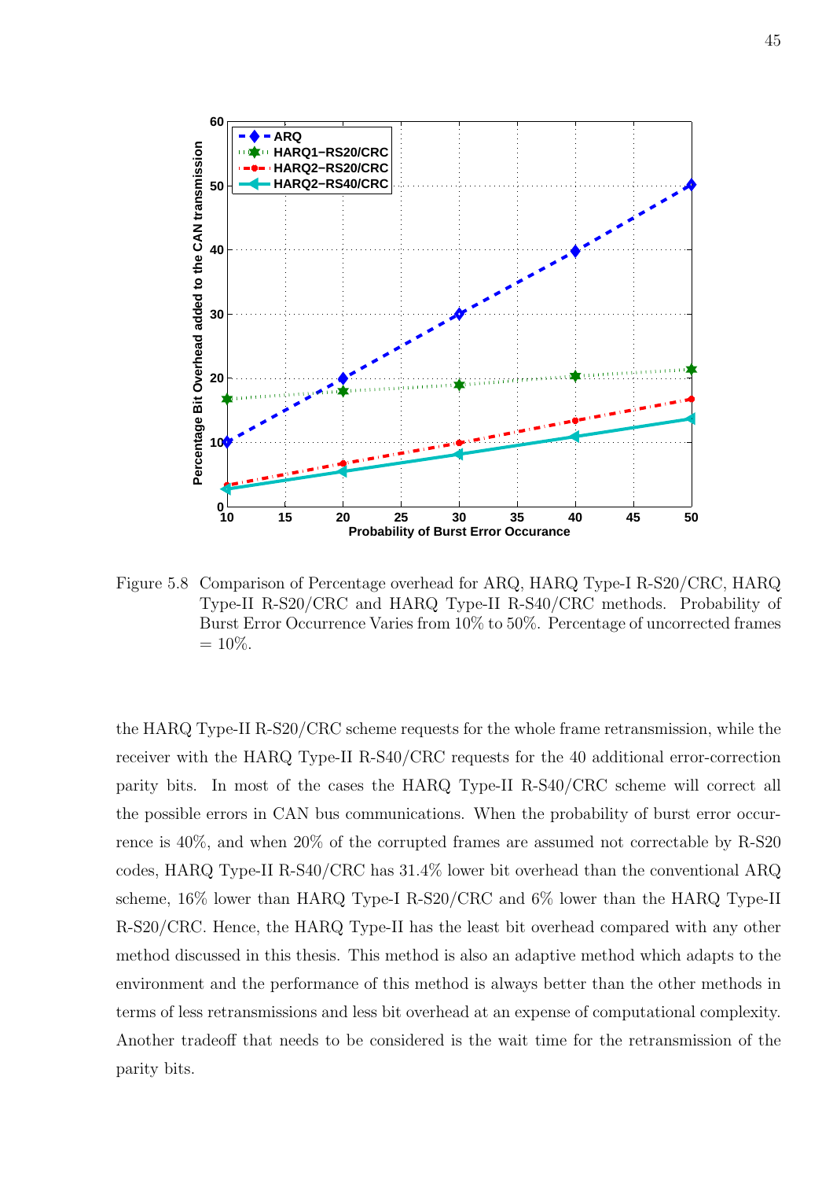60
50
40
30
20
10
0

10 15 20 25 30 35 40 45 50

Percentage Bit Overhead added to the CAN transmission

Probability of Burst Error Occurance

ARQ
HARQ1−RS20/CRC
HARQ2−RS20/CRC
HARQ2−RS40/CRC

Figure 5.8 Comparison of Percentage overhead for ARQ, HARQ Type-I R-S20/CRC, HARQ Type-II R-S20/CRC and HARQ Type-II R-S40/CRC methods. Probability of Burst Error Occurrence Varies from 10% to 50%. Percentage of uncorrected frames = 10%.

the HARQ Type-II R-S20/CRC scheme requests for the whole frame retransmission, while the receiver with the HARQ Type-II R-S40/CRC requests for the 40 additional error-correction parity bits. In most of the cases the HARQ Type-II R-S40/CRC scheme will correct all the possible errors in CAN bus communications. When the probability of burst error occurrence is 40%, and when 20% of the corrupted frames are assumed not correctable by R-S20 codes, HARQ Type-II R-S40/CRC has 31.4% lower bit overhead than the conventional ARQ scheme, 16% lower than HARQ Type-I R-S20/CRC and 6% lower than the HARQ Type-II R-S20/CRC. Hence, the HARQ Type-II has the least bit overhead compared with any other method discussed in this thesis. This method is also an adaptive method which adapts to the environment and the performance of this method is always better than the other methods in terms of less retransmissions and less bit overhead at an expense of computational complexity. Another tradeoff that needs to be considered is the wait time for the retransmission of the parity bits.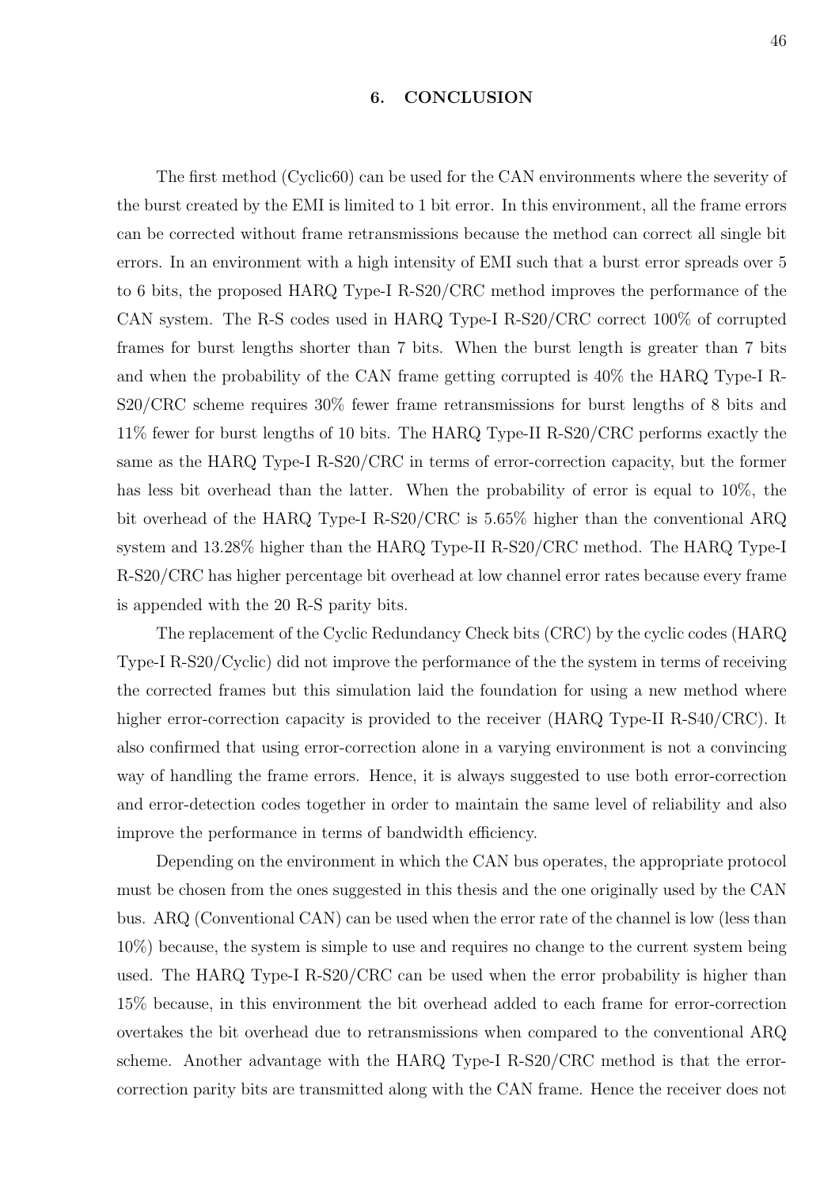# 6. CONCLUSION

The first method (Cyclic60) can be used for the CAN environments where the severity of the burst created by the EMI is limited to 1 bit error. In this environment, all the frame errors can be corrected without frame retransmissions because the method can correct all single bit errors. In an environment with a high intensity of EMI such that a burst error spreads over 5 to 6 bits, the proposed HARQ Type-I R-S20/CRC method improves the performance of the CAN system. The R-S codes used in HARQ Type-I R-S20/CRC correct 100% of corrupted frames for burst lengths shorter than 7 bits. When the burst length is greater than 7 bits and when the probability of the CAN frame getting corrupted is 40% the HARQ Type-I R-S20/CRC scheme requires 30% fewer frame retransmissions for burst lengths of 8 bits and 11% fewer for burst lengths of 10 bits. The HARQ Type-II R-S20/CRC performs exactly the same as the HARQ Type-I R-S20/CRC in terms of error-correction capacity, but the former has less bit overhead than the latter. When the probability of error is equal to 10%, the bit overhead of the HARQ Type-I R-S20/CRC is 5.65% higher than the conventional ARQ system and 13.28% higher than the HARQ Type-II R-S20/CRC method. The HARQ Type-I R-S20/CRC has higher percentage bit overhead at low channel error rates because every frame is appended with the 20 R-S parity bits.

The replacement of the Cyclic Redundancy Check bits (CRC) by the cyclic codes (HARQ Type-I R-S20/Cyclic) did not improve the performance of the the system in terms of receiving the corrected frames but this simulation laid the foundation for using a new method where higher error-correction capacity is provided to the receiver (HARQ Type-II R-S40/CRC). It also confirmed that using error-correction alone in a varying environment is not a convincing way of handling the frame errors. Hence, it is always suggested to use both error-correction and error-detection codes together in order to maintain the same level of reliability and also improve the performance in terms of bandwidth efficiency.

Depending on the environment in which the CAN bus operates, the appropriate protocol must be chosen from the ones suggested in this thesis and the one originally used by the CAN bus. ARQ (Conventional CAN) can be used when the error rate of the channel is low (less than 10%) because, the system is simple to use and requires no change to the current system being used. The HARQ Type-I R-S20/CRC can be used when the error probability is higher than 15% because, in this environment the bit overhead added to each frame for error-correction overtakes the bit overhead due to retransmissions when compared to the conventional ARQ scheme. Another advantage with the HARQ Type-I R-S20/CRC method is that the error-correction parity bits are transmitted along with the CAN frame. Hence the receiver does not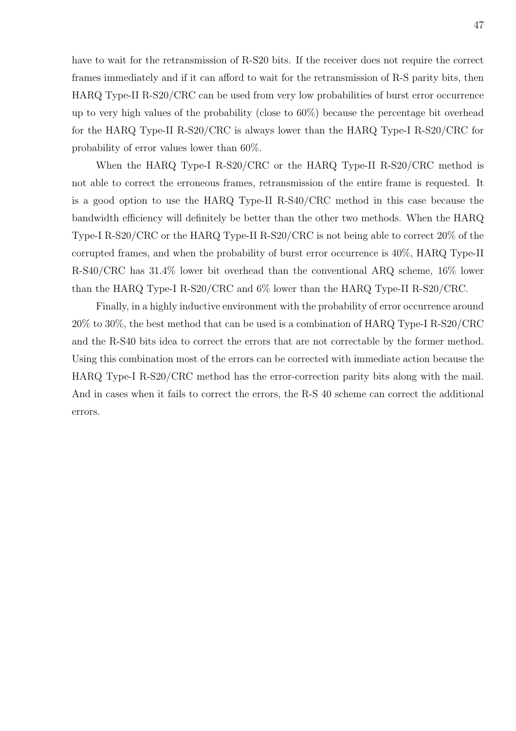have to wait for the retransmission of R-S20 bits. If the receiver does not require the correct frames immediately and if it can afford to wait for the retransmission of R-S parity bits, then HARQ Type-II R-S20/CRC can be used from very low probabilities of burst error occurrence up to very high values of the probability (close to 60%) because the percentage bit overhead for the HARQ Type-II R-S20/CRC is always lower than the HARQ Type-I R-S20/CRC for probability of error values lower than 60%.

When the HARQ Type-I R-S20/CRC or the HARQ Type-II R-S20/CRC method is not able to correct the erroneous frames, retransmission of the entire frame is requested. It is a good option to use the HARQ Type-II R-S40/CRC method in this case because the bandwidth efficiency will definitely be better than the other two methods. When the HARQ Type-I R-S20/CRC or the HARQ Type-II R-S20/CRC is not being able to correct 20% of the corrupted frames, and when the probability of burst error occurrence is 40%, HARQ Type-II R-S40/CRC has 31.4% lower bit overhead than the conventional ARQ scheme, 16% lower than the HARQ Type-I R-S20/CRC and 6% lower than the HARQ Type-II R-S20/CRC.

Finally, in a highly inductive environment with the probability of error occurrence around 20% to 30%, the best method that can be used is a combination of HARQ Type-I R-S20/CRC and the R-S40 bits idea to correct the errors that are not correctable by the former method. Using this combination most of the errors can be corrected with immediate action because the HARQ Type-I R-S20/CRC method has the error-correction parity bits along with the mail. And in cases when it fails to correct the errors, the R-S 40 scheme can correct the additional errors.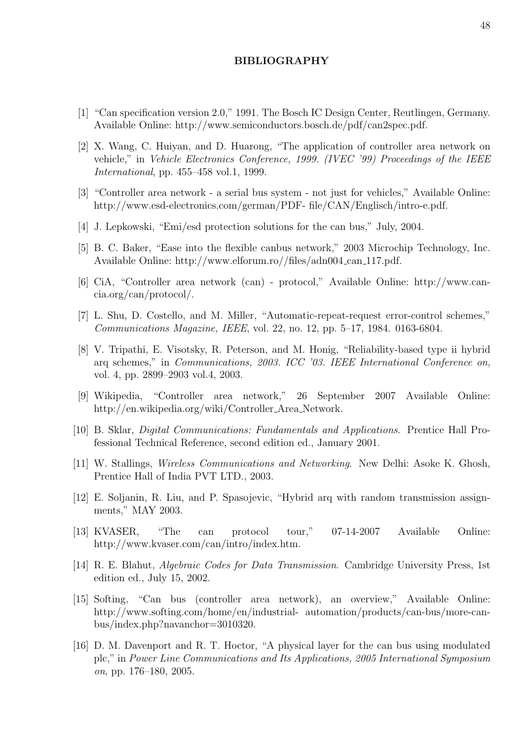# BIBLIOGRAPHY

[1] "Can specification version 2.0," 1991. The Bosch IC Design Center, Reutlingen, Germany. Available Online: http://www.semiconductors.bosch.de/pdf/can2spec.pdf.

[2] X. Wang, C. Huiyan, and D. Huarong, "The application of controller area network on vehicle," in *Vehicle Electronics Conference, 1999. (IVEC '99) Proceedings of the IEEE International*, pp. 455–458 vol.1, 1999.

[3] "Controller area network - a serial bus system - not just for vehicles," Available Online: http://www.esd-electronics.com/german/PDF- file/CAN/Englisch/intro-e.pdf.

[4] J. Lepkowski, "Emi/esd protection solutions for the can bus," July, 2004.

[5] B. C. Baker, "Ease into the flexible canbus network," 2003 Microchip Technology, Inc. Available Online: http://www.elforum.ro//files/adn004_can_117.pdf.

[6] CiA, "Controller area network (can) - protocol," Available Online: http://www.can-cia.org/can/protocol/.

[7] L. Shu, D. Costello, and M. Miller, "Automatic-repeat-request error-control schemes," *Communications Magazine, IEEE*, vol. 22, no. 12, pp. 5–17, 1984. 0163-6804.

[8] V. Tripathi, E. Visotsky, R. Peterson, and M. Honig, "Reliability-based type ii hybrid arq schemes," in *Communications, 2003. ICC '03. IEEE International Conference on*, vol. 4, pp. 2899–2903 vol.4, 2003.

[9] Wikipedia, "Controller area network," 26 September 2007 Available Online: http://en.wikipedia.org/wiki/Controller_Area_Network.

[10] B. Sklar, *Digital Communications: Fundamentals and Applications*. Prentice Hall Professional Technical Reference, second edition ed., January 2001.

[11] W. Stallings, *Wireless Communications and Networking*. New Delhi: Asoke K. Ghosh, Prentice Hall of India PVT LTD., 2003.

[12] E. Soljanin, R. Liu, and P. Spasojevic, "Hybrid arq with random transmission assignments," MAY 2003.

[13] KVASER, "The can protocol tour," 07-14-2007 Available Online: http://www.kvaser.com/can/intro/index.htm.

[14] R. E. Blahut, *Algebraic Codes for Data Transmission*. Cambridge University Press, 1st edition ed., July 15, 2002.

[15] Softing, "Can bus (controller area network), an overview," Available Online: http://www.softing.com/home/en/industrial- automation/products/can-bus/more-can-bus/index.php?navanchor=3010320.

[16] D. M. Davenport and R. T. Hoctor, "A physical layer for the can bus using modulated plc," in *Power Line Communications and Its Applications, 2005 International Symposium on*, pp. 176–180, 2005.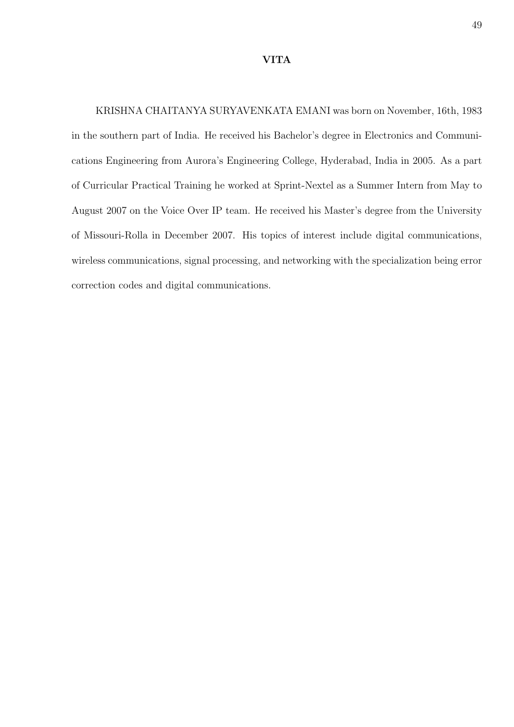## VITA

KRISHNA CHAITANYA SURYAVENKATA EMANI was born on November, 16th, 1983 in the southern part of India. He received his Bachelor's degree in Electronics and Communications Engineering from Aurora's Engineering College, Hyderabad, India in 2005. As a part of Curricular Practical Training he worked at Sprint-Nextel as a Summer Intern from May to August 2007 on the Voice Over IP team. He received his Master's degree from the University of Missouri-Rolla in December 2007. His topics of interest include digital communications, wireless communications, signal processing, and networking with the specialization being error correction codes and digital communications.